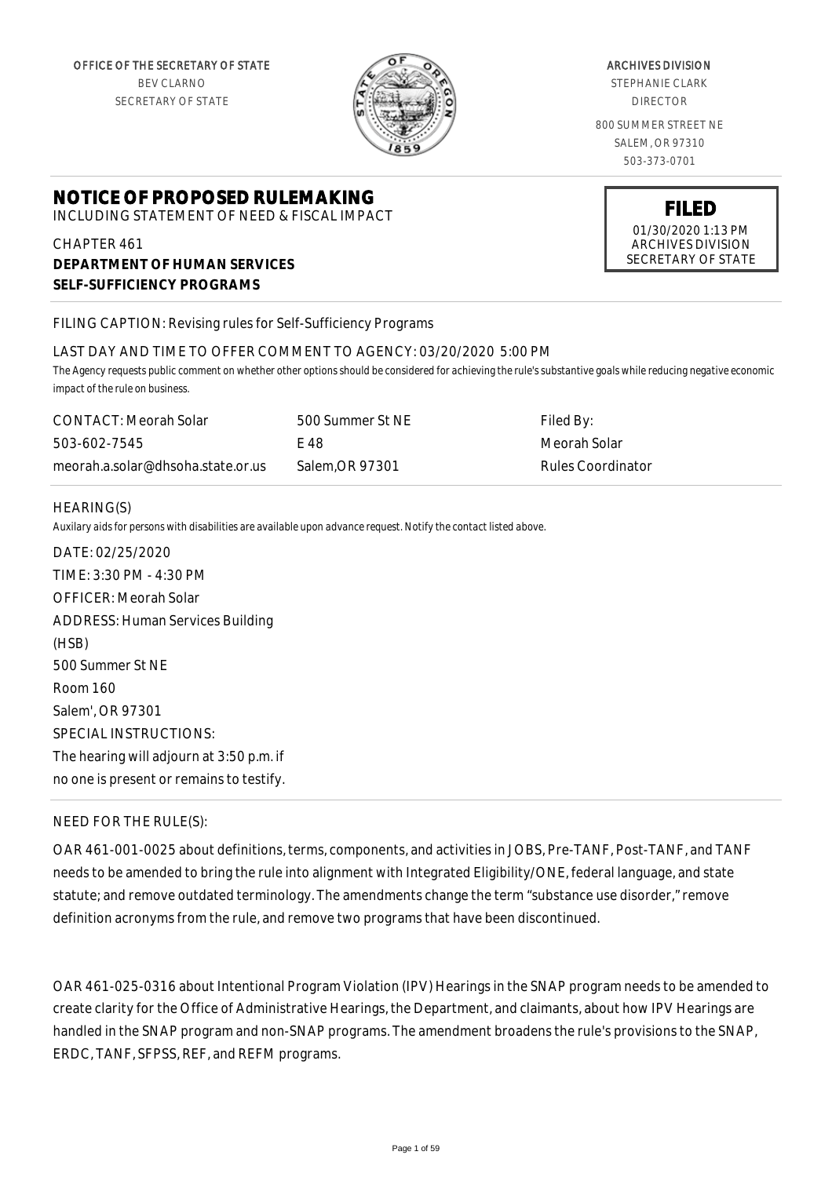OFFICE OF THE SECRETARY OF STATE
BEV CLARNO
SECRETARY OF STATE

ARCHIVES DIVISION
STEPHANIE CLARK
DIRECTOR
800 SUMMER STREET NE
SALEM, OR 97310
503-373-0701

**FILED**
01/30/2020 1:13 PM
ARCHIVES DIVISION
SECRETARY OF STATE

# NOTICE OF PROPOSED RULEMAKING

INCLUDING STATEMENT OF NEED & FISCAL IMPACT

CHAPTER 461
**DEPARTMENT OF HUMAN SERVICES**
**SELF-SUFFICIENCY PROGRAMS**

FILING CAPTION: Revising rules for Self-Sufficiency Programs

LAST DAY AND TIME TO OFFER COMMENT TO AGENCY: 03/20/2020 5:00 PM

*The Agency requests public comment on whether other options should be considered for achieving the rule's substantive goals while reducing negative economic impact of the rule on business.*

| CONTACT: Meorah Solar | 500 Summer St NE | Filed By: |
|---|---|---|
| 503-602-7545 | E 48 | Meorah Solar |
| meorah.a.solar@dhsoha.state.or.us | Salem,OR 97301 | Rules Coordinator |

HEARING(S)

*Auxilary aids for persons with disabilities are available upon advance request. Notify the contact listed above.*

DATE: 02/25/2020
TIME: 3:30 PM - 4:30 PM
OFFICER: Meorah Solar
ADDRESS: Human Services Building (HSB)
500 Summer St NE
Room 160
Salem', OR 97301
SPECIAL INSTRUCTIONS:
The hearing will adjourn at 3:50 p.m. if no one is present or remains to testify.

NEED FOR THE RULE(S):

OAR 461-001-0025 about definitions, terms, components, and activities in JOBS, Pre-TANF, Post-TANF, and TANF needs to be amended to bring the rule into alignment with Integrated Eligibility/ONE, federal language, and state statute; and remove outdated terminology. The amendments change the term "substance use disorder," remove definition acronyms from the rule, and remove two programs that have been discontinued.

OAR 461-025-0316 about Intentional Program Violation (IPV) Hearings in the SNAP program needs to be amended to create clarity for the Office of Administrative Hearings, the Department, and claimants, about how IPV Hearings are handled in the SNAP program and non-SNAP programs. The amendment broadens the rule's provisions to the SNAP, ERDC, TANF, SFPSS, REF, and REFM programs.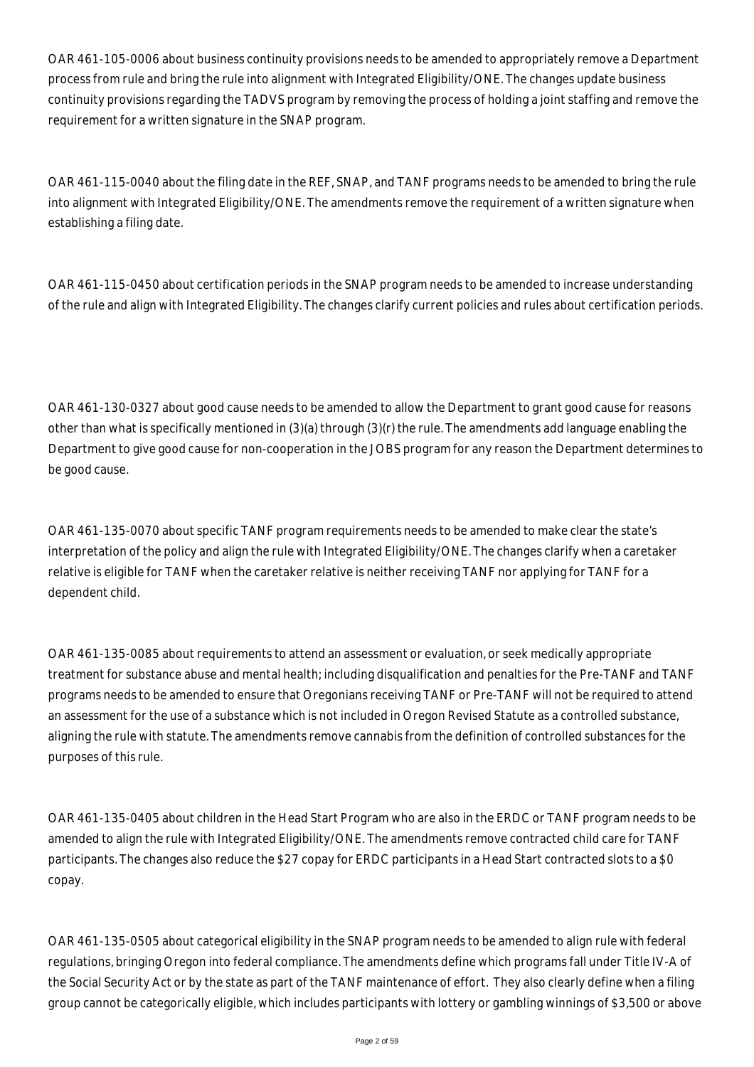OAR 461-105-0006 about business continuity provisions needs to be amended to appropriately remove a Department process from rule and bring the rule into alignment with Integrated Eligibility/ONE. The changes update business continuity provisions regarding the TADVS program by removing the process of holding a joint staffing and remove the requirement for a written signature in the SNAP program.

OAR 461-115-0040 about the filing date in the REF, SNAP, and TANF programs needs to be amended to bring the rule into alignment with Integrated Eligibility/ONE. The amendments remove the requirement of a written signature when establishing a filing date.

OAR 461-115-0450 about certification periods in the SNAP program needs to be amended to increase understanding of the rule and align with Integrated Eligibility. The changes clarify current policies and rules about certification periods.

OAR 461-130-0327 about good cause needs to be amended to allow the Department to grant good cause for reasons other than what is specifically mentioned in (3)(a) through (3)(r) the rule. The amendments add language enabling the Department to give good cause for non-cooperation in the JOBS program for any reason the Department determines to be good cause.

OAR 461-135-0070 about specific TANF program requirements needs to be amended to make clear the state's interpretation of the policy and align the rule with Integrated Eligibility/ONE. The changes clarify when a caretaker relative is eligible for TANF when the caretaker relative is neither receiving TANF nor applying for TANF for a dependent child.

OAR 461-135-0085 about requirements to attend an assessment or evaluation, or seek medically appropriate treatment for substance abuse and mental health; including disqualification and penalties for the Pre-TANF and TANF programs needs to be amended to ensure that Oregonians receiving TANF or Pre-TANF will not be required to attend an assessment for the use of a substance which is not included in Oregon Revised Statute as a controlled substance, aligning the rule with statute. The amendments remove cannabis from the definition of controlled substances for the purposes of this rule.

OAR 461-135-0405 about children in the Head Start Program who are also in the ERDC or TANF program needs to be amended to align the rule with Integrated Eligibility/ONE. The amendments remove contracted child care for TANF participants. The changes also reduce the $27 copay for ERDC participants in a Head Start contracted slots to a $0 copay.

OAR 461-135-0505 about categorical eligibility in the SNAP program needs to be amended to align rule with federal regulations, bringing Oregon into federal compliance. The amendments define which programs fall under Title IV-A of the Social Security Act or by the state as part of the TANF maintenance of effort. They also clearly define when a filing group cannot be categorically eligible, which includes participants with lottery or gambling winnings of $3,500 or above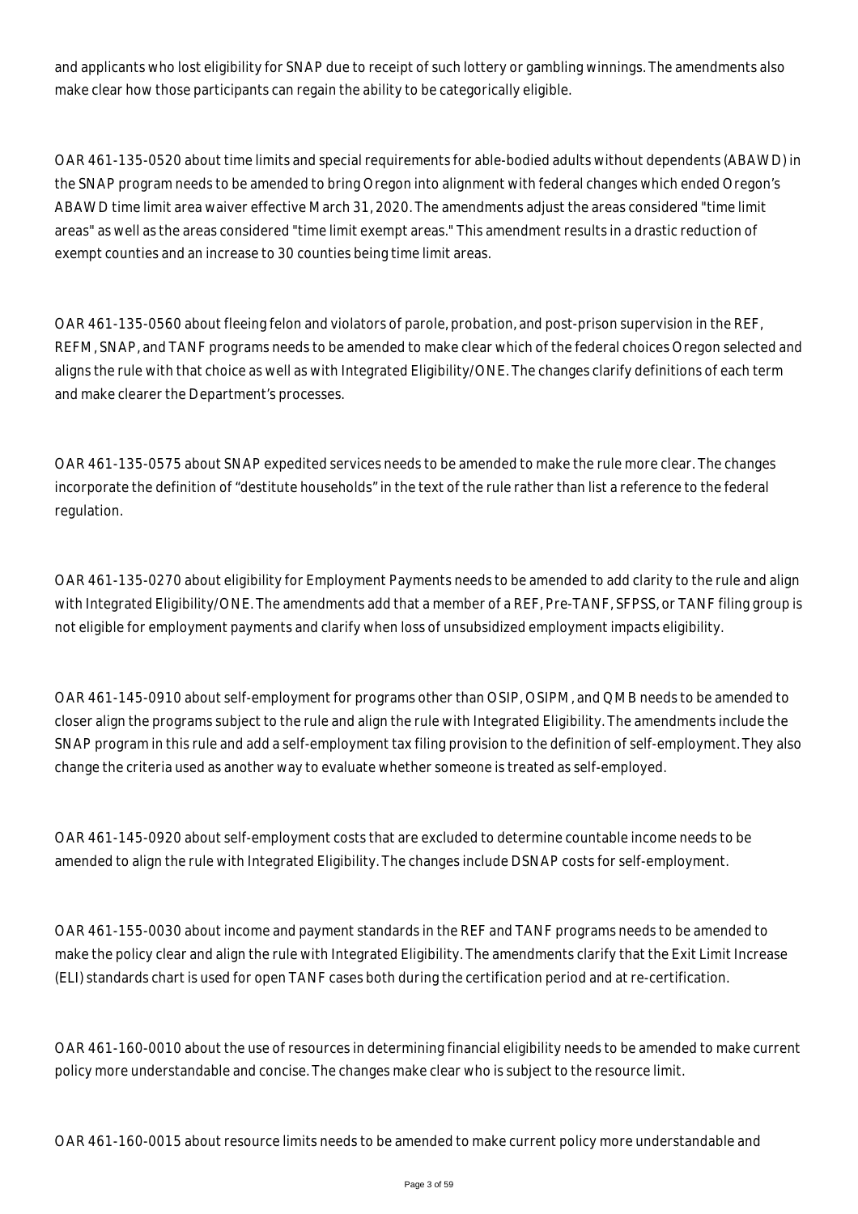and applicants who lost eligibility for SNAP due to receipt of such lottery or gambling winnings. The amendments also make clear how those participants can regain the ability to be categorically eligible.

OAR 461-135-0520 about time limits and special requirements for able-bodied adults without dependents (ABAWD) in the SNAP program needs to be amended to bring Oregon into alignment with federal changes which ended Oregon's ABAWD time limit area waiver effective March 31, 2020. The amendments adjust the areas considered "time limit areas" as well as the areas considered "time limit exempt areas." This amendment results in a drastic reduction of exempt counties and an increase to 30 counties being time limit areas.

OAR 461-135-0560 about fleeing felon and violators of parole, probation, and post-prison supervision in the REF, REFM, SNAP, and TANF programs needs to be amended to make clear which of the federal choices Oregon selected and aligns the rule with that choice as well as with Integrated Eligibility/ONE. The changes clarify definitions of each term and make clearer the Department's processes.

OAR 461-135-0575 about SNAP expedited services needs to be amended to make the rule more clear. The changes incorporate the definition of "destitute households" in the text of the rule rather than list a reference to the federal regulation.

OAR 461-135-0270 about eligibility for Employment Payments needs to be amended to add clarity to the rule and align with Integrated Eligibility/ONE. The amendments add that a member of a REF, Pre-TANF, SFPSS, or TANF filing group is not eligible for employment payments and clarify when loss of unsubsidized employment impacts eligibility.

OAR 461-145-0910 about self-employment for programs other than OSIP, OSIPM, and QMB needs to be amended to closer align the programs subject to the rule and align the rule with Integrated Eligibility. The amendments include the SNAP program in this rule and add a self-employment tax filing provision to the definition of self-employment. They also change the criteria used as another way to evaluate whether someone is treated as self-employed.

OAR 461-145-0920 about self-employment costs that are excluded to determine countable income needs to be amended to align the rule with Integrated Eligibility. The changes include DSNAP costs for self-employment.

OAR 461-155-0030 about income and payment standards in the REF and TANF programs needs to be amended to make the policy clear and align the rule with Integrated Eligibility. The amendments clarify that the Exit Limit Increase (ELI) standards chart is used for open TANF cases both during the certification period and at re-certification.

OAR 461-160-0010 about the use of resources in determining financial eligibility needs to be amended to make current policy more understandable and concise. The changes make clear who is subject to the resource limit.

OAR 461-160-0015 about resource limits needs to be amended to make current policy more understandable and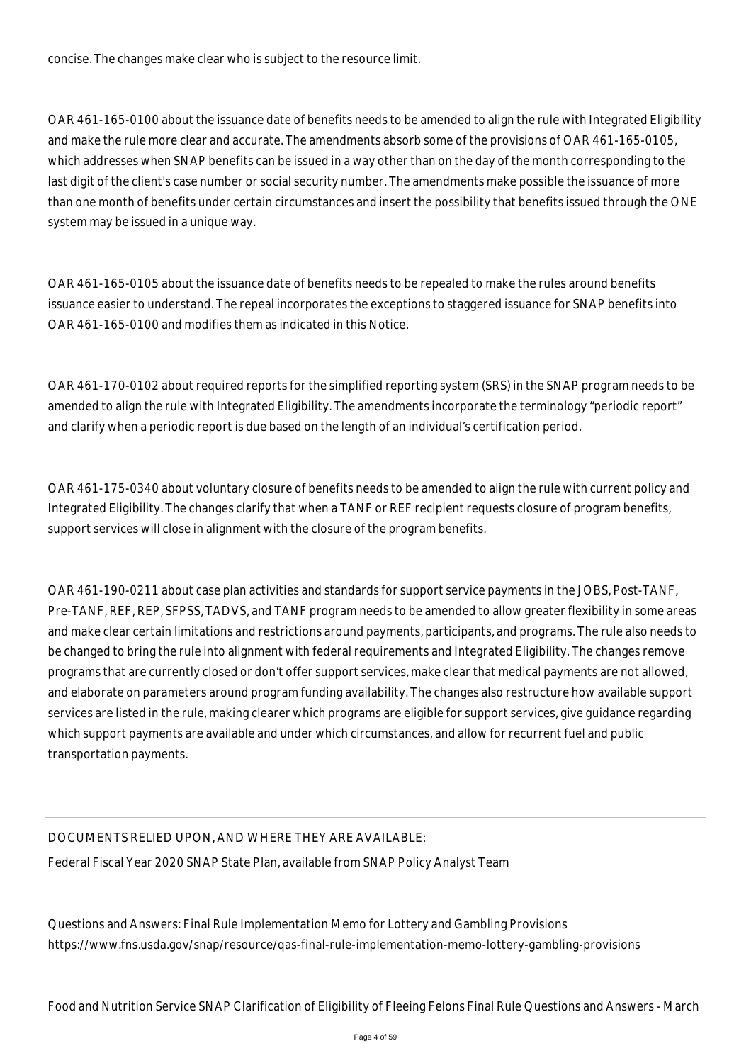concise. The changes make clear who is subject to the resource limit.

OAR 461-165-0100 about the issuance date of benefits needs to be amended to align the rule with Integrated Eligibility and make the rule more clear and accurate. The amendments absorb some of the provisions of OAR 461-165-0105, which addresses when SNAP benefits can be issued in a way other than on the day of the month corresponding to the last digit of the client's case number or social security number. The amendments make possible the issuance of more than one month of benefits under certain circumstances and insert the possibility that benefits issued through the ONE system may be issued in a unique way.

OAR 461-165-0105 about the issuance date of benefits needs to be repealed to make the rules around benefits issuance easier to understand. The repeal incorporates the exceptions to staggered issuance for SNAP benefits into OAR 461-165-0100 and modifies them as indicated in this Notice.

OAR 461-170-0102 about required reports for the simplified reporting system (SRS) in the SNAP program needs to be amended to align the rule with Integrated Eligibility. The amendments incorporate the terminology "periodic report" and clarify when a periodic report is due based on the length of an individual's certification period.

OAR 461-175-0340 about voluntary closure of benefits needs to be amended to align the rule with current policy and Integrated Eligibility. The changes clarify that when a TANF or REF recipient requests closure of program benefits, support services will close in alignment with the closure of the program benefits.

OAR 461-190-0211 about case plan activities and standards for support service payments in the JOBS, Post-TANF, Pre-TANF, REF, REP, SFPSS, TADVS, and TANF program needs to be amended to allow greater flexibility in some areas and make clear certain limitations and restrictions around payments, participants, and programs. The rule also needs to be changed to bring the rule into alignment with federal requirements and Integrated Eligibility. The changes remove programs that are currently closed or don't offer support services, make clear that medical payments are not allowed, and elaborate on parameters around program funding availability. The changes also restructure how available support services are listed in the rule, making clearer which programs are eligible for support services, give guidance regarding which support payments are available and under which circumstances, and allow for recurrent fuel and public transportation payments.

DOCUMENTS RELIED UPON, AND WHERE THEY ARE AVAILABLE:

Federal Fiscal Year 2020 SNAP State Plan, available from SNAP Policy Analyst Team

Questions and Answers: Final Rule Implementation Memo for Lottery and Gambling Provisions
https://www.fns.usda.gov/snap/resource/qas-final-rule-implementation-memo-lottery-gambling-provisions

Food and Nutrition Service SNAP Clarification of Eligibility of Fleeing Felons Final Rule Questions and Answers - March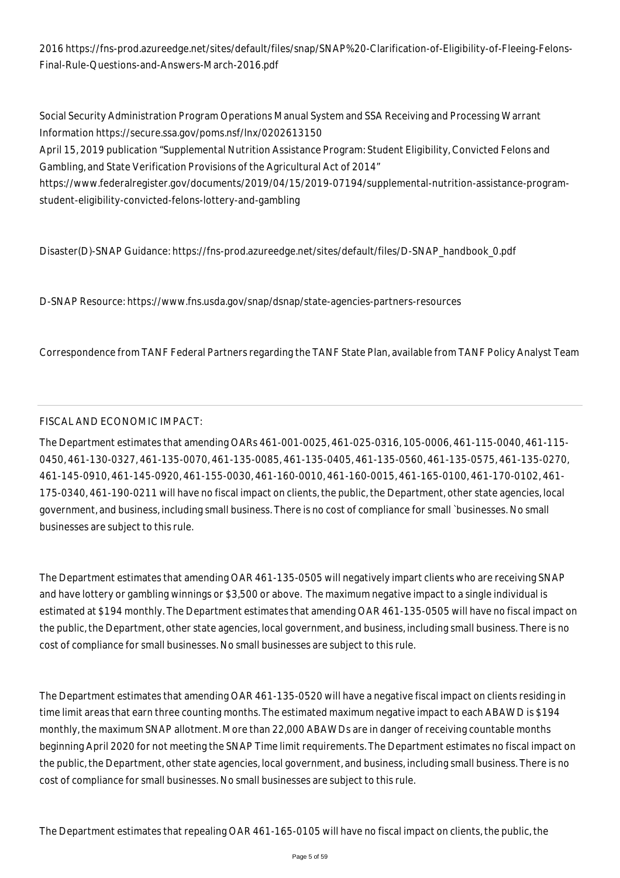2016 https://fns-prod.azureedge.net/sites/default/files/snap/SNAP%20-Clarification-of-Eligibility-of-Fleeing-Felons-Final-Rule-Questions-and-Answers-March-2016.pdf

Social Security Administration Program Operations Manual System and SSA Receiving and Processing Warrant Information https://secure.ssa.gov/poms.nsf/lnx/0202613150
April 15, 2019 publication "Supplemental Nutrition Assistance Program: Student Eligibility, Convicted Felons and Gambling, and State Verification Provisions of the Agricultural Act of 2014"
https://www.federalregister.gov/documents/2019/04/15/2019-07194/supplemental-nutrition-assistance-program-student-eligibility-convicted-felons-lottery-and-gambling

Disaster(D)-SNAP Guidance: https://fns-prod.azureedge.net/sites/default/files/D-SNAP_handbook_0.pdf

D-SNAP Resource: https://www.fns.usda.gov/snap/dsnap/state-agencies-partners-resources

Correspondence from TANF Federal Partners regarding the TANF State Plan, available from TANF Policy Analyst Team

---

FISCAL AND ECONOMIC IMPACT:

The Department estimates that amending OARs 461-001-0025, 461-025-0316, 105-0006, 461-115-0040, 461-115-0450, 461-130-0327, 461-135-0070, 461-135-0085, 461-135-0405, 461-135-0560, 461-135-0575, 461-135-0270, 461-145-0910, 461-145-0920, 461-155-0030, 461-160-0010, 461-160-0015, 461-165-0100, 461-170-0102, 461-175-0340, 461-190-0211 will have no fiscal impact on clients, the public, the Department, other state agencies, local government, and business, including small business. There is no cost of compliance for small `businesses. No small businesses are subject to this rule.

The Department estimates that amending OAR 461-135-0505 will negatively impart clients who are receiving SNAP and have lottery or gambling winnings or $3,500 or above. The maximum negative impact to a single individual is estimated at $194 monthly. The Department estimates that amending OAR 461-135-0505 will have no fiscal impact on the public, the Department, other state agencies, local government, and business, including small business. There is no cost of compliance for small businesses. No small businesses are subject to this rule.

The Department estimates that amending OAR 461-135-0520 will have a negative fiscal impact on clients residing in time limit areas that earn three counting months. The estimated maximum negative impact to each ABAWD is $194 monthly, the maximum SNAP allotment. More than 22,000 ABAWDs are in danger of receiving countable months beginning April 2020 for not meeting the SNAP Time limit requirements. The Department estimates no fiscal impact on the public, the Department, other state agencies, local government, and business, including small business. There is no cost of compliance for small businesses. No small businesses are subject to this rule.

The Department estimates that repealing OAR 461-165-0105 will have no fiscal impact on clients, the public, the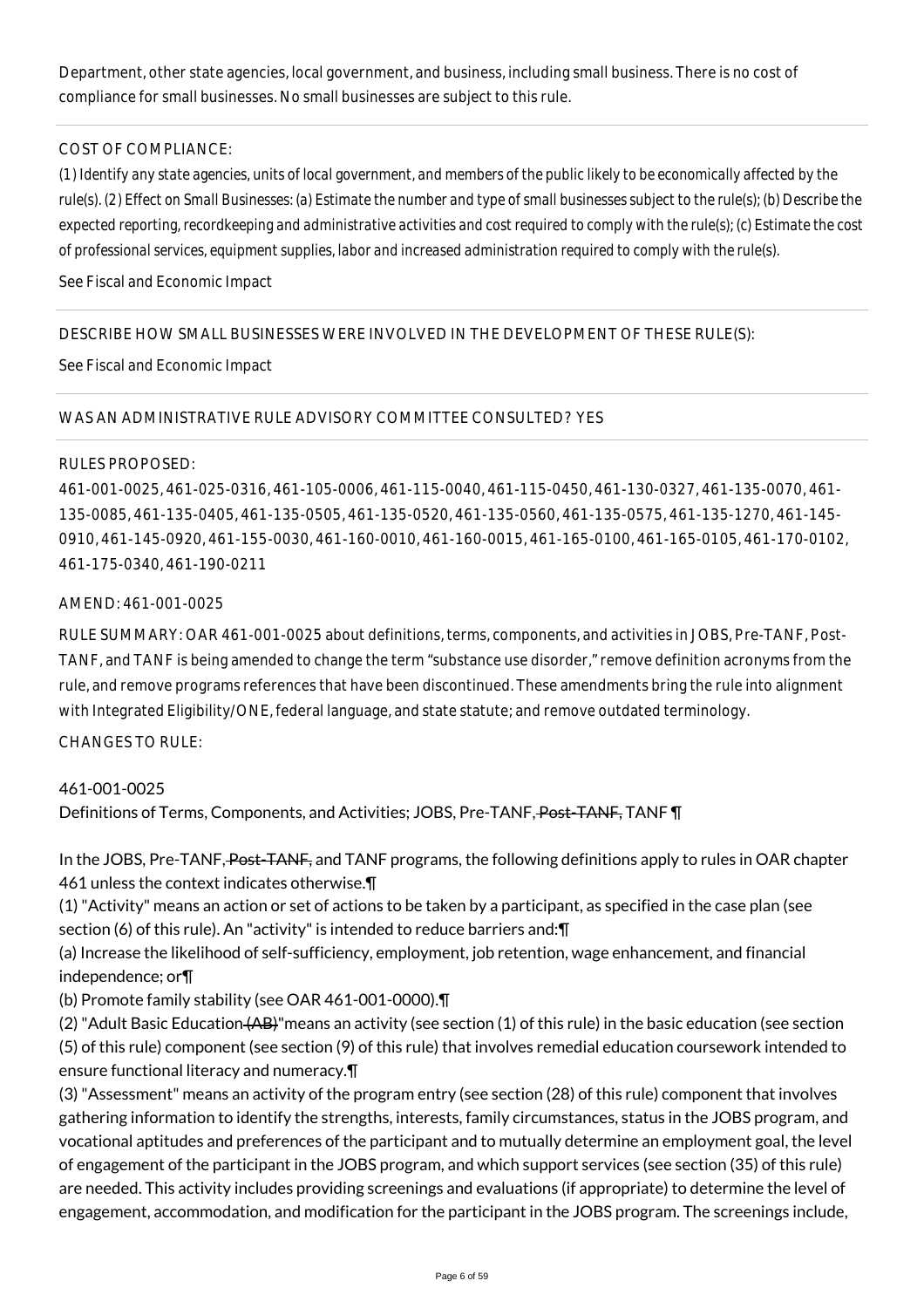Department, other state agencies, local government, and business, including small business. There is no cost of compliance for small businesses. No small businesses are subject to this rule.

COST OF COMPLIANCE:

*(1) Identify any state agencies, units of local government, and members of the public likely to be economically affected by the rule(s). (2) Effect on Small Businesses: (a) Estimate the number and type of small businesses subject to the rule(s); (b) Describe the expected reporting, recordkeeping and administrative activities and cost required to comply with the rule(s); (c) Estimate the cost of professional services, equipment supplies, labor and increased administration required to comply with the rule(s).*

See Fiscal and Economic Impact

DESCRIBE HOW SMALL BUSINESSES WERE INVOLVED IN THE DEVELOPMENT OF THESE RULE(S):

See Fiscal and Economic Impact

WAS AN ADMINISTRATIVE RULE ADVISORY COMMITTEE CONSULTED? YES

RULES PROPOSED:

461-001-0025, 461-025-0316, 461-105-0006, 461-115-0040, 461-115-0450, 461-130-0327, 461-135-0070, 461-135-0085, 461-135-0405, 461-135-0505, 461-135-0520, 461-135-0560, 461-135-0575, 461-135-1270, 461-145-0910, 461-145-0920, 461-155-0030, 461-160-0010, 461-160-0015, 461-165-0100, 461-165-0105, 461-170-0102, 461-175-0340, 461-190-0211

AMEND: 461-001-0025

RULE SUMMARY: OAR 461-001-0025 about definitions, terms, components, and activities in JOBS, Pre-TANF, Post-TANF, and TANF is being amended to change the term "substance use disorder," remove definition acronyms from the rule, and remove programs references that have been discontinued. These amendments bring the rule into alignment with Integrated Eligibility/ONE, federal language, and state statute; and remove outdated terminology.

CHANGES TO RULE:

461-001-0025
Definitions of Terms, Components, and Activities; JOBS, Pre-TANF, ~~Post-TANF,~~ TANF ¶

In the JOBS, Pre-TANF, ~~Post-TANF,~~ and TANF programs, the following definitions apply to rules in OAR chapter 461 unless the context indicates otherwise.¶

(1) "Activity" means an action or set of actions to be taken by a participant, as specified in the case plan (see section (6) of this rule). An "activity" is intended to reduce barriers and:¶

(a) Increase the likelihood of self-sufficiency, employment, job retention, wage enhancement, and financial independence; or¶

(b) Promote family stability (see OAR 461-001-0000).¶

(2) "Adult Basic Education ~~(AB)~~" means an activity (see section (1) of this rule) in the basic education (see section (5) of this rule) component (see section (9) of this rule) that involves remedial education coursework intended to ensure functional literacy and numeracy.¶

(3) "Assessment" means an activity of the program entry (see section (28) of this rule) component that involves gathering information to identify the strengths, interests, family circumstances, status in the JOBS program, and vocational aptitudes and preferences of the participant and to mutually determine an employment goal, the level of engagement of the participant in the JOBS program, and which support services (see section (35) of this rule) are needed. This activity includes providing screenings and evaluations (if appropriate) to determine the level of engagement, accommodation, and modification for the participant in the JOBS program. The screenings include,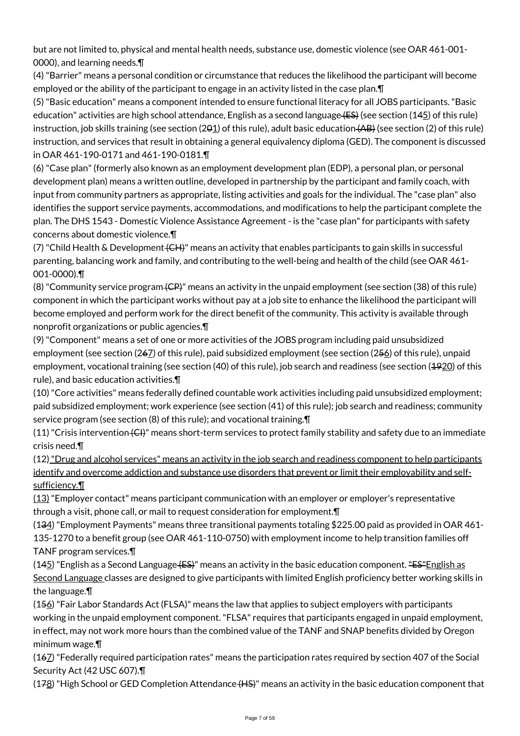but are not limited to, physical and mental health needs, substance use, domestic violence (see OAR 461-001-0000), and learning needs.¶

(4) "Barrier" means a personal condition or circumstance that reduces the likelihood the participant will become employed or the ability of the participant to engage in an activity listed in the case plan.¶

(5) "Basic education" means a component intended to ensure functional literacy for all JOBS participants. "Basic education" activities are high school attendance, English as a second language (ES) (see section (145) of this rule) instruction, job skills training (see section (201) of this rule), adult basic education (AB) (see section (2) of this rule) instruction, and services that result in obtaining a general equivalency diploma (GED). The component is discussed in OAR 461-190-0171 and 461-190-0181.¶

(6) "Case plan" (formerly also known as an employment development plan (EDP), a personal plan, or personal development plan) means a written outline, developed in partnership by the participant and family coach, with input from community partners as appropriate, listing activities and goals for the individual. The "case plan" also identifies the support service payments, accommodations, and modifications to help the participant complete the plan. The DHS 1543 - Domestic Violence Assistance Agreement - is the "case plan" for participants with safety concerns about domestic violence.¶

(7) "Child Health & Development (CH)" means an activity that enables participants to gain skills in successful parenting, balancing work and family, and contributing to the well-being and health of the child (see OAR 461-001-0000).¶

(8) "Community service program (CP)" means an activity in the unpaid employment (see section (38) of this rule) component in which the participant works without pay at a job site to enhance the likelihood the participant will become employed and perform work for the direct benefit of the community. This activity is available through nonprofit organizations or public agencies.¶

(9) "Component" means a set of one or more activities of the JOBS program including paid unsubsidized employment (see section (267) of this rule), paid subsidized employment (see section (256) of this rule), unpaid employment, vocational training (see section (40) of this rule), job search and readiness (see section (1920) of this rule), and basic education activities.¶

(10) "Core activities" means federally defined countable work activities including paid unsubsidized employment; paid subsidized employment; work experience (see section (41) of this rule); job search and readiness; community service program (see section (8) of this rule); and vocational training.¶

(11) "Crisis intervention (CI)" means short-term services to protect family stability and safety due to an immediate crisis need.¶

(12) "Drug and alcohol services" means an activity in the job search and readiness component to help participants identify and overcome addiction and substance use disorders that prevent or limit their employability and self-sufficiency.¶

(13) "Employer contact" means participant communication with an employer or employer's representative through a visit, phone call, or mail to request consideration for employment.¶

(134) "Employment Payments" means three transitional payments totaling $225.00 paid as provided in OAR 461-135-1270 to a benefit group (see OAR 461-110-0750) with employment income to help transition families off TANF program services.¶

(145) "English as a Second Language (ES)" means an activity in the basic education component. "ES"English as Second Language classes are designed to give participants with limited English proficiency better working skills in the language.¶

(156) "Fair Labor Standards Act (FLSA)" means the law that applies to subject employers with participants working in the unpaid employment component. "FLSA" requires that participants engaged in unpaid employment, in effect, may not work more hours than the combined value of the TANF and SNAP benefits divided by Oregon minimum wage.¶

(167) "Federally required participation rates" means the participation rates required by section 407 of the Social Security Act (42 USC 607).¶

(178) "High School or GED Completion Attendance (HS)" means an activity in the basic education component that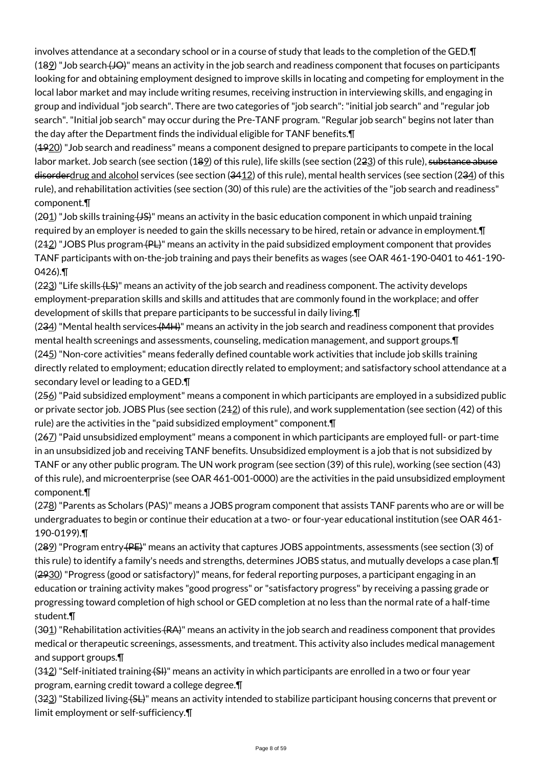involves attendance at a secondary school or in a course of study that leads to the completion of the GED.¶

(1~~8~~9) "Job search ~~(JO)~~" means an activity in the job search and readiness component that focuses on participants looking for and obtaining employment designed to improve skills in locating and competing for employment in the local labor market and may include writing resumes, receiving instruction in interviewing skills, and engaging in group and individual "job search". There are two categories of "job search": "initial job search" and "regular job search". "Initial job search" may occur during the Pre-TANF program. "Regular job search" begins not later than the day after the Department finds the individual eligible for TANF benefits.¶

(~~19~~20) "Job search and readiness" means a component designed to prepare participants to compete in the local labor market. Job search (see section (1~~8~~9) of this rule), life skills (see section (2~~2~~3) of this rule), ~~substance abuse disorder~~drug and alcohol services (see section (~~34~~12) of this rule), mental health services (see section (2~~3~~4) of this rule), and rehabilitation activities (see section (30) of this rule) are the activities of the "job search and readiness" component.¶

(2~~0~~1) "Job skills training ~~(JS)~~" means an activity in the basic education component in which unpaid training required by an employer is needed to gain the skills necessary to be hired, retain or advance in employment.¶

(2~~1~~2) "JOBS Plus program ~~(PL)~~" means an activity in the paid subsidized employment component that provides TANF participants with on-the-job training and pays their benefits as wages (see OAR 461-190-0401 to 461-190-0426).¶

(2~~2~~3) "Life skills ~~(LS)~~" means an activity of the job search and readiness component. The activity develops employment-preparation skills and skills and attitudes that are commonly found in the workplace; and offer development of skills that prepare participants to be successful in daily living.¶

(2~~3~~4) "Mental health services ~~(MH)~~" means an activity in the job search and readiness component that provides mental health screenings and assessments, counseling, medication management, and support groups.¶

(2~~4~~5) "Non-core activities" means federally defined countable work activities that include job skills training directly related to employment; education directly related to employment; and satisfactory school attendance at a secondary level or leading to a GED.¶

(2~~5~~6) "Paid subsidized employment" means a component in which participants are employed in a subsidized public or private sector job. JOBS Plus (see section (2~~1~~2) of this rule), and work supplementation (see section (42) of this rule) are the activities in the "paid subsidized employment" component.¶

(2~~6~~7) "Paid unsubsidized employment" means a component in which participants are employed full- or part-time in an unsubsidized job and receiving TANF benefits. Unsubsidized employment is a job that is not subsidized by TANF or any other public program. The UN work program (see section (39) of this rule), working (see section (43) of this rule), and microenterprise (see OAR 461-001-0000) are the activities in the paid unsubsidized employment component.¶

(2~~7~~8) "Parents as Scholars (PAS)" means a JOBS program component that assists TANF parents who are or will be undergraduates to begin or continue their education at a two- or four-year educational institution (see OAR 461-190-0199).¶

(2~~8~~9) "Program entry ~~(PE)~~" means an activity that captures JOBS appointments, assessments (see section (3) of this rule) to identify a family's needs and strengths, determines JOBS status, and mutually develops a case plan.¶

(~~29~~30) "Progress (good or satisfactory)" means, for federal reporting purposes, a participant engaging in an education or training activity makes "good progress" or "satisfactory progress" by receiving a passing grade or progressing toward completion of high school or GED completion at no less than the normal rate of a half-time student.¶

(3~~0~~1) "Rehabilitation activities ~~(RA)~~" means an activity in the job search and readiness component that provides medical or therapeutic screenings, assessments, and treatment. This activity also includes medical management and support groups.¶

(3~~1~~2) "Self-initiated training ~~(SI)~~" means an activity in which participants are enrolled in a two or four year program, earning credit toward a college degree.¶

(3~~2~~3) "Stabilized living ~~(SL)~~" means an activity intended to stabilize participant housing concerns that prevent or limit employment or self-sufficiency.¶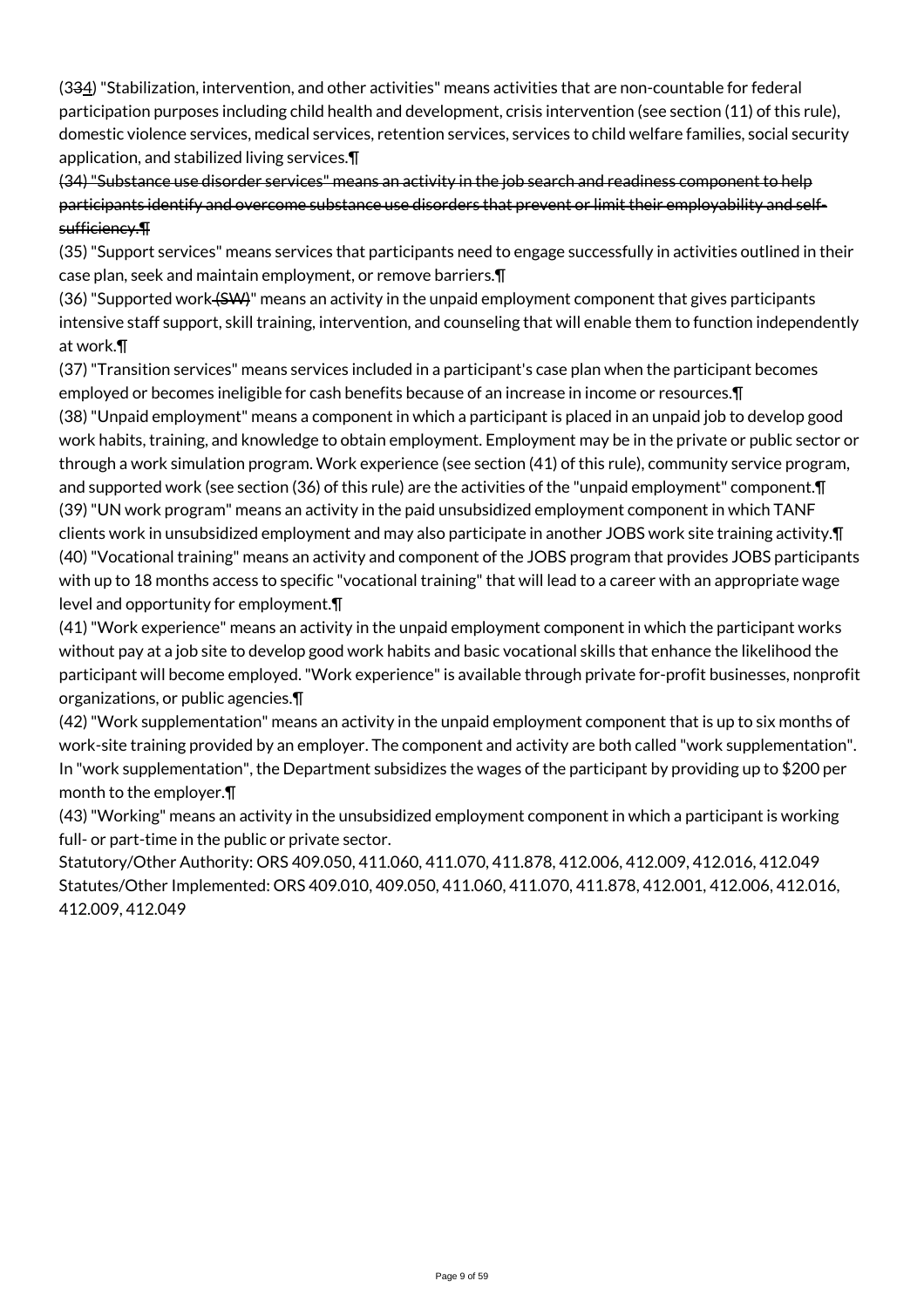(3~~3~~4) "Stabilization, intervention, and other activities" means activities that are non-countable for federal participation purposes including child health and development, crisis intervention (see section (11) of this rule), domestic violence services, medical services, retention services, services to child welfare families, social security application, and stabilized living services.¶

~~(34) "Substance use disorder services" means an activity in the job search and readiness component to help participants identify and overcome substance use disorders that prevent or limit their employability and self-sufficiency.¶~~

(35) "Support services" means services that participants need to engage successfully in activities outlined in their case plan, seek and maintain employment, or remove barriers.¶

(36) "Supported work ~~(SW)~~" means an activity in the unpaid employment component that gives participants intensive staff support, skill training, intervention, and counseling that will enable them to function independently at work.¶

(37) "Transition services" means services included in a participant's case plan when the participant becomes employed or becomes ineligible for cash benefits because of an increase in income or resources.¶

(38) "Unpaid employment" means a component in which a participant is placed in an unpaid job to develop good work habits, training, and knowledge to obtain employment. Employment may be in the private or public sector or through a work simulation program. Work experience (see section (41) of this rule), community service program, and supported work (see section (36) of this rule) are the activities of the "unpaid employment" component.¶

(39) "UN work program" means an activity in the paid unsubsidized employment component in which TANF clients work in unsubsidized employment and may also participate in another JOBS work site training activity.¶

(40) "Vocational training" means an activity and component of the JOBS program that provides JOBS participants with up to 18 months access to specific "vocational training" that will lead to a career with an appropriate wage level and opportunity for employment.¶

(41) "Work experience" means an activity in the unpaid employment component in which the participant works without pay at a job site to develop good work habits and basic vocational skills that enhance the likelihood the participant will become employed. "Work experience" is available through private for-profit businesses, nonprofit organizations, or public agencies.¶

(42) "Work supplementation" means an activity in the unpaid employment component that is up to six months of work-site training provided by an employer. The component and activity are both called "work supplementation". In "work supplementation", the Department subsidizes the wages of the participant by providing up to $200 per month to the employer.¶

(43) "Working" means an activity in the unsubsidized employment component in which a participant is working full- or part-time in the public or private sector.

Statutory/Other Authority: ORS 409.050, 411.060, 411.070, 411.878, 412.006, 412.009, 412.016, 412.049

Statutes/Other Implemented: ORS 409.010, 409.050, 411.060, 411.070, 411.878, 412.001, 412.006, 412.016, 412.009, 412.049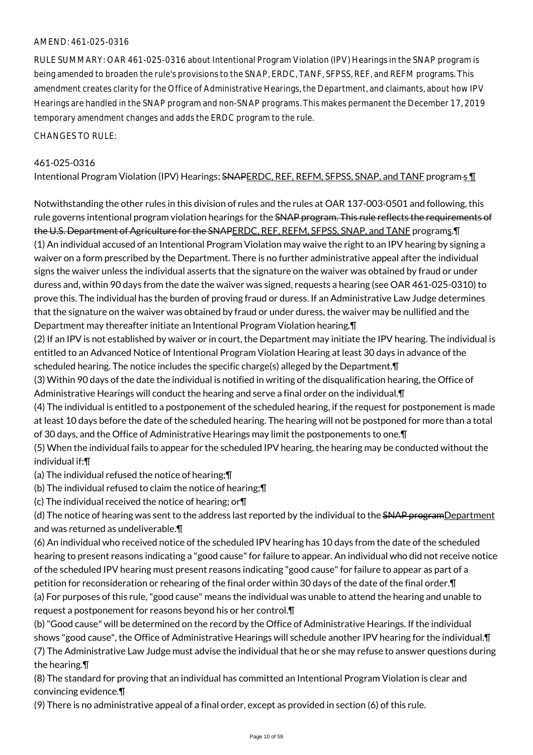AMEND: 461-025-0316

RULE SUMMARY: OAR 461-025-0316 about Intentional Program Violation (IPV) Hearings in the SNAP program is being amended to broaden the rule's provisions to the SNAP, ERDC, TANF, SFPSS, REF, and REFM programs. This amendment creates clarity for the Office of Administrative Hearings, the Department, and claimants, about how IPV Hearings are handled in the SNAP program and non-SNAP programs. This makes permanent the December 17, 2019 temporary amendment changes and adds the ERDC program to the rule.

CHANGES TO RULE:

461-025-0316

Intentional Program Violation (IPV) Hearings; ~~SNAP~~ERDC, REF, REFM, SFPSS, SNAP, and TANF program~~-~~s ¶

Notwithstanding the other rules in this division of rules and the rules at OAR 137-003-0501 and following, this rule governs intentional program violation hearings for the ~~SNAP program. This rule reflects the requirements of the U.S. Department of Agriculture for the SNAP~~ERDC, REF, REFM, SFPSS, SNAP, and TANF programs.¶

(1) An individual accused of an Intentional Program Violation may waive the right to an IPV hearing by signing a waiver on a form prescribed by the Department. There is no further administrative appeal after the individual signs the waiver unless the individual asserts that the signature on the waiver was obtained by fraud or under duress and, within 90 days from the date the waiver was signed, requests a hearing (see OAR 461-025-0310) to prove this. The individual has the burden of proving fraud or duress. If an Administrative Law Judge determines that the signature on the waiver was obtained by fraud or under duress, the waiver may be nullified and the Department may thereafter initiate an Intentional Program Violation hearing.¶

(2) If an IPV is not established by waiver or in court, the Department may initiate the IPV hearing. The individual is entitled to an Advanced Notice of Intentional Program Violation Hearing at least 30 days in advance of the scheduled hearing. The notice includes the specific charge(s) alleged by the Department.¶

(3) Within 90 days of the date the individual is notified in writing of the disqualification hearing, the Office of Administrative Hearings will conduct the hearing and serve a final order on the individual.¶

(4) The individual is entitled to a postponement of the scheduled hearing, if the request for postponement is made at least 10 days before the date of the scheduled hearing. The hearing will not be postponed for more than a total of 30 days, and the Office of Administrative Hearings may limit the postponements to one.¶

(5) When the individual fails to appear for the scheduled IPV hearing, the hearing may be conducted without the individual if:¶

(a) The individual refused the notice of hearing;¶

(b) The individual refused to claim the notice of hearing;¶

(c) The individual received the notice of hearing; or¶

(d) The notice of hearing was sent to the address last reported by the individual to the ~~SNAP program~~Department and was returned as undeliverable.¶

(6) An individual who received notice of the scheduled IPV hearing has 10 days from the date of the scheduled hearing to present reasons indicating a "good cause" for failure to appear. An individual who did not receive notice of the scheduled IPV hearing must present reasons indicating "good cause" for failure to appear as part of a petition for reconsideration or rehearing of the final order within 30 days of the date of the final order.¶

(a) For purposes of this rule, "good cause" means the individual was unable to attend the hearing and unable to request a postponement for reasons beyond his or her control.¶

(b) "Good cause" will be determined on the record by the Office of Administrative Hearings. If the individual shows "good cause", the Office of Administrative Hearings will schedule another IPV hearing for the individual.¶

(7) The Administrative Law Judge must advise the individual that he or she may refuse to answer questions during the hearing.¶

(8) The standard for proving that an individual has committed an Intentional Program Violation is clear and convincing evidence.¶

(9) There is no administrative appeal of a final order, except as provided in section (6) of this rule.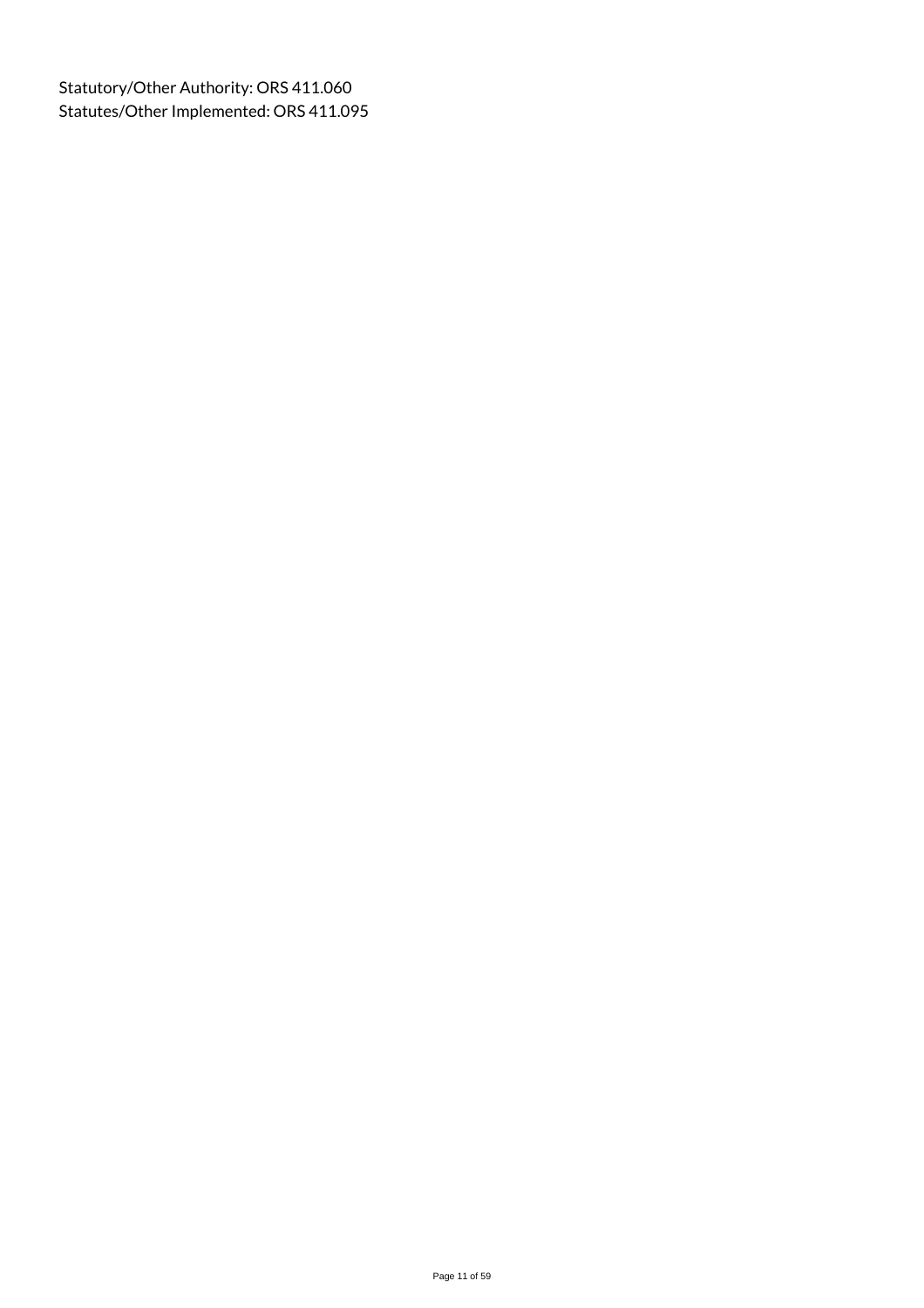Statutory/Other Authority: ORS 411.060
Statutes/Other Implemented: ORS 411.095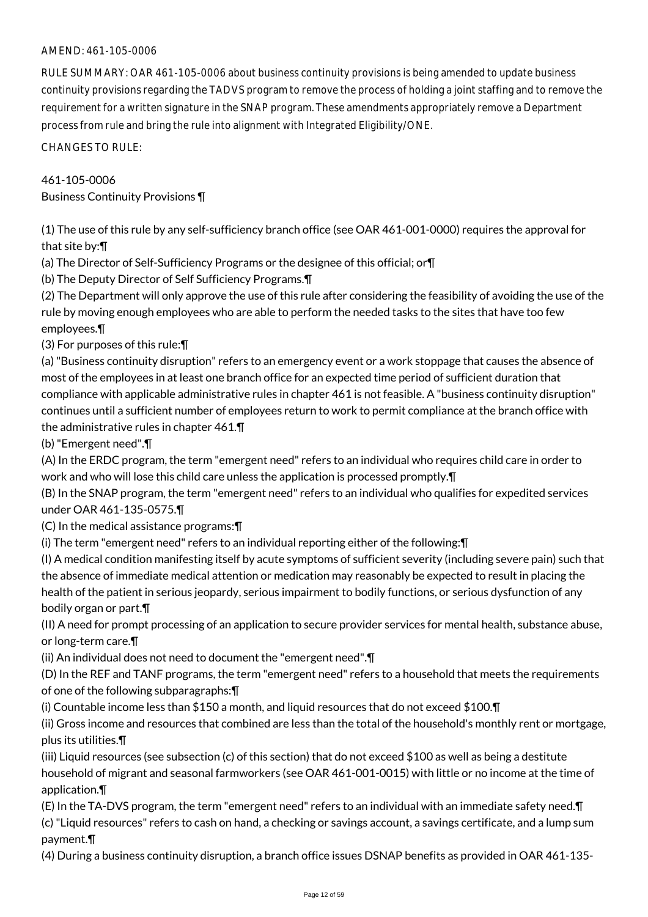AMEND: 461-105-0006

RULE SUMMARY: OAR 461-105-0006 about business continuity provisions is being amended to update business continuity provisions regarding the TADVS program to remove the process of holding a joint staffing and to remove the requirement for a written signature in the SNAP program. These amendments appropriately remove a Department process from rule and bring the rule into alignment with Integrated Eligibility/ONE.

CHANGES TO RULE:

461-105-0006
Business Continuity Provisions ¶

(1) The use of this rule by any self-sufficiency branch office (see OAR 461-001-0000) requires the approval for that site by:¶
(a) The Director of Self-Sufficiency Programs or the designee of this official; or¶
(b) The Deputy Director of Self Sufficiency Programs.¶
(2) The Department will only approve the use of this rule after considering the feasibility of avoiding the use of the rule by moving enough employees who are able to perform the needed tasks to the sites that have too few employees.¶
(3) For purposes of this rule:¶
(a) "Business continuity disruption" refers to an emergency event or a work stoppage that causes the absence of most of the employees in at least one branch office for an expected time period of sufficient duration that compliance with applicable administrative rules in chapter 461 is not feasible. A "business continuity disruption" continues until a sufficient number of employees return to work to permit compliance at the branch office with the administrative rules in chapter 461.¶
(b) "Emergent need".¶
(A) In the ERDC program, the term "emergent need" refers to an individual who requires child care in order to work and who will lose this child care unless the application is processed promptly.¶
(B) In the SNAP program, the term "emergent need" refers to an individual who qualifies for expedited services under OAR 461-135-0575.¶
(C) In the medical assistance programs:¶
(i) The term "emergent need" refers to an individual reporting either of the following:¶
(I) A medical condition manifesting itself by acute symptoms of sufficient severity (including severe pain) such that the absence of immediate medical attention or medication may reasonably be expected to result in placing the health of the patient in serious jeopardy, serious impairment to bodily functions, or serious dysfunction of any bodily organ or part.¶
(II) A need for prompt processing of an application to secure provider services for mental health, substance abuse, or long-term care.¶
(ii) An individual does not need to document the "emergent need".¶
(D) In the REF and TANF programs, the term "emergent need" refers to a household that meets the requirements of one of the following subparagraphs:¶
(i) Countable income less than $150 a month, and liquid resources that do not exceed $100.¶
(ii) Gross income and resources that combined are less than the total of the household's monthly rent or mortgage, plus its utilities.¶
(iii) Liquid resources (see subsection (c) of this section) that do not exceed $100 as well as being a destitute household of migrant and seasonal farmworkers (see OAR 461-001-0015) with little or no income at the time of application.¶
(E) In the TA-DVS program, the term "emergent need" refers to an individual with an immediate safety need.¶
(c) "Liquid resources" refers to cash on hand, a checking or savings account, a savings certificate, and a lump sum payment.¶
(4) During a business continuity disruption, a branch office issues DSNAP benefits as provided in OAR 461-135-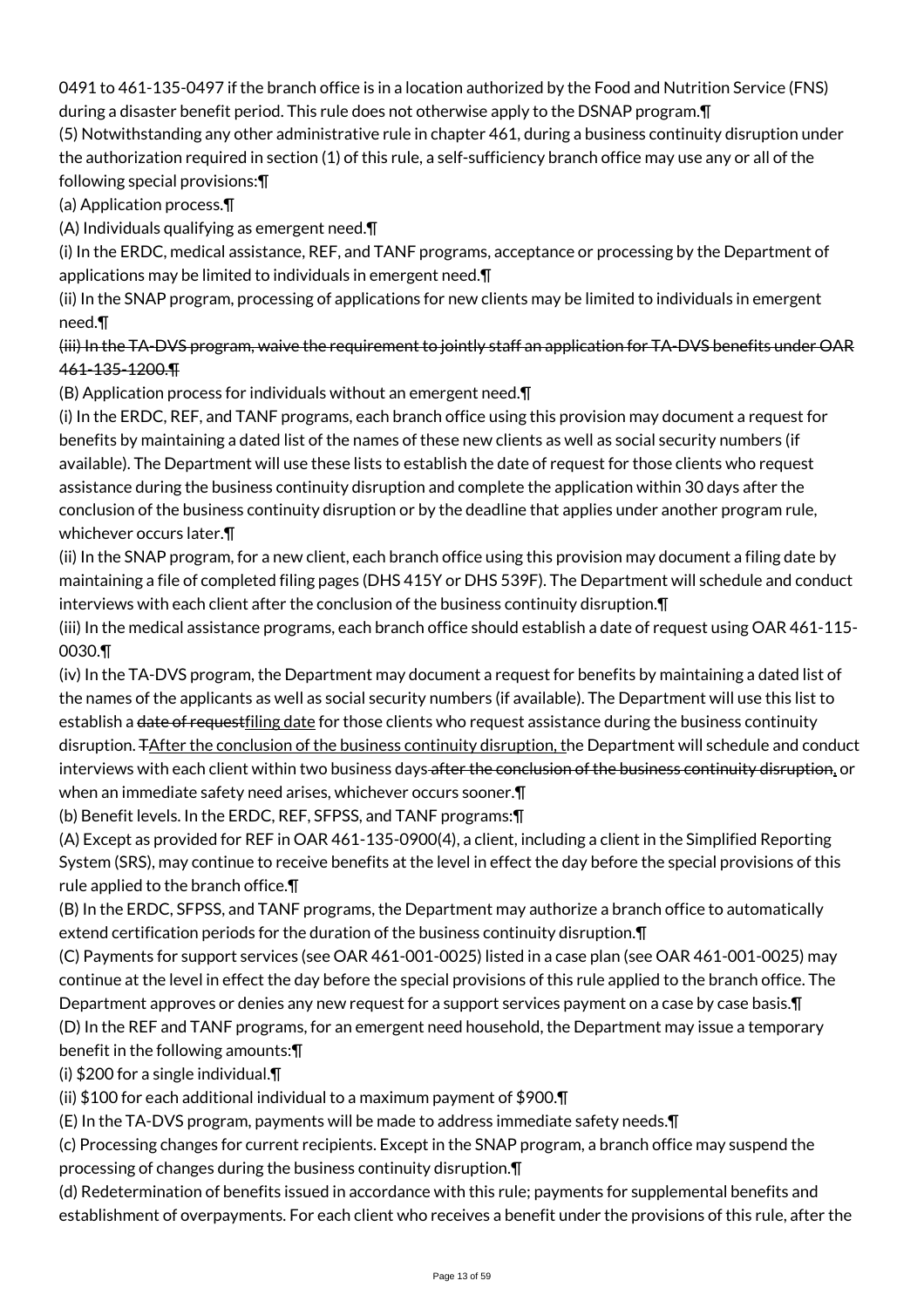0491 to 461-135-0497 if the branch office is in a location authorized by the Food and Nutrition Service (FNS) during a disaster benefit period. This rule does not otherwise apply to the DSNAP program.¶

(5) Notwithstanding any other administrative rule in chapter 461, during a business continuity disruption under the authorization required in section (1) of this rule, a self-sufficiency branch office may use any or all of the following special provisions:¶

(a) Application process.¶

(A) Individuals qualifying as emergent need.¶

(i) In the ERDC, medical assistance, REF, and TANF programs, acceptance or processing by the Department of applications may be limited to individuals in emergent need.¶

(ii) In the SNAP program, processing of applications for new clients may be limited to individuals in emergent need.¶

~~(iii) In the TA-DVS program, waive the requirement to jointly staff an application for TA-DVS benefits under OAR 461-135-1200.¶~~

(B) Application process for individuals without an emergent need.¶

(i) In the ERDC, REF, and TANF programs, each branch office using this provision may document a request for benefits by maintaining a dated list of the names of these new clients as well as social security numbers (if available). The Department will use these lists to establish the date of request for those clients who request assistance during the business continuity disruption and complete the application within 30 days after the conclusion of the business continuity disruption or by the deadline that applies under another program rule, whichever occurs later.¶

(ii) In the SNAP program, for a new client, each branch office using this provision may document a filing date by maintaining a file of completed filing pages (DHS 415Y or DHS 539F). The Department will schedule and conduct interviews with each client after the conclusion of the business continuity disruption.¶

(iii) In the medical assistance programs, each branch office should establish a date of request using OAR 461-115-0030.¶

(iv) In the TA-DVS program, the Department may document a request for benefits by maintaining a dated list of the names of the applicants as well as social security numbers (if available). The Department will use this list to establish a ~~date of request~~filing date for those clients who request assistance during the business continuity disruption. ~~T~~After the conclusion of the business continuity disruption, the Department will schedule and conduct interviews with each client within two business days ~~after the conclusion of the business continuity disruption~~, or when an immediate safety need arises, whichever occurs sooner.¶

(b) Benefit levels. In the ERDC, REF, SFPSS, and TANF programs:¶

(A) Except as provided for REF in OAR 461-135-0900(4), a client, including a client in the Simplified Reporting System (SRS), may continue to receive benefits at the level in effect the day before the special provisions of this rule applied to the branch office.¶

(B) In the ERDC, SFPSS, and TANF programs, the Department may authorize a branch office to automatically extend certification periods for the duration of the business continuity disruption.¶

(C) Payments for support services (see OAR 461-001-0025) listed in a case plan (see OAR 461-001-0025) may continue at the level in effect the day before the special provisions of this rule applied to the branch office. The Department approves or denies any new request for a support services payment on a case by case basis.¶

(D) In the REF and TANF programs, for an emergent need household, the Department may issue a temporary benefit in the following amounts:¶

(i) $200 for a single individual.¶

(ii) $100 for each additional individual to a maximum payment of $900.¶

(E) In the TA-DVS program, payments will be made to address immediate safety needs.¶

(c) Processing changes for current recipients. Except in the SNAP program, a branch office may suspend the processing of changes during the business continuity disruption.¶

(d) Redetermination of benefits issued in accordance with this rule; payments for supplemental benefits and establishment of overpayments. For each client who receives a benefit under the provisions of this rule, after the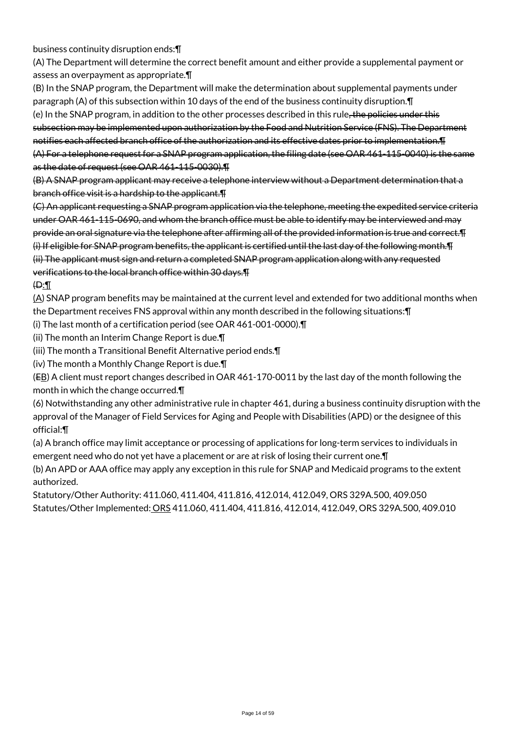business continuity disruption ends:¶

(A) The Department will determine the correct benefit amount and either provide a supplemental payment or assess an overpayment as appropriate.¶

(B) In the SNAP program, the Department will make the determination about supplemental payments under paragraph (A) of this subsection within 10 days of the end of the business continuity disruption.¶

(e) In the SNAP program, in addition to the other processes described in this rule~~, the policies under this subsection may be implemented upon authorization by the Food and Nutrition Service (FNS). The Department notifies each affected branch office of the authorization and its effective dates prior to implementation.¶~~

~~(A) For a telephone request for a SNAP program application, the filing date (see OAR 461-115-0040) is the same as the date of request (see OAR 461-115-0030).¶~~

~~(B) A SNAP program applicant may receive a telephone interview without a Department determination that a branch office visit is a hardship to the applicant.¶~~

~~(C) An applicant requesting a SNAP program application via the telephone, meeting the expedited service criteria under OAR 461-115-0690, and whom the branch office must be able to identify may be interviewed and may provide an oral signature via the telephone after affirming all of the provided information is true and correct.¶~~

~~(i) If eligible for SNAP program benefits, the applicant is certified until the last day of the following month.¶~~

~~(ii) The applicant must sign and return a completed SNAP program application along with any requested verifications to the local branch office within 30 days.¶~~

~~(D~~:¶

(A) SNAP program benefits may be maintained at the current level and extended for two additional months when the Department receives FNS approval within any month described in the following situations:¶

(i) The last month of a certification period (see OAR 461-001-0000).¶

(ii) The month an Interim Change Report is due.¶

(iii) The month a Transitional Benefit Alternative period ends.¶

(iv) The month a Monthly Change Report is due.¶

(~~E~~B) A client must report changes described in OAR 461-170-0011 by the last day of the month following the month in which the change occurred.¶

(6) Notwithstanding any other administrative rule in chapter 461, during a business continuity disruption with the approval of the Manager of Field Services for Aging and People with Disabilities (APD) or the designee of this official:¶

(a) A branch office may limit acceptance or processing of applications for long-term services to individuals in emergent need who do not yet have a placement or are at risk of losing their current one.¶

(b) An APD or AAA office may apply any exception in this rule for SNAP and Medicaid programs to the extent authorized.

Statutory/Other Authority: 411.060, 411.404, 411.816, 412.014, 412.049, ORS 329A.500, 409.050

Statutes/Other Implemented: ORS 411.060, 411.404, 411.816, 412.014, 412.049, ORS 329A.500, 409.010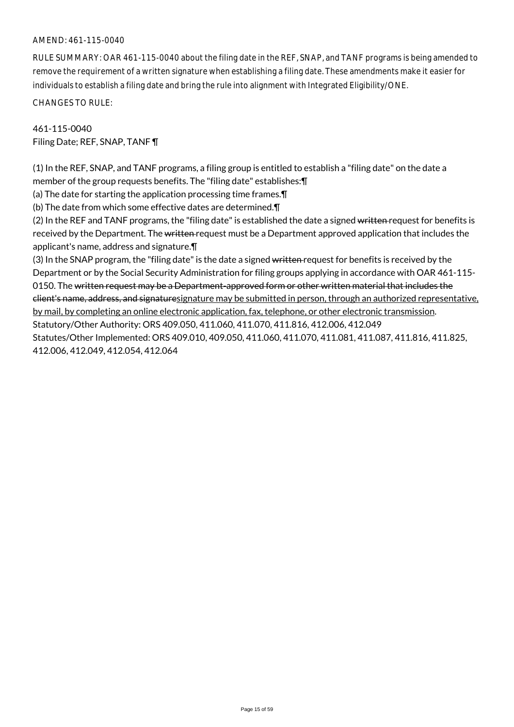AMEND: 461-115-0040

RULE SUMMARY: OAR 461-115-0040 about the filing date in the REF, SNAP, and TANF programs is being amended to remove the requirement of a written signature when establishing a filing date. These amendments make it easier for individuals to establish a filing date and bring the rule into alignment with Integrated Eligibility/ONE.

CHANGES TO RULE:

461-115-0040
Filing Date; REF, SNAP, TANF ¶

(1) In the REF, SNAP, and TANF programs, a filing group is entitled to establish a "filing date" on the date a member of the group requests benefits. The "filing date" establishes:¶
(a) The date for starting the application processing time frames.¶
(b) The date from which some effective dates are determined.¶
(2) In the REF and TANF programs, the "filing date" is established the date a signed ~~written~~ request for benefits is received by the Department. The ~~written~~ request must be a Department approved application that includes the applicant's name, address and signature.¶
(3) In the SNAP program, the "filing date" is the date a signed ~~written~~ request for benefits is received by the Department or by the Social Security Administration for filing groups applying in accordance with OAR 461-115-0150. The ~~written request may be a Department-approved form or other written material that includes the client's name, address, and signature~~<u>signature may be submitted in person, through an authorized representative, by mail, by completing an online electronic application, fax, telephone, or other electronic transmission</u>.
Statutory/Other Authority: ORS 409.050, 411.060, 411.070, 411.816, 412.006, 412.049
Statutes/Other Implemented: ORS 409.010, 409.050, 411.060, 411.070, 411.081, 411.087, 411.816, 411.825, 412.006, 412.049, 412.054, 412.064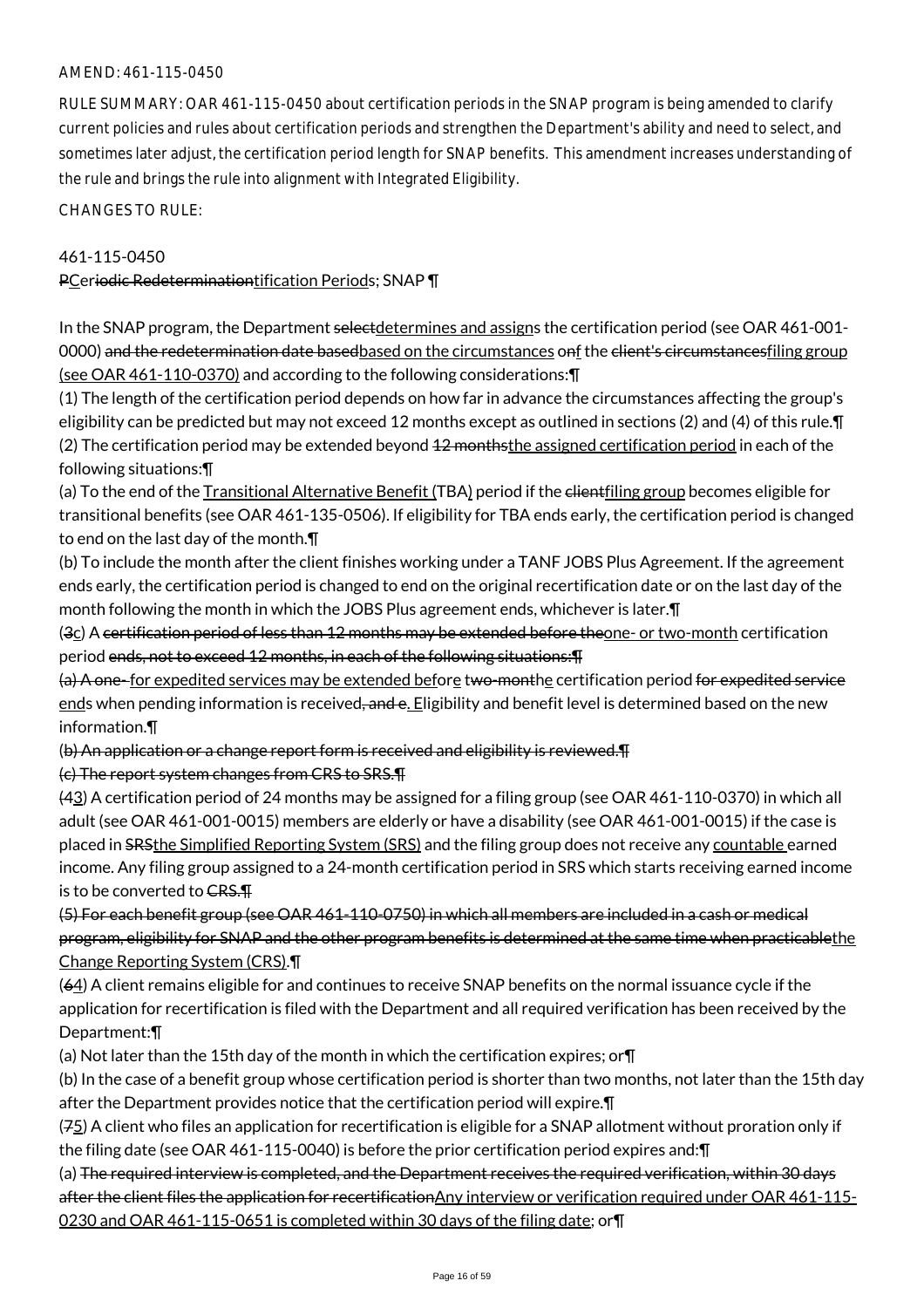AMEND: 461-115-0450

RULE SUMMARY: OAR 461-115-0450 about certification periods in the SNAP program is being amended to clarify current policies and rules about certification periods and strengthen the Department's ability and need to select, and sometimes later adjust, the certification period length for SNAP benefits. This amendment increases understanding of the rule and brings the rule into alignment with Integrated Eligibility.

CHANGES TO RULE:

461-115-0450

~~P~~Ce~~riodic Redetermination~~tification Periods; SNAP ¶

In the SNAP program, the Department ~~select~~determines and assigns the certification period (see OAR 461-001-0000) ~~and the redetermination date based~~based on the circumstances o~~n~~f the ~~client's circumstances~~filing group (see OAR 461-110-0370) and according to the following considerations:¶

(1) The length of the certification period depends on how far in advance the circumstances affecting the group's eligibility can be predicted but may not exceed 12 months except as outlined in sections (2) and (4) of this rule.¶

(2) The certification period may be extended beyond ~~12 months~~the assigned certification period in each of the following situations:¶

(a) To the end of the Transitional Alternative Benefit (TBA) period if the ~~client~~filing group becomes eligible for transitional benefits (see OAR 461-135-0506). If eligibility for TBA ends early, the certification period is changed to end on the last day of the month.¶

(b) To include the month after the client finishes working under a TANF JOBS Plus Agreement. If the agreement ends early, the certification period is changed to end on the original recertification date or on the last day of the month following the month in which the JOBS Plus agreement ends, whichever is later.¶

(~~3~~c) A ~~certification period of less than 12 months may be extended before the~~one- or two-month certification period ~~ends, not to exceed 12 months, in each of the following situations:¶~~

~~(a) A one-~~ for expedited services may be extended before t~~wo-month~~he certification period ~~for expedited service~~ ends when pending information is received~~, and e~~. Eligibility and benefit level is determined based on the new information.¶

~~(b) An application or a change report form is received and eligibility is reviewed.¶~~

~~(c) The report system changes from CRS to SRS.¶~~

(~~4~~3) A certification period of 24 months may be assigned for a filing group (see OAR 461-110-0370) in which all adult (see OAR 461-001-0015) members are elderly or have a disability (see OAR 461-001-0015) if the case is placed in ~~SRS~~the Simplified Reporting System (SRS) and the filing group does not receive any countable earned income. Any filing group assigned to a 24-month certification period in SRS which starts receiving earned income is to be converted to ~~CRS.¶~~

~~(5) For each benefit group (see OAR 461-110-0750) in which all members are included in a cash or medical program, eligibility for SNAP and the other program benefits is determined at the same time when practicable~~the Change Reporting System (CRS).¶

(~~6~~4) A client remains eligible for and continues to receive SNAP benefits on the normal issuance cycle if the application for recertification is filed with the Department and all required verification has been received by the Department:¶

(a) Not later than the 15th day of the month in which the certification expires; or¶

(b) In the case of a benefit group whose certification period is shorter than two months, not later than the 15th day after the Department provides notice that the certification period will expire.¶

(~~7~~5) A client who files an application for recertification is eligible for a SNAP allotment without proration only if the filing date (see OAR 461-115-0040) is before the prior certification period expires and:¶

(a) ~~The required interview is completed, and the Department receives the required verification, within 30 days after the client files the application for recertification~~Any interview or verification required under OAR 461-115-0230 and OAR 461-115-0651 is completed within 30 days of the filing date; or¶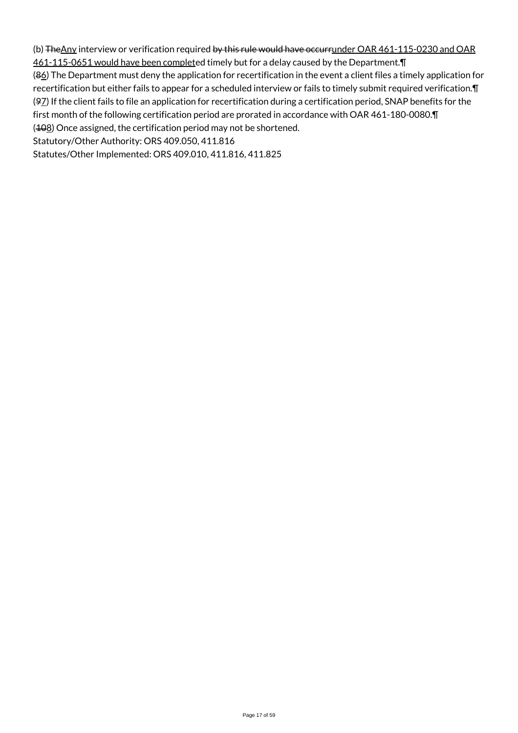(b) ~~The~~Any interview or verification required ~~by this rule would have occurr~~under OAR 461-115-0230 and OAR 461-115-0651 would have been completed timely but for a delay caused by the Department.¶

(~~8~~6) The Department must deny the application for recertification in the event a client files a timely application for recertification but either fails to appear for a scheduled interview or fails to timely submit required verification.¶

(~~9~~7) If the client fails to file an application for recertification during a certification period, SNAP benefits for the first month of the following certification period are prorated in accordance with OAR 461-180-0080.¶

(~~10~~8) Once assigned, the certification period may not be shortened.

Statutory/Other Authority: ORS 409.050, 411.816

Statutes/Other Implemented: ORS 409.010, 411.816, 411.825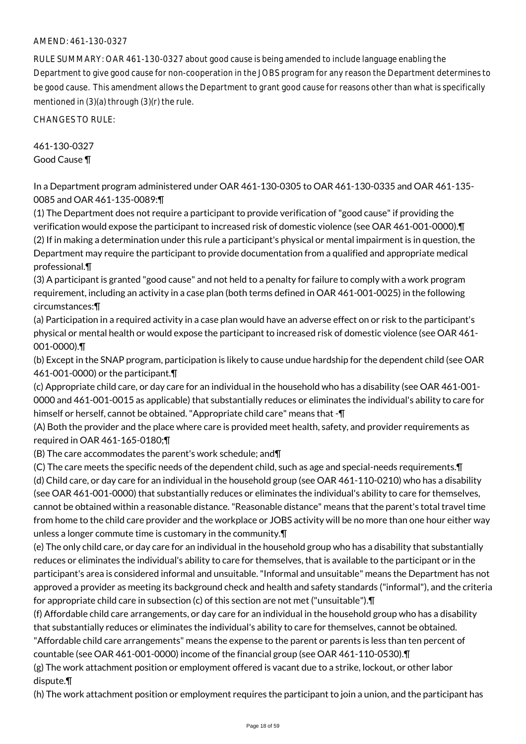AMEND: 461-130-0327

RULE SUMMARY: OAR 461-130-0327 about good cause is being amended to include language enabling the Department to give good cause for non-cooperation in the JOBS program for any reason the Department determines to be good cause. This amendment allows the Department to grant good cause for reasons other than what is specifically mentioned in (3)(a) through (3)(r) the rule.

CHANGES TO RULE:

461-130-0327
Good Cause ¶

In a Department program administered under OAR 461-130-0305 to OAR 461-130-0335 and OAR 461-135-0085 and OAR 461-135-0089:¶
(1) The Department does not require a participant to provide verification of "good cause" if providing the verification would expose the participant to increased risk of domestic violence (see OAR 461-001-0000).¶
(2) If in making a determination under this rule a participant's physical or mental impairment is in question, the Department may require the participant to provide documentation from a qualified and appropriate medical professional.¶
(3) A participant is granted "good cause" and not held to a penalty for failure to comply with a work program requirement, including an activity in a case plan (both terms defined in OAR 461-001-0025) in the following circumstances:¶
(a) Participation in a required activity in a case plan would have an adverse effect on or risk to the participant's physical or mental health or would expose the participant to increased risk of domestic violence (see OAR 461-001-0000).¶
(b) Except in the SNAP program, participation is likely to cause undue hardship for the dependent child (see OAR 461-001-0000) or the participant.¶
(c) Appropriate child care, or day care for an individual in the household who has a disability (see OAR 461-001-0000 and 461-001-0015 as applicable) that substantially reduces or eliminates the individual's ability to care for himself or herself, cannot be obtained. "Appropriate child care" means that -¶
(A) Both the provider and the place where care is provided meet health, safety, and provider requirements as required in OAR 461-165-0180;¶
(B) The care accommodates the parent's work schedule; and¶
(C) The care meets the specific needs of the dependent child, such as age and special-needs requirements.¶
(d) Child care, or day care for an individual in the household group (see OAR 461-110-0210) who has a disability (see OAR 461-001-0000) that substantially reduces or eliminates the individual's ability to care for themselves, cannot be obtained within a reasonable distance. "Reasonable distance" means that the parent's total travel time from home to the child care provider and the workplace or JOBS activity will be no more than one hour either way unless a longer commute time is customary in the community.¶
(e) The only child care, or day care for an individual in the household group who has a disability that substantially reduces or eliminates the individual's ability to care for themselves, that is available to the participant or in the participant's area is considered informal and unsuitable. "Informal and unsuitable" means the Department has not approved a provider as meeting its background check and health and safety standards ("informal"), and the criteria for appropriate child care in subsection (c) of this section are not met ("unsuitable").¶
(f) Affordable child care arrangements, or day care for an individual in the household group who has a disability that substantially reduces or eliminates the individual's ability to care for themselves, cannot be obtained. "Affordable child care arrangements" means the expense to the parent or parents is less than ten percent of countable (see OAR 461-001-0000) income of the financial group (see OAR 461-110-0530).¶
(g) The work attachment position or employment offered is vacant due to a strike, lockout, or other labor dispute.¶
(h) The work attachment position or employment requires the participant to join a union, and the participant has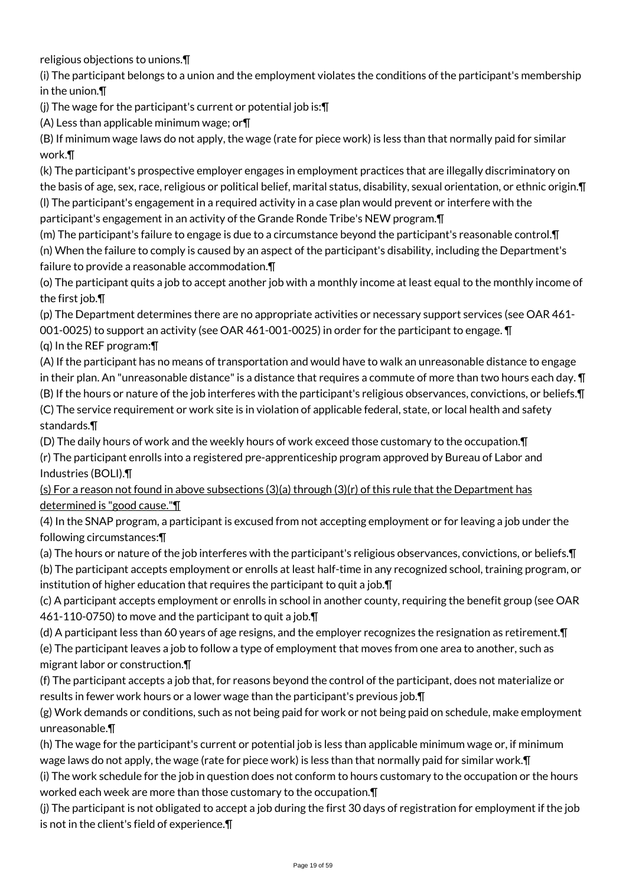religious objections to unions.¶

(i) The participant belongs to a union and the employment violates the conditions of the participant's membership in the union.¶

(j) The wage for the participant's current or potential job is:¶

(A) Less than applicable minimum wage; or¶

(B) If minimum wage laws do not apply, the wage (rate for piece work) is less than that normally paid for similar work.¶

(k) The participant's prospective employer engages in employment practices that are illegally discriminatory on the basis of age, sex, race, religious or political belief, marital status, disability, sexual orientation, or ethnic origin.¶

(l) The participant's engagement in a required activity in a case plan would prevent or interfere with the participant's engagement in an activity of the Grande Ronde Tribe's NEW program.¶

(m) The participant's failure to engage is due to a circumstance beyond the participant's reasonable control.¶

(n) When the failure to comply is caused by an aspect of the participant's disability, including the Department's failure to provide a reasonable accommodation.¶

(o) The participant quits a job to accept another job with a monthly income at least equal to the monthly income of the first job.¶

(p) The Department determines there are no appropriate activities or necessary support services (see OAR 461-001-0025) to support an activity (see OAR 461-001-0025) in order for the participant to engage. ¶

(q) In the REF program:¶

(A) If the participant has no means of transportation and would have to walk an unreasonable distance to engage in their plan. An "unreasonable distance" is a distance that requires a commute of more than two hours each day. ¶

(B) If the hours or nature of the job interferes with the participant's religious observances, convictions, or beliefs.¶

(C) The service requirement or work site is in violation of applicable federal, state, or local health and safety standards.¶

(D) The daily hours of work and the weekly hours of work exceed those customary to the occupation.¶

(r) The participant enrolls into a registered pre-apprenticeship program approved by Bureau of Labor and Industries (BOLI).¶

<u>(s) For a reason not found in above subsections (3)(a) through (3)(r) of this rule that the Department has determined is "good cause."¶</u>

(4) In the SNAP program, a participant is excused from not accepting employment or for leaving a job under the following circumstances:¶

(a) The hours or nature of the job interferes with the participant's religious observances, convictions, or beliefs.¶

(b) The participant accepts employment or enrolls at least half-time in any recognized school, training program, or institution of higher education that requires the participant to quit a job.¶

(c) A participant accepts employment or enrolls in school in another county, requiring the benefit group (see OAR 461-110-0750) to move and the participant to quit a job.¶

(d) A participant less than 60 years of age resigns, and the employer recognizes the resignation as retirement.¶

(e) The participant leaves a job to follow a type of employment that moves from one area to another, such as migrant labor or construction.¶

(f) The participant accepts a job that, for reasons beyond the control of the participant, does not materialize or results in fewer work hours or a lower wage than the participant's previous job.¶

(g) Work demands or conditions, such as not being paid for work or not being paid on schedule, make employment unreasonable.¶

(h) The wage for the participant's current or potential job is less than applicable minimum wage or, if minimum wage laws do not apply, the wage (rate for piece work) is less than that normally paid for similar work.¶

(i) The work schedule for the job in question does not conform to hours customary to the occupation or the hours worked each week are more than those customary to the occupation.¶

(j) The participant is not obligated to accept a job during the first 30 days of registration for employment if the job is not in the client's field of experience.¶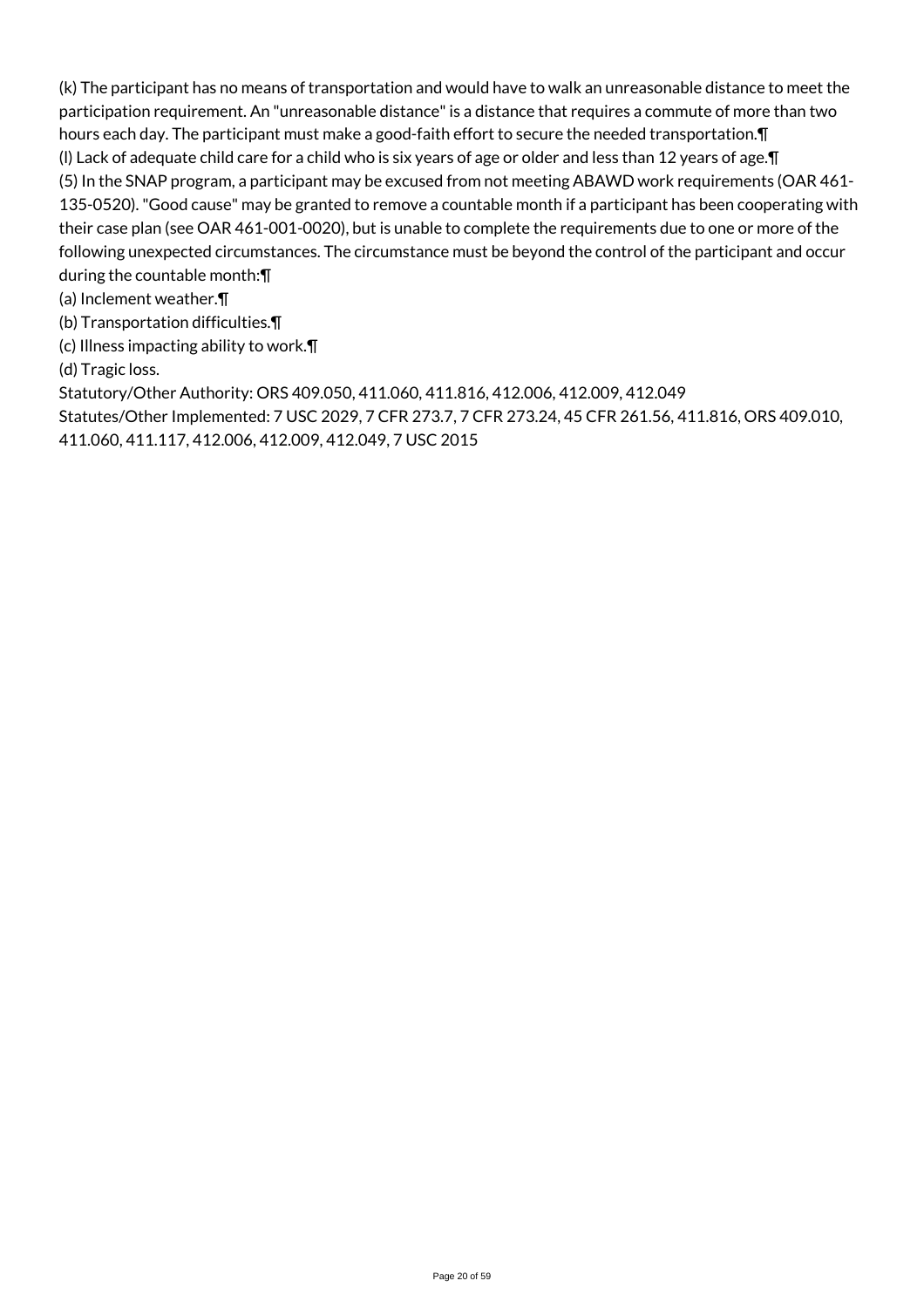(k) The participant has no means of transportation and would have to walk an unreasonable distance to meet the participation requirement. An "unreasonable distance" is a distance that requires a commute of more than two hours each day. The participant must make a good-faith effort to secure the needed transportation.¶

(l) Lack of adequate child care for a child who is six years of age or older and less than 12 years of age.¶

(5) In the SNAP program, a participant may be excused from not meeting ABAWD work requirements (OAR 461-135-0520). "Good cause" may be granted to remove a countable month if a participant has been cooperating with their case plan (see OAR 461-001-0020), but is unable to complete the requirements due to one or more of the following unexpected circumstances. The circumstance must be beyond the control of the participant and occur during the countable month:¶

(a) Inclement weather.¶

(b) Transportation difficulties.¶

(c) Illness impacting ability to work.¶

(d) Tragic loss.

Statutory/Other Authority: ORS 409.050, 411.060, 411.816, 412.006, 412.009, 412.049

Statutes/Other Implemented: 7 USC 2029, 7 CFR 273.7, 7 CFR 273.24, 45 CFR 261.56, 411.816, ORS 409.010, 411.060, 411.117, 412.006, 412.009, 412.049, 7 USC 2015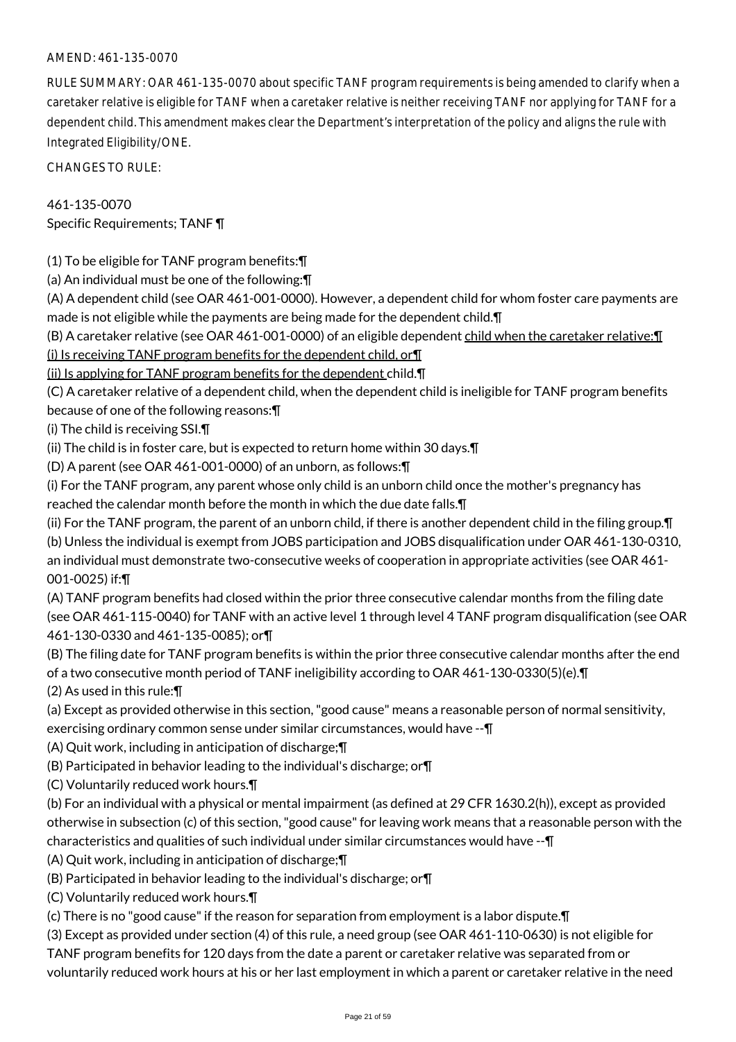AMEND: 461-135-0070

RULE SUMMARY: OAR 461-135-0070 about specific TANF program requirements is being amended to clarify when a caretaker relative is eligible for TANF when a caretaker relative is neither receiving TANF nor applying for TANF for a dependent child. This amendment makes clear the Department's interpretation of the policy and aligns the rule with Integrated Eligibility/ONE.

CHANGES TO RULE:

461-135-0070
Specific Requirements; TANF ¶

(1) To be eligible for TANF program benefits:¶
(a) An individual must be one of the following:¶
(A) A dependent child (see OAR 461-001-0000). However, a dependent child for whom foster care payments are made is not eligible while the payments are being made for the dependent child.¶
(B) A caretaker relative (see OAR 461-001-0000) of an eligible dependent child when the caretaker relative:¶
(i) Is receiving TANF program benefits for the dependent child, or¶
(ii) Is applying for TANF program benefits for the dependent child.¶
(C) A caretaker relative of a dependent child, when the dependent child is ineligible for TANF program benefits because of one of the following reasons:¶
(i) The child is receiving SSI.¶
(ii) The child is in foster care, but is expected to return home within 30 days.¶
(D) A parent (see OAR 461-001-0000) of an unborn, as follows:¶
(i) For the TANF program, any parent whose only child is an unborn child once the mother's pregnancy has reached the calendar month before the month in which the due date falls.¶
(ii) For the TANF program, the parent of an unborn child, if there is another dependent child in the filing group.¶
(b) Unless the individual is exempt from JOBS participation and JOBS disqualification under OAR 461-130-0310, an individual must demonstrate two-consecutive weeks of cooperation in appropriate activities (see OAR 461-001-0025) if:¶
(A) TANF program benefits had closed within the prior three consecutive calendar months from the filing date (see OAR 461-115-0040) for TANF with an active level 1 through level 4 TANF program disqualification (see OAR 461-130-0330 and 461-135-0085); or¶
(B) The filing date for TANF program benefits is within the prior three consecutive calendar months after the end of a two consecutive month period of TANF ineligibility according to OAR 461-130-0330(5)(e).¶
(2) As used in this rule:¶
(a) Except as provided otherwise in this section, "good cause" means a reasonable person of normal sensitivity, exercising ordinary common sense under similar circumstances, would have --¶
(A) Quit work, including in anticipation of discharge;¶
(B) Participated in behavior leading to the individual's discharge; or¶
(C) Voluntarily reduced work hours.¶
(b) For an individual with a physical or mental impairment (as defined at 29 CFR 1630.2(h)), except as provided otherwise in subsection (c) of this section, "good cause" for leaving work means that a reasonable person with the characteristics and qualities of such individual under similar circumstances would have --¶
(A) Quit work, including in anticipation of discharge;¶
(B) Participated in behavior leading to the individual's discharge; or¶
(C) Voluntarily reduced work hours.¶
(c) There is no "good cause" if the reason for separation from employment is a labor dispute.¶
(3) Except as provided under section (4) of this rule, a need group (see OAR 461-110-0630) is not eligible for TANF program benefits for 120 days from the date a parent or caretaker relative was separated from or voluntarily reduced work hours at his or her last employment in which a parent or caretaker relative in the need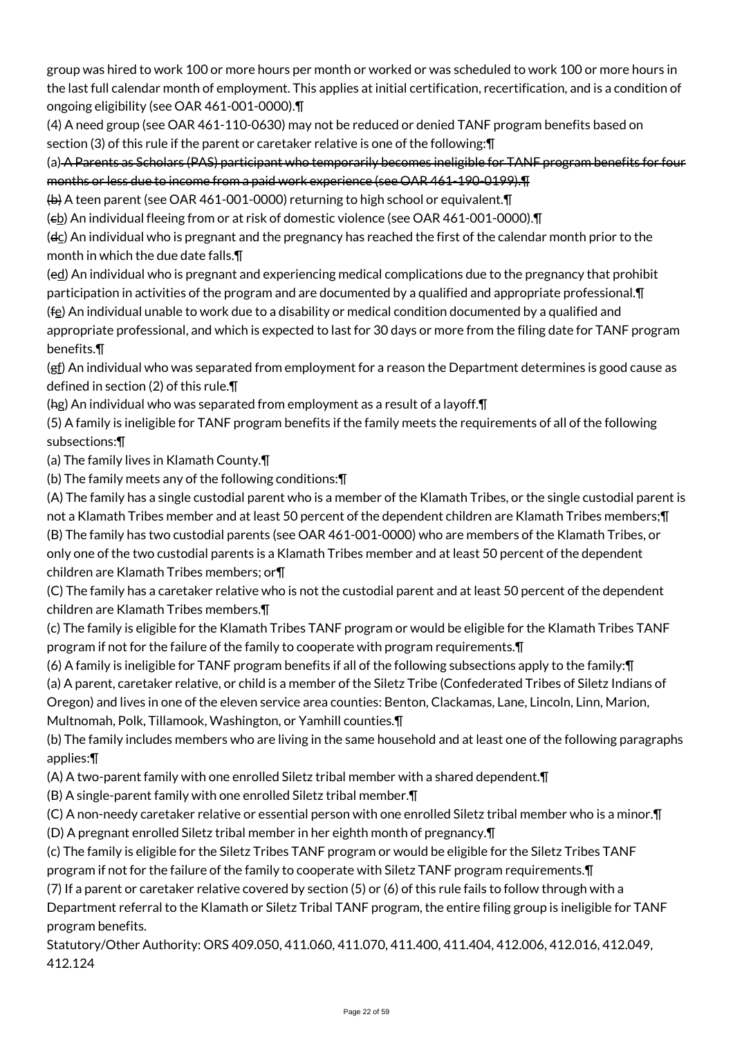group was hired to work 100 or more hours per month or worked or was scheduled to work 100 or more hours in the last full calendar month of employment. This applies at initial certification, recertification, and is a condition of ongoing eligibility (see OAR 461-001-0000).¶

(4) A need group (see OAR 461-110-0630) may not be reduced or denied TANF program benefits based on section (3) of this rule if the parent or caretaker relative is one of the following:¶

(a) ~~A Parents as Scholars (PAS) participant who temporarily becomes ineligible for TANF program benefits for four months or less due to income from a paid work experience (see OAR 461-190-0199).¶~~

~~(b)~~ A teen parent (see OAR 461-001-0000) returning to high school or equivalent.¶

(~~c~~b) An individual fleeing from or at risk of domestic violence (see OAR 461-001-0000).¶

(~~d~~c) An individual who is pregnant and the pregnancy has reached the first of the calendar month prior to the month in which the due date falls.¶

(~~e~~d) An individual who is pregnant and experiencing medical complications due to the pregnancy that prohibit participation in activities of the program and are documented by a qualified and appropriate professional.¶

(~~f~~e) An individual unable to work due to a disability or medical condition documented by a qualified and appropriate professional, and which is expected to last for 30 days or more from the filing date for TANF program benefits.¶

(~~g~~f) An individual who was separated from employment for a reason the Department determines is good cause as defined in section (2) of this rule.¶

(~~h~~g) An individual who was separated from employment as a result of a layoff.¶

(5) A family is ineligible for TANF program benefits if the family meets the requirements of all of the following subsections:¶

(a) The family lives in Klamath County.¶

(b) The family meets any of the following conditions:¶

(A) The family has a single custodial parent who is a member of the Klamath Tribes, or the single custodial parent is not a Klamath Tribes member and at least 50 percent of the dependent children are Klamath Tribes members;¶

(B) The family has two custodial parents (see OAR 461-001-0000) who are members of the Klamath Tribes, or only one of the two custodial parents is a Klamath Tribes member and at least 50 percent of the dependent children are Klamath Tribes members; or¶

(C) The family has a caretaker relative who is not the custodial parent and at least 50 percent of the dependent children are Klamath Tribes members.¶

(c) The family is eligible for the Klamath Tribes TANF program or would be eligible for the Klamath Tribes TANF program if not for the failure of the family to cooperate with program requirements.¶

(6) A family is ineligible for TANF program benefits if all of the following subsections apply to the family:¶

(a) A parent, caretaker relative, or child is a member of the Siletz Tribe (Confederated Tribes of Siletz Indians of Oregon) and lives in one of the eleven service area counties: Benton, Clackamas, Lane, Lincoln, Linn, Marion, Multnomah, Polk, Tillamook, Washington, or Yamhill counties.¶

(b) The family includes members who are living in the same household and at least one of the following paragraphs applies:¶

(A) A two-parent family with one enrolled Siletz tribal member with a shared dependent.¶

(B) A single-parent family with one enrolled Siletz tribal member.¶

(C) A non-needy caretaker relative or essential person with one enrolled Siletz tribal member who is a minor.¶

(D) A pregnant enrolled Siletz tribal member in her eighth month of pregnancy.¶

(c) The family is eligible for the Siletz Tribes TANF program or would be eligible for the Siletz Tribes TANF program if not for the failure of the family to cooperate with Siletz TANF program requirements.¶

(7) If a parent or caretaker relative covered by section (5) or (6) of this rule fails to follow through with a Department referral to the Klamath or Siletz Tribal TANF program, the entire filing group is ineligible for TANF program benefits.

Statutory/Other Authority: ORS 409.050, 411.060, 411.070, 411.400, 411.404, 412.006, 412.016, 412.049, 412.124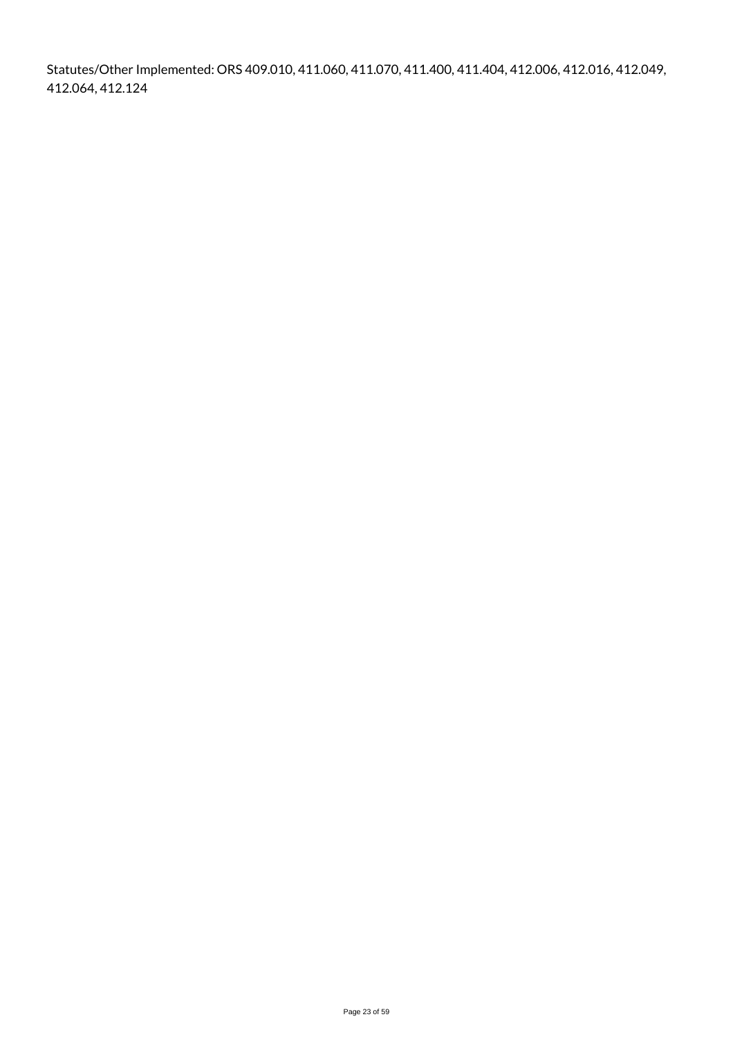Statutes/Other Implemented: ORS 409.010, 411.060, 411.070, 411.400, 411.404, 412.006, 412.016, 412.049, 412.064, 412.124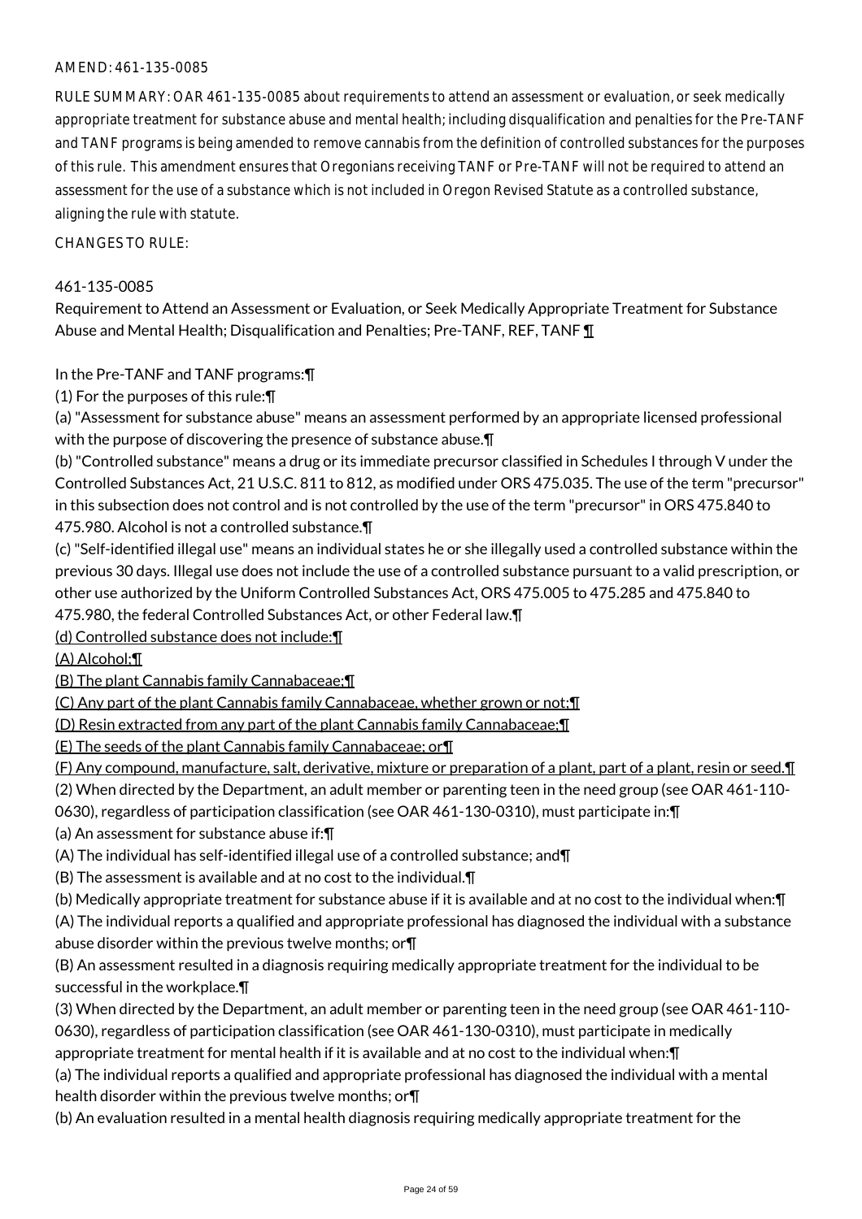AMEND: 461-135-0085

RULE SUMMARY: OAR 461-135-0085 about requirements to attend an assessment or evaluation, or seek medically appropriate treatment for substance abuse and mental health; including disqualification and penalties for the Pre-TANF and TANF programs is being amended to remove cannabis from the definition of controlled substances for the purposes of this rule. This amendment ensures that Oregonians receiving TANF or Pre-TANF will not be required to attend an assessment for the use of a substance which is not included in Oregon Revised Statute as a controlled substance, aligning the rule with statute.

CHANGES TO RULE:

461-135-0085
Requirement to Attend an Assessment or Evaluation, or Seek Medically Appropriate Treatment for Substance Abuse and Mental Health; Disqualification and Penalties; Pre-TANF, REF, TANF ¶

In the Pre-TANF and TANF programs:¶
(1) For the purposes of this rule:¶
(a) "Assessment for substance abuse" means an assessment performed by an appropriate licensed professional with the purpose of discovering the presence of substance abuse.¶
(b) "Controlled substance" means a drug or its immediate precursor classified in Schedules I through V under the Controlled Substances Act, 21 U.S.C. 811 to 812, as modified under ORS 475.035. The use of the term "precursor" in this subsection does not control and is not controlled by the use of the term "precursor" in ORS 475.840 to 475.980. Alcohol is not a controlled substance.¶
(c) "Self-identified illegal use" means an individual states he or she illegally used a controlled substance within the previous 30 days. Illegal use does not include the use of a controlled substance pursuant to a valid prescription, or other use authorized by the Uniform Controlled Substances Act, ORS 475.005 to 475.285 and 475.840 to 475.980, the federal Controlled Substances Act, or other Federal law.¶
<u>(d) Controlled substance does not include:¶</u>
<u>(A) Alcohol;¶</u>
<u>(B) The plant Cannabis family Cannabaceae;¶</u>
<u>(C) Any part of the plant Cannabis family Cannabaceae, whether grown or not;¶</u>
<u>(D) Resin extracted from any part of the plant Cannabis family Cannabaceae;¶</u>
<u>(E) The seeds of the plant Cannabis family Cannabaceae; or¶</u>
<u>(F) Any compound, manufacture, salt, derivative, mixture or preparation of a plant, part of a plant, resin or seed.¶</u>
(2) When directed by the Department, an adult member or parenting teen in the need group (see OAR 461-110-0630), regardless of participation classification (see OAR 461-130-0310), must participate in:¶
(a) An assessment for substance abuse if:¶
(A) The individual has self-identified illegal use of a controlled substance; and¶
(B) The assessment is available and at no cost to the individual.¶
(b) Medically appropriate treatment for substance abuse if it is available and at no cost to the individual when:¶
(A) The individual reports a qualified and appropriate professional has diagnosed the individual with a substance abuse disorder within the previous twelve months; or¶
(B) An assessment resulted in a diagnosis requiring medically appropriate treatment for the individual to be successful in the workplace.¶
(3) When directed by the Department, an adult member or parenting teen in the need group (see OAR 461-110-0630), regardless of participation classification (see OAR 461-130-0310), must participate in medically appropriate treatment for mental health if it is available and at no cost to the individual when:¶
(a) The individual reports a qualified and appropriate professional has diagnosed the individual with a mental health disorder within the previous twelve months; or¶
(b) An evaluation resulted in a mental health diagnosis requiring medically appropriate treatment for the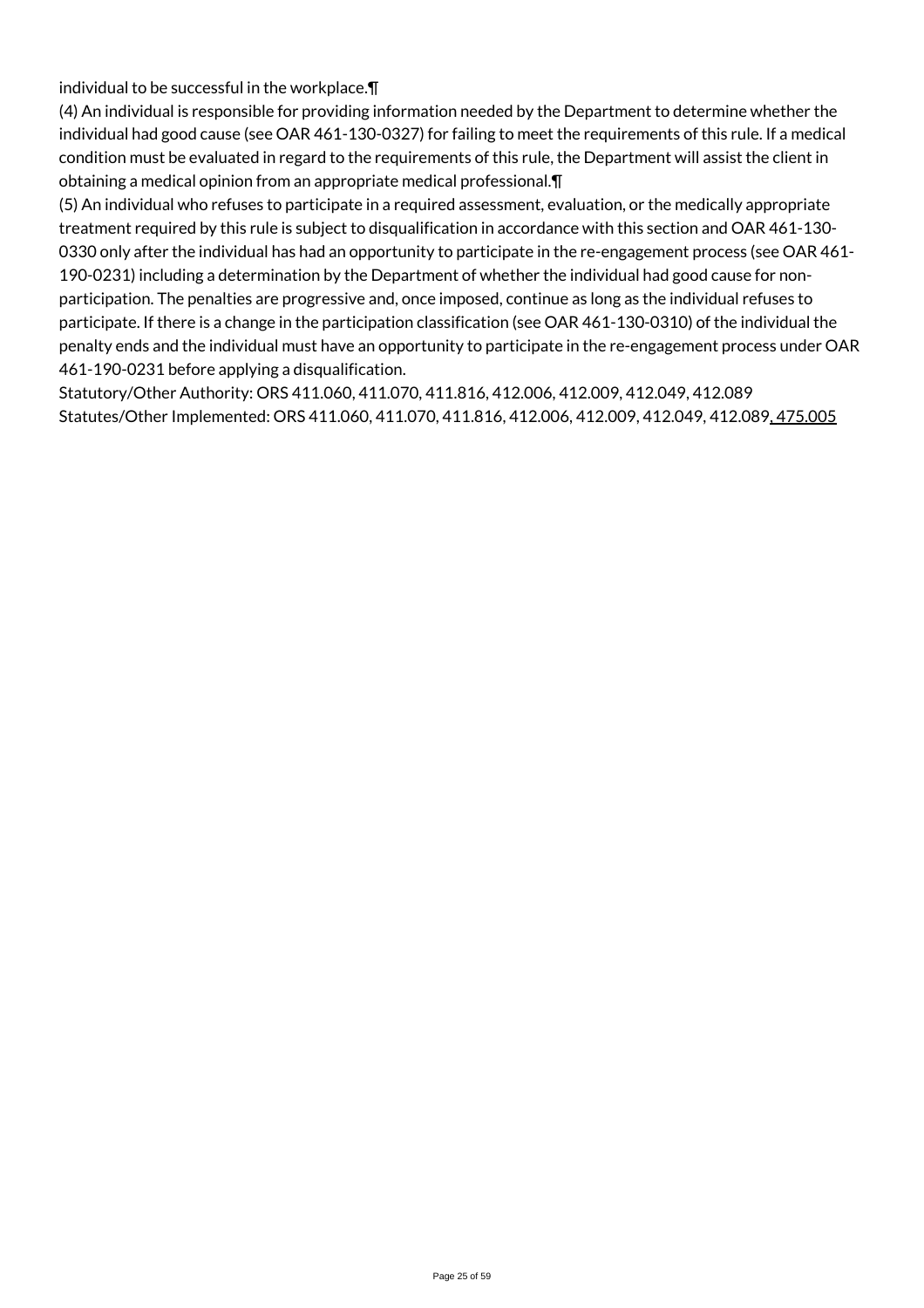individual to be successful in the workplace.¶

(4) An individual is responsible for providing information needed by the Department to determine whether the individual had good cause (see OAR 461-130-0327) for failing to meet the requirements of this rule. If a medical condition must be evaluated in regard to the requirements of this rule, the Department will assist the client in obtaining a medical opinion from an appropriate medical professional.¶

(5) An individual who refuses to participate in a required assessment, evaluation, or the medically appropriate treatment required by this rule is subject to disqualification in accordance with this section and OAR 461-130-0330 only after the individual has had an opportunity to participate in the re-engagement process (see OAR 461-190-0231) including a determination by the Department of whether the individual had good cause for non-participation. The penalties are progressive and, once imposed, continue as long as the individual refuses to participate. If there is a change in the participation classification (see OAR 461-130-0310) of the individual the penalty ends and the individual must have an opportunity to participate in the re-engagement process under OAR 461-190-0231 before applying a disqualification.

Statutory/Other Authority: ORS 411.060, 411.070, 411.816, 412.006, 412.009, 412.049, 412.089

Statutes/Other Implemented: ORS 411.060, 411.070, 411.816, 412.006, 412.009, 412.049, 412.089, 475.005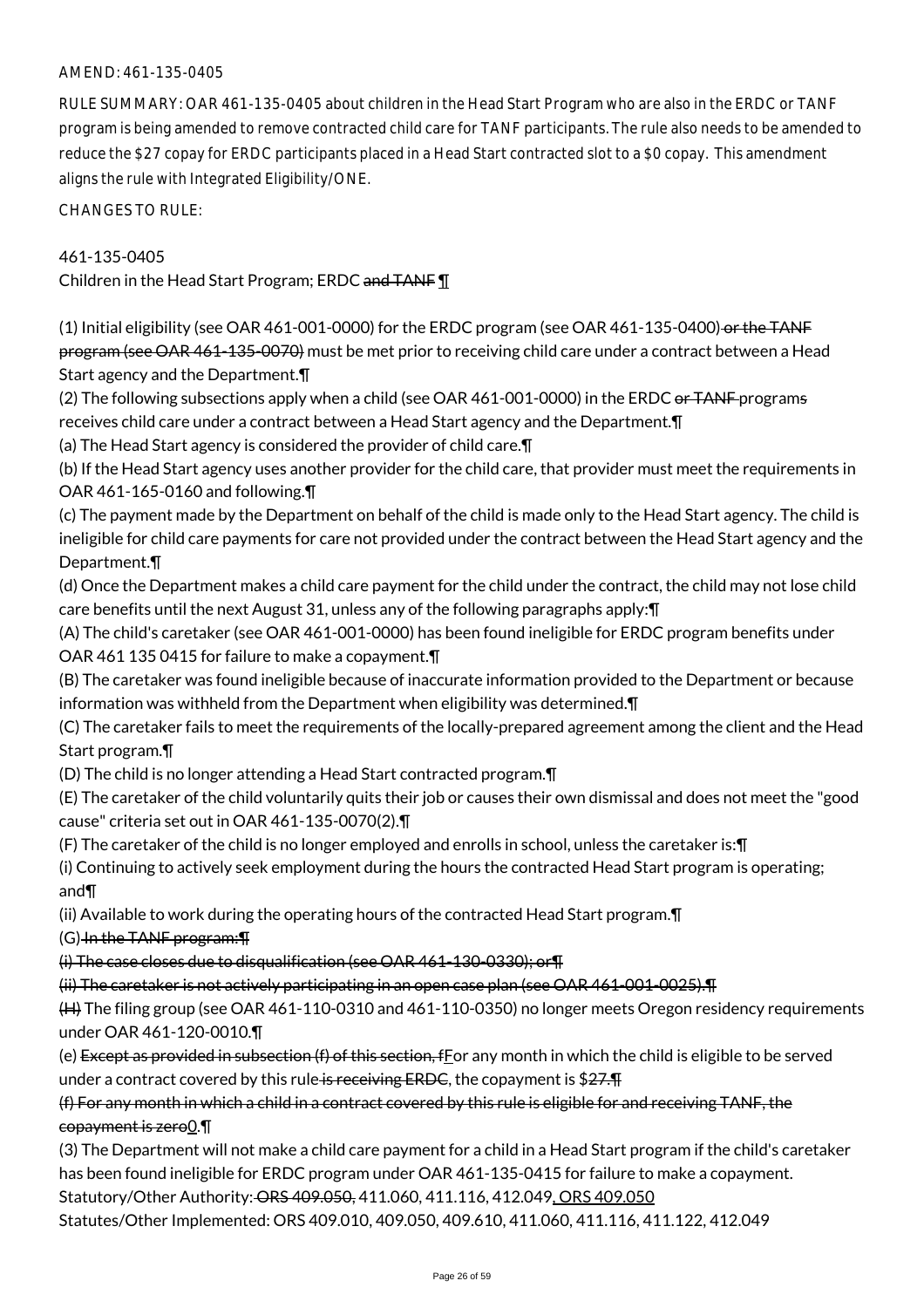AMEND: 461-135-0405

RULE SUMMARY: OAR 461-135-0405 about children in the Head Start Program who are also in the ERDC or TANF program is being amended to remove contracted child care for TANF participants. The rule also needs to be amended to reduce the $27 copay for ERDC participants placed in a Head Start contracted slot to a $0 copay. This amendment aligns the rule with Integrated Eligibility/ONE.

CHANGES TO RULE:

461-135-0405
Children in the Head Start Program; ERDC ~~and TANF~~ ¶

(1) Initial eligibility (see OAR 461-001-0000) for the ERDC program (see OAR 461-135-0400) ~~or the TANF program (see OAR 461-135-0070)~~ must be met prior to receiving child care under a contract between a Head Start agency and the Department.¶
(2) The following subsections apply when a child (see OAR 461-001-0000) in the ERDC ~~or TANF~~ program~~s~~ receives child care under a contract between a Head Start agency and the Department.¶
(a) The Head Start agency is considered the provider of child care.¶
(b) If the Head Start agency uses another provider for the child care, that provider must meet the requirements in OAR 461-165-0160 and following.¶
(c) The payment made by the Department on behalf of the child is made only to the Head Start agency. The child is ineligible for child care payments for care not provided under the contract between the Head Start agency and the Department.¶
(d) Once the Department makes a child care payment for the child under the contract, the child may not lose child care benefits until the next August 31, unless any of the following paragraphs apply:¶
(A) The child's caretaker (see OAR 461-001-0000) has been found ineligible for ERDC program benefits under OAR 461 135 0415 for failure to make a copayment.¶
(B) The caretaker was found ineligible because of inaccurate information provided to the Department or because information was withheld from the Department when eligibility was determined.¶
(C) The caretaker fails to meet the requirements of the locally-prepared agreement among the client and the Head Start program.¶
(D) The child is no longer attending a Head Start contracted program.¶
(E) The caretaker of the child voluntarily quits their job or causes their own dismissal and does not meet the "good cause" criteria set out in OAR 461-135-0070(2).¶
(F) The caretaker of the child is no longer employed and enrolls in school, unless the caretaker is:¶
(i) Continuing to actively seek employment during the hours the contracted Head Start program is operating; and¶
(ii) Available to work during the operating hours of the contracted Head Start program.¶
(G) ~~In the TANF program:¶~~
~~(i) The case closes due to disqualification (see OAR 461-130-0330); or¶~~
~~(ii) The caretaker is not actively participating in an open case plan (see OAR 461-001-0025).¶~~
~~(H)~~ The filing group (see OAR 461-110-0310 and 461-110-0350) no longer meets Oregon residency requirements under OAR 461-120-0010.¶
(e) ~~Except as provided in subsection (f) of this section, f~~For any month in which the child is eligible to be served under a contract covered by this rule ~~is receiving ERDC~~, the copayment is $~~27.¶~~
~~(f) For any month in which a child in a contract covered by this rule is eligible for and receiving TANF, the copayment is zero~~0.¶
(3) The Department will not make a child care payment for a child in a Head Start program if the child's caretaker has been found ineligible for ERDC program under OAR 461-135-0415 for failure to make a copayment.
Statutory/Other Authority: ~~ORS 409.050,~~ 411.060, 411.116, 412.049, ORS 409.050
Statutes/Other Implemented: ORS 409.010, 409.050, 409.610, 411.060, 411.116, 411.122, 412.049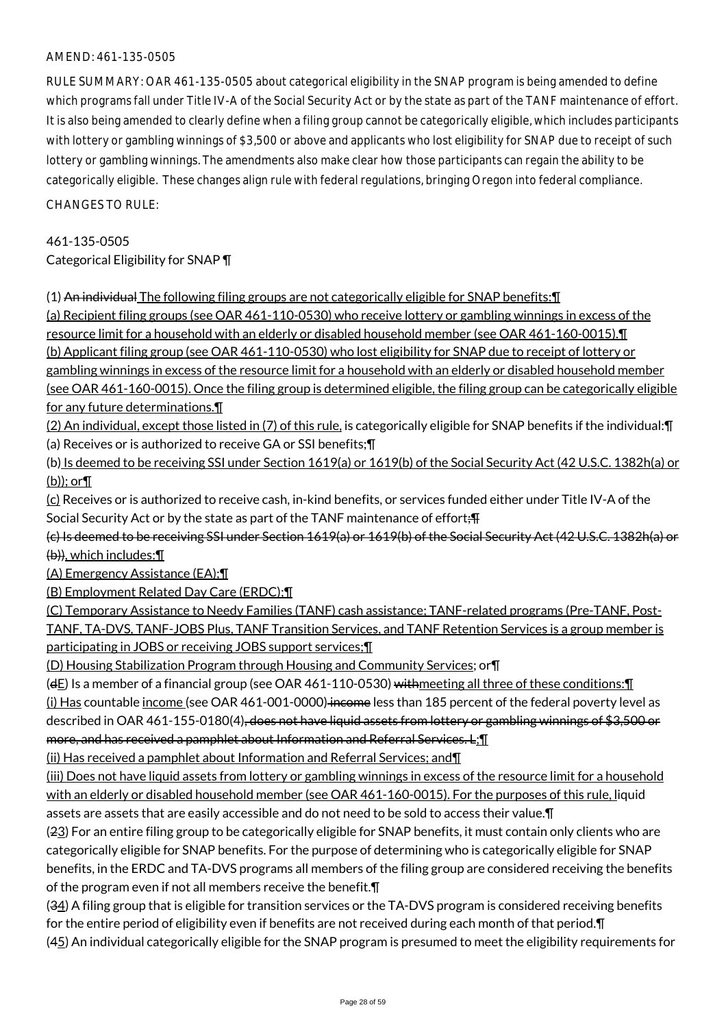AMEND: 461-135-0505

RULE SUMMARY: OAR 461-135-0505 about categorical eligibility in the SNAP program is being amended to define which programs fall under Title IV-A of the Social Security Act or by the state as part of the TANF maintenance of effort. It is also being amended to clearly define when a filing group cannot be categorically eligible, which includes participants with lottery or gambling winnings of $3,500 or above and applicants who lost eligibility for SNAP due to receipt of such lottery or gambling winnings. The amendments also make clear how those participants can regain the ability to be categorically eligible. These changes align rule with federal regulations, bringing Oregon into federal compliance.

CHANGES TO RULE:

461-135-0505
Categorical Eligibility for SNAP ¶

(1) ~~An individual~~ The following filing groups are not categorically eligible for SNAP benefits:¶
(a) Recipient filing groups (see OAR 461-110-0530) who receive lottery or gambling winnings in excess of the resource limit for a household with an elderly or disabled household member (see OAR 461-160-0015).¶
(b) Applicant filing group (see OAR 461-110-0530) who lost eligibility for SNAP due to receipt of lottery or gambling winnings in excess of the resource limit for a household with an elderly or disabled household member (see OAR 461-160-0015). Once the filing group is determined eligible, the filing group can be categorically eligible for any future determinations.¶
(2) An individual, except those listed in (7) of this rule, is categorically eligible for SNAP benefits if the individual:¶
(a) Receives or is authorized to receive GA or SSI benefits;¶
(b) Is deemed to be receiving SSI under Section 1619(a) or 1619(b) of the Social Security Act (42 U.S.C. 1382h(a) or (b)); or¶
(c) Receives or is authorized to receive cash, in-kind benefits, or services funded either under Title IV-A of the Social Security Act or by the state as part of the TANF maintenance of effort~~;¶~~
~~(c) Is deemed to be receiving SSI under Section 1619(a) or 1619(b) of the Social Security Act (42 U.S.C. 1382h(a) or (b))~~, which includes:¶
(A) Emergency Assistance (EA);¶
(B) Employment Related Day Care (ERDC);¶
(C) Temporary Assistance to Needy Families (TANF) cash assistance; TANF-related programs (Pre-TANF, Post-TANF, TA-DVS, TANF-JOBS Plus, TANF Transition Services, and TANF Retention Services is a group member is participating in JOBS or receiving JOBS support services;¶
(D) Housing Stabilization Program through Housing and Community Services; or¶
(~~d~~E) Is a member of a financial group (see OAR 461-110-0530) ~~with~~meeting all three of these conditions:¶
(i) Has countable income (see OAR 461-001-0000) ~~income~~ less than 185 percent of the federal poverty level as described in OAR 461-155-0180(4)~~, does not have liquid assets from lottery or gambling winnings of $3,500 or more, and has received a pamphlet about Information and Referral Services. L~~;¶
(ii) Has received a pamphlet about Information and Referral Services; and¶
(iii) Does not have liquid assets from lottery or gambling winnings in excess of the resource limit for a household with an elderly or disabled household member (see OAR 461-160-0015). For the purposes of this rule, liquid assets are assets that are easily accessible and do not need to be sold to access their value.¶
(~~2~~3) For an entire filing group to be categorically eligible for SNAP benefits, it must contain only clients who are categorically eligible for SNAP benefits. For the purpose of determining who is categorically eligible for SNAP benefits, in the ERDC and TA-DVS programs all members of the filing group are considered receiving the benefits of the program even if not all members receive the benefit.¶
(~~3~~4) A filing group that is eligible for transition services or the TA-DVS program is considered receiving benefits for the entire period of eligibility even if benefits are not received during each month of that period.¶
(~~4~~5) An individual categorically eligible for the SNAP program is presumed to meet the eligibility requirements for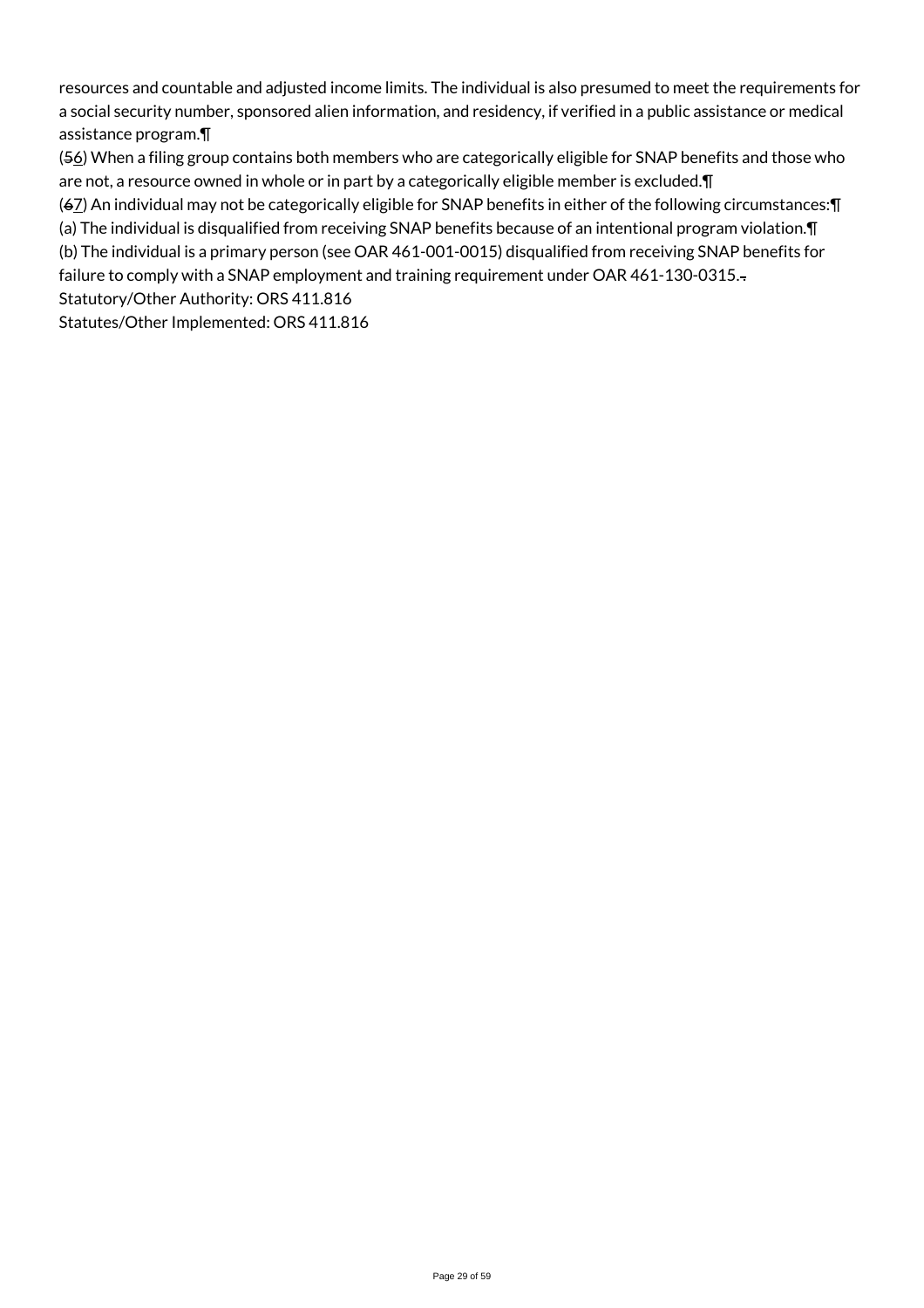resources and countable and adjusted income limits. The individual is also presumed to meet the requirements for a social security number, sponsored alien information, and residency, if verified in a public assistance or medical assistance program.¶

(~~5~~6) When a filing group contains both members who are categorically eligible for SNAP benefits and those who are not, a resource owned in whole or in part by a categorically eligible member is excluded.¶

(~~6~~7) An individual may not be categorically eligible for SNAP benefits in either of the following circumstances:¶

(a) The individual is disqualified from receiving SNAP benefits because of an intentional program violation.¶

(b) The individual is a primary person (see OAR 461-001-0015) disqualified from receiving SNAP benefits for failure to comply with a SNAP employment and training requirement under OAR 461-130-0315.~~.~~

Statutory/Other Authority: ORS 411.816

Statutes/Other Implemented: ORS 411.816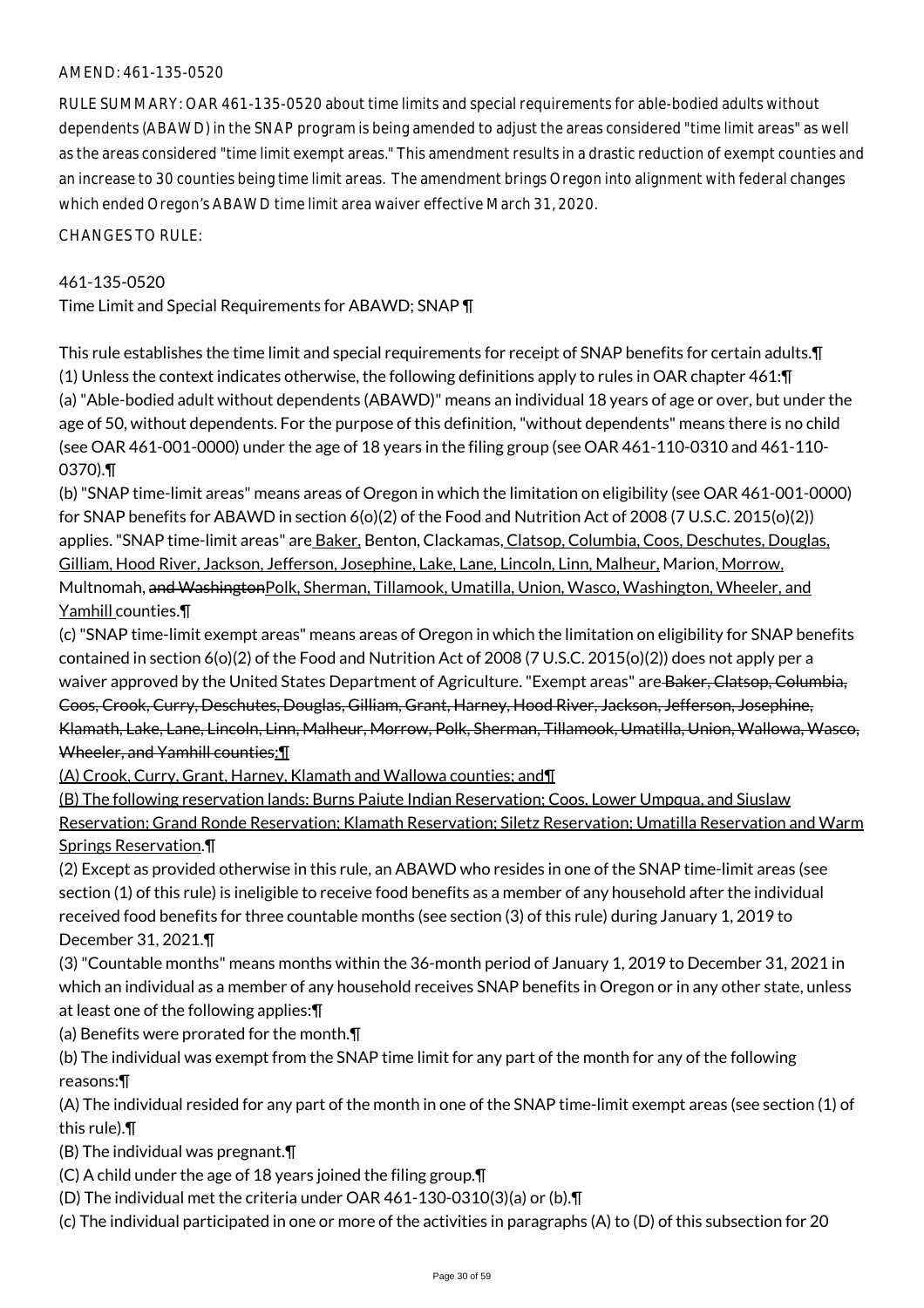AMEND: 461-135-0520

RULE SUMMARY: OAR 461-135-0520 about time limits and special requirements for able-bodied adults without dependents (ABAWD) in the SNAP program is being amended to adjust the areas considered "time limit areas" as well as the areas considered "time limit exempt areas." This amendment results in a drastic reduction of exempt counties and an increase to 30 counties being time limit areas. The amendment brings Oregon into alignment with federal changes which ended Oregon's ABAWD time limit area waiver effective March 31, 2020.

CHANGES TO RULE:

461-135-0520
Time Limit and Special Requirements for ABAWD; SNAP ¶

This rule establishes the time limit and special requirements for receipt of SNAP benefits for certain adults.¶
(1) Unless the context indicates otherwise, the following definitions apply to rules in OAR chapter 461:¶
(a) "Able-bodied adult without dependents (ABAWD)" means an individual 18 years of age or over, but under the age of 50, without dependents. For the purpose of this definition, "without dependents" means there is no child (see OAR 461-001-0000) under the age of 18 years in the filing group (see OAR 461-110-0310 and 461-110-0370).¶
(b) "SNAP time-limit areas" means areas of Oregon in which the limitation on eligibility (see OAR 461-001-0000) for SNAP benefits for ABAWD in section 6(o)(2) of the Food and Nutrition Act of 2008 (7 U.S.C. 2015(o)(2)) applies. "SNAP time-limit areas" are Baker, Benton, Clackamas, Clatsop, Columbia, Coos, Deschutes, Douglas, Gilliam, Hood River, Jackson, Jefferson, Josephine, Lake, Lane, Lincoln, Linn, Malheur, Marion, Morrow, Multnomah, ~~and Washington~~Polk, Sherman, Tillamook, Umatilla, Union, Wasco, Washington, Wheeler, and Yamhill counties.¶
(c) "SNAP time-limit exempt areas" means areas of Oregon in which the limitation on eligibility for SNAP benefits contained in section 6(o)(2) of the Food and Nutrition Act of 2008 (7 U.S.C. 2015(o)(2)) does not apply per a waiver approved by the United States Department of Agriculture. "Exempt areas" are ~~Baker, Clatsop, Columbia, Coos, Crook, Curry, Deschutes, Douglas, Gilliam, Grant, Harney, Hood River, Jackson, Jefferson, Josephine, Klamath, Lake, Lane, Lincoln, Linn, Malheur, Morrow, Polk, Sherman, Tillamook, Umatilla, Union, Wallowa, Wasco, Wheeler, and Yamhill counties.~~:¶
(A) Crook, Curry, Grant, Harney, Klamath and Wallowa counties; and¶
(B) The following reservation lands: Burns Paiute Indian Reservation; Coos, Lower Umpqua, and Siuslaw Reservation; Grand Ronde Reservation; Klamath Reservation; Siletz Reservation; Umatilla Reservation and Warm Springs Reservation.¶
(2) Except as provided otherwise in this rule, an ABAWD who resides in one of the SNAP time-limit areas (see section (1) of this rule) is ineligible to receive food benefits as a member of any household after the individual received food benefits for three countable months (see section (3) of this rule) during January 1, 2019 to December 31, 2021.¶
(3) "Countable months" means months within the 36-month period of January 1, 2019 to December 31, 2021 in which an individual as a member of any household receives SNAP benefits in Oregon or in any other state, unless at least one of the following applies:¶
(a) Benefits were prorated for the month.¶
(b) The individual was exempt from the SNAP time limit for any part of the month for any of the following reasons:¶
(A) The individual resided for any part of the month in one of the SNAP time-limit exempt areas (see section (1) of this rule).¶
(B) The individual was pregnant.¶
(C) A child under the age of 18 years joined the filing group.¶
(D) The individual met the criteria under OAR 461-130-0310(3)(a) or (b).¶
(c) The individual participated in one or more of the activities in paragraphs (A) to (D) of this subsection for 20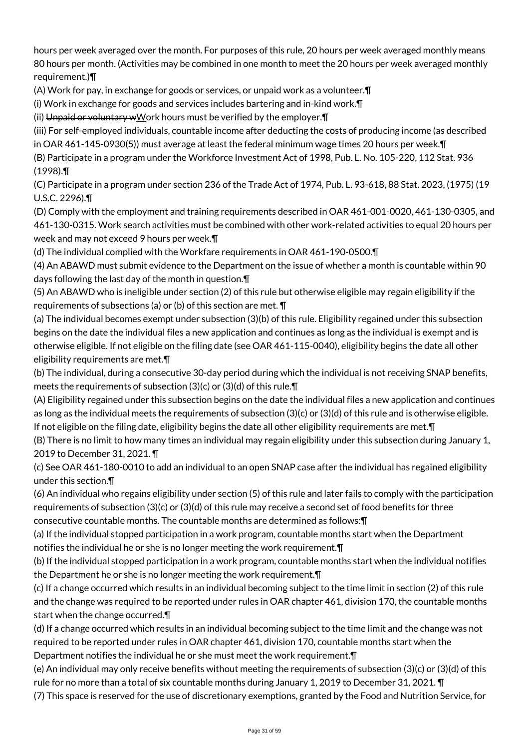hours per week averaged over the month. For purposes of this rule, 20 hours per week averaged monthly means 80 hours per month. (Activities may be combined in one month to meet the 20 hours per week averaged monthly requirement.)¶

(A) Work for pay, in exchange for goods or services, or unpaid work as a volunteer.¶

(i) Work in exchange for goods and services includes bartering and in-kind work.¶

(ii) ~~Unpaid or voluntary w~~Work hours must be verified by the employer.¶

(iii) For self-employed individuals, countable income after deducting the costs of producing income (as described in OAR 461-145-0930(5)) must average at least the federal minimum wage times 20 hours per week.¶

(B) Participate in a program under the Workforce Investment Act of 1998, Pub. L. No. 105-220, 112 Stat. 936 (1998).¶

(C) Participate in a program under section 236 of the Trade Act of 1974, Pub. L. 93-618, 88 Stat. 2023, (1975) (19 U.S.C. 2296).¶

(D) Comply with the employment and training requirements described in OAR 461-001-0020, 461-130-0305, and 461-130-0315. Work search activities must be combined with other work-related activities to equal 20 hours per week and may not exceed 9 hours per week.¶

(d) The individual complied with the Workfare requirements in OAR 461-190-0500.¶

(4) An ABAWD must submit evidence to the Department on the issue of whether a month is countable within 90 days following the last day of the month in question.¶

(5) An ABAWD who is ineligible under section (2) of this rule but otherwise eligible may regain eligibility if the requirements of subsections (a) or (b) of this section are met. ¶

(a) The individual becomes exempt under subsection (3)(b) of this rule. Eligibility regained under this subsection begins on the date the individual files a new application and continues as long as the individual is exempt and is otherwise eligible. If not eligible on the filing date (see OAR 461-115-0040), eligibility begins the date all other eligibility requirements are met.¶

(b) The individual, during a consecutive 30-day period during which the individual is not receiving SNAP benefits, meets the requirements of subsection (3)(c) or (3)(d) of this rule.¶

(A) Eligibility regained under this subsection begins on the date the individual files a new application and continues as long as the individual meets the requirements of subsection (3)(c) or (3)(d) of this rule and is otherwise eligible. If not eligible on the filing date, eligibility begins the date all other eligibility requirements are met.¶

(B) There is no limit to how many times an individual may regain eligibility under this subsection during January 1, 2019 to December 31, 2021. ¶

(c) See OAR 461-180-0010 to add an individual to an open SNAP case after the individual has regained eligibility under this section.¶

(6) An individual who regains eligibility under section (5) of this rule and later fails to comply with the participation requirements of subsection (3)(c) or (3)(d) of this rule may receive a second set of food benefits for three consecutive countable months. The countable months are determined as follows:¶

(a) If the individual stopped participation in a work program, countable months start when the Department notifies the individual he or she is no longer meeting the work requirement.¶

(b) If the individual stopped participation in a work program, countable months start when the individual notifies the Department he or she is no longer meeting the work requirement.¶

(c) If a change occurred which results in an individual becoming subject to the time limit in section (2) of this rule and the change was required to be reported under rules in OAR chapter 461, division 170, the countable months start when the change occurred.¶

(d) If a change occurred which results in an individual becoming subject to the time limit and the change was not required to be reported under rules in OAR chapter 461, division 170, countable months start when the Department notifies the individual he or she must meet the work requirement.¶

(e) An individual may only receive benefits without meeting the requirements of subsection (3)(c) or (3)(d) of this rule for no more than a total of six countable months during January 1, 2019 to December 31, 2021. ¶

(7) This space is reserved for the use of discretionary exemptions, granted by the Food and Nutrition Service, for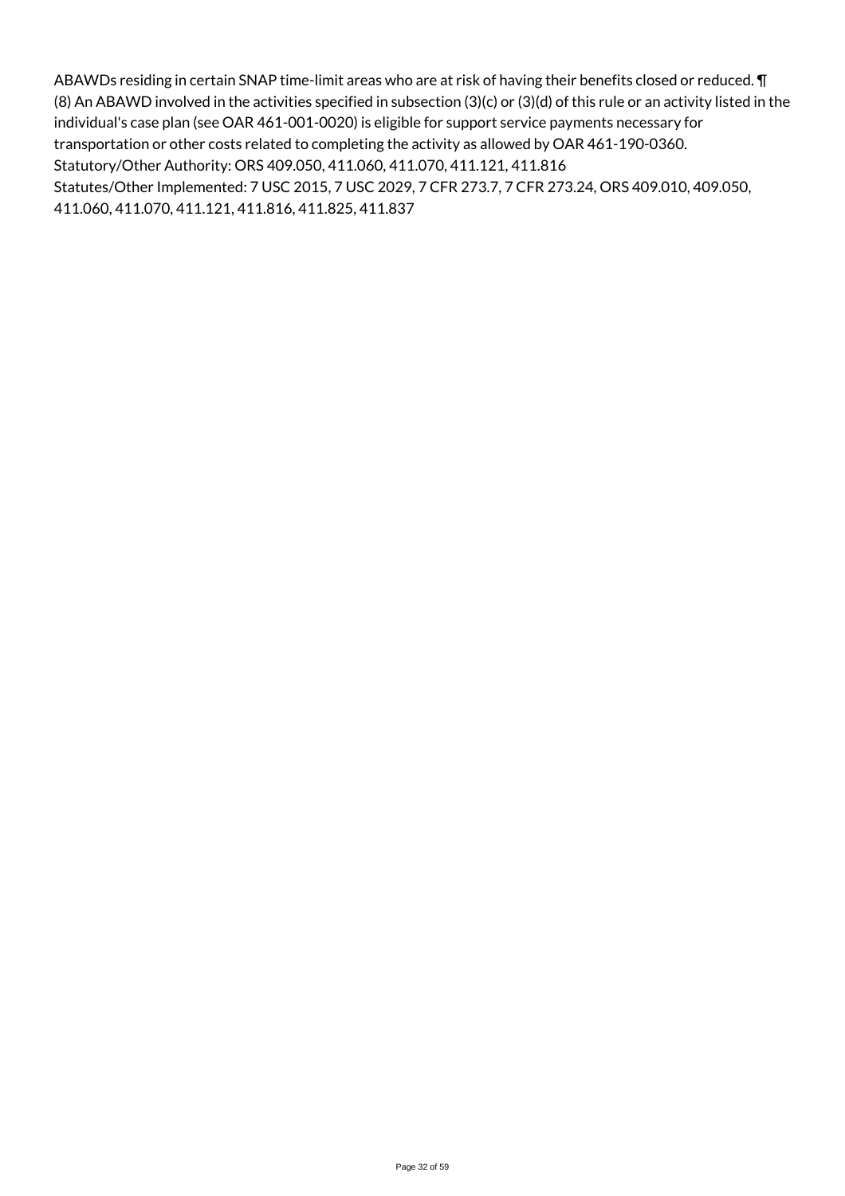ABAWDs residing in certain SNAP time-limit areas who are at risk of having their benefits closed or reduced. ¶
(8) An ABAWD involved in the activities specified in subsection (3)(c) or (3)(d) of this rule or an activity listed in the individual's case plan (see OAR 461-001-0020) is eligible for support service payments necessary for transportation or other costs related to completing the activity as allowed by OAR 461-190-0360.
Statutory/Other Authority: ORS 409.050, 411.060, 411.070, 411.121, 411.816
Statutes/Other Implemented: 7 USC 2015, 7 USC 2029, 7 CFR 273.7, 7 CFR 273.24, ORS 409.010, 409.050, 411.060, 411.070, 411.121, 411.816, 411.825, 411.837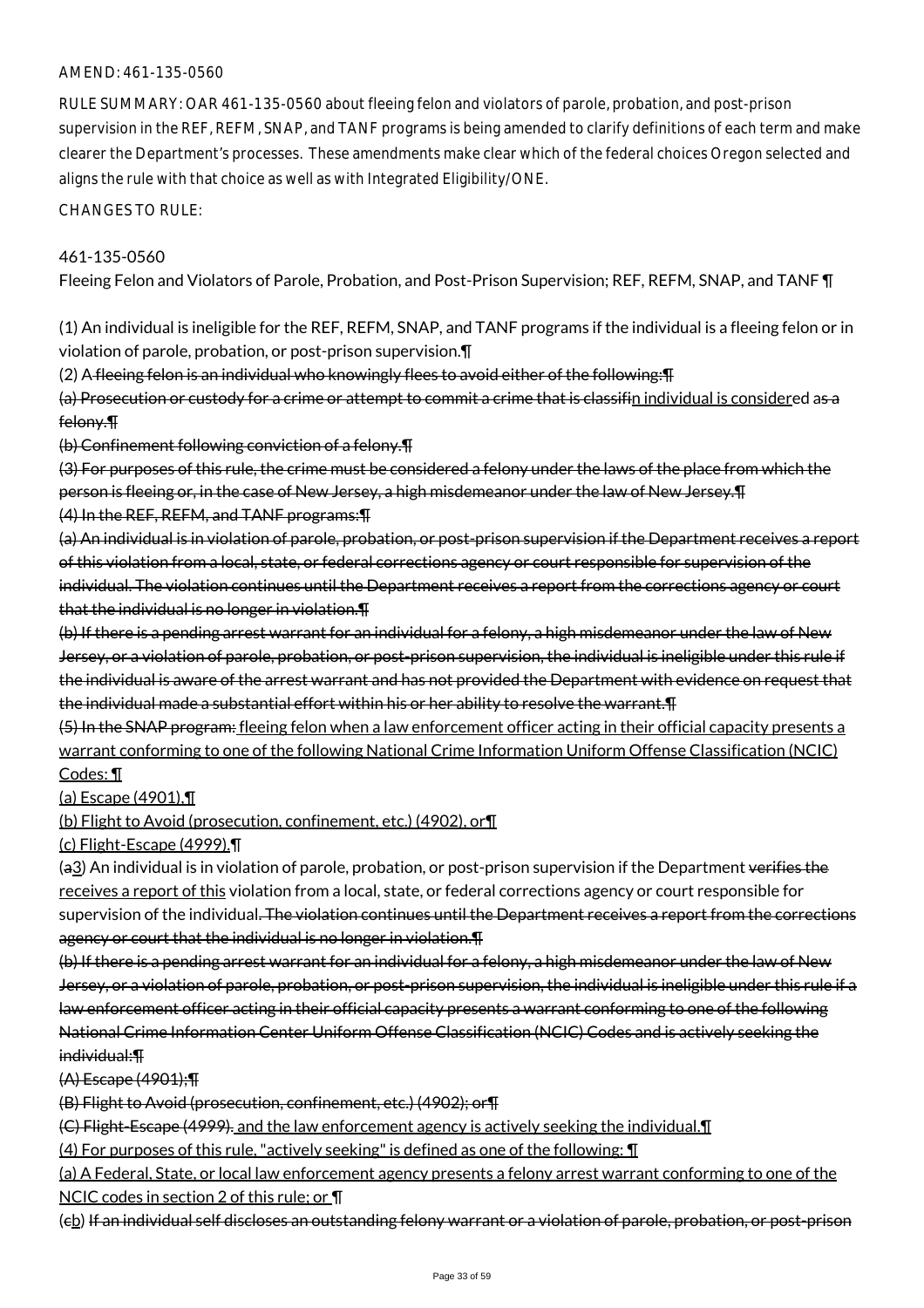AMEND: 461-135-0560

RULE SUMMARY: OAR 461-135-0560 about fleeing felon and violators of parole, probation, and post-prison supervision in the REF, REFM, SNAP, and TANF programs is being amended to clarify definitions of each term and make clearer the Department's processes. These amendments make clear which of the federal choices Oregon selected and aligns the rule with that choice as well as with Integrated Eligibility/ONE.

CHANGES TO RULE:

461-135-0560

Fleeing Felon and Violators of Parole, Probation, and Post-Prison Supervision; REF, REFM, SNAP, and TANF ¶

(1) An individual is ineligible for the REF, REFM, SNAP, and TANF programs if the individual is a fleeing felon or in violation of parole, probation, or post-prison supervision.¶

(2) A ~~fleeing felon is an individual who knowingly flees to avoid either of the following:¶~~

~~(a) Prosecution or custody for a crime or attempt to commit a crime that is classifi~~n individual is considered as ~~a felony.¶~~

~~(b) Confinement following conviction of a felony.¶~~

~~(3) For purposes of this rule, the crime must be considered a felony under the laws of the place from which the person is fleeing or, in the case of New Jersey, a high misdemeanor under the law of New Jersey.¶~~

~~(4) In the REF, REFM, and TANF programs:¶~~

~~(a) An individual is in violation of parole, probation, or post-prison supervision if the Department receives a report of this violation from a local, state, or federal corrections agency or court responsible for supervision of the individual. The violation continues until the Department receives a report from the corrections agency or court that the individual is no longer in violation.¶~~

~~(b) If there is a pending arrest warrant for an individual for a felony, a high misdemeanor under the law of New Jersey, or a violation of parole, probation, or post-prison supervision, the individual is ineligible under this rule if the individual is aware of the arrest warrant and has not provided the Department with evidence on request that the individual made a substantial effort within his or her ability to resolve the warrant.¶~~

~~(5) In the SNAP program:~~ fleeing felon when a law enforcement officer acting in their official capacity presents a warrant conforming to one of the following National Crime Information Uniform Offense Classification (NCIC) Codes: ¶

(a) Escape (4901).¶

(b) Flight to Avoid (prosecution, confinement, etc.) (4902), or¶

(c) Flight-Escape (4999).¶

(~~a~~3) An individual is in violation of parole, probation, or post-prison supervision if the Department ~~verifies the~~ receives a report of this violation from a local, state, or federal corrections agency or court responsible for supervision of the individual. ~~The violation continues until the Department receives a report from the corrections agency or court that the individual is no longer in violation.¶~~

~~(b) If there is a pending arrest warrant for an individual for a felony, a high misdemeanor under the law of New Jersey, or a violation of parole, probation, or post-prison supervision, the individual is ineligible under this rule if a law enforcement officer acting in their official capacity presents a warrant conforming to one of the following National Crime Information Center Uniform Offense Classification (NCIC) Codes and is actively seeking the individual:¶~~

~~(A) Escape (4901);¶~~

~~(B) Flight to Avoid (prosecution, confinement, etc.) (4902); or¶~~

~~(C) Flight-Escape (4999).~~ and the law enforcement agency is actively seeking the individual.¶

(4) For purposes of this rule, "actively seeking" is defined as one of the following: ¶

(a) A Federal, State, or local law enforcement agency presents a felony arrest warrant conforming to one of the NCIC codes in section 2 of this rule; or ¶

(~~c~~b) ~~If an individual self discloses an outstanding felony warrant or a violation of parole, probation, or post-prison~~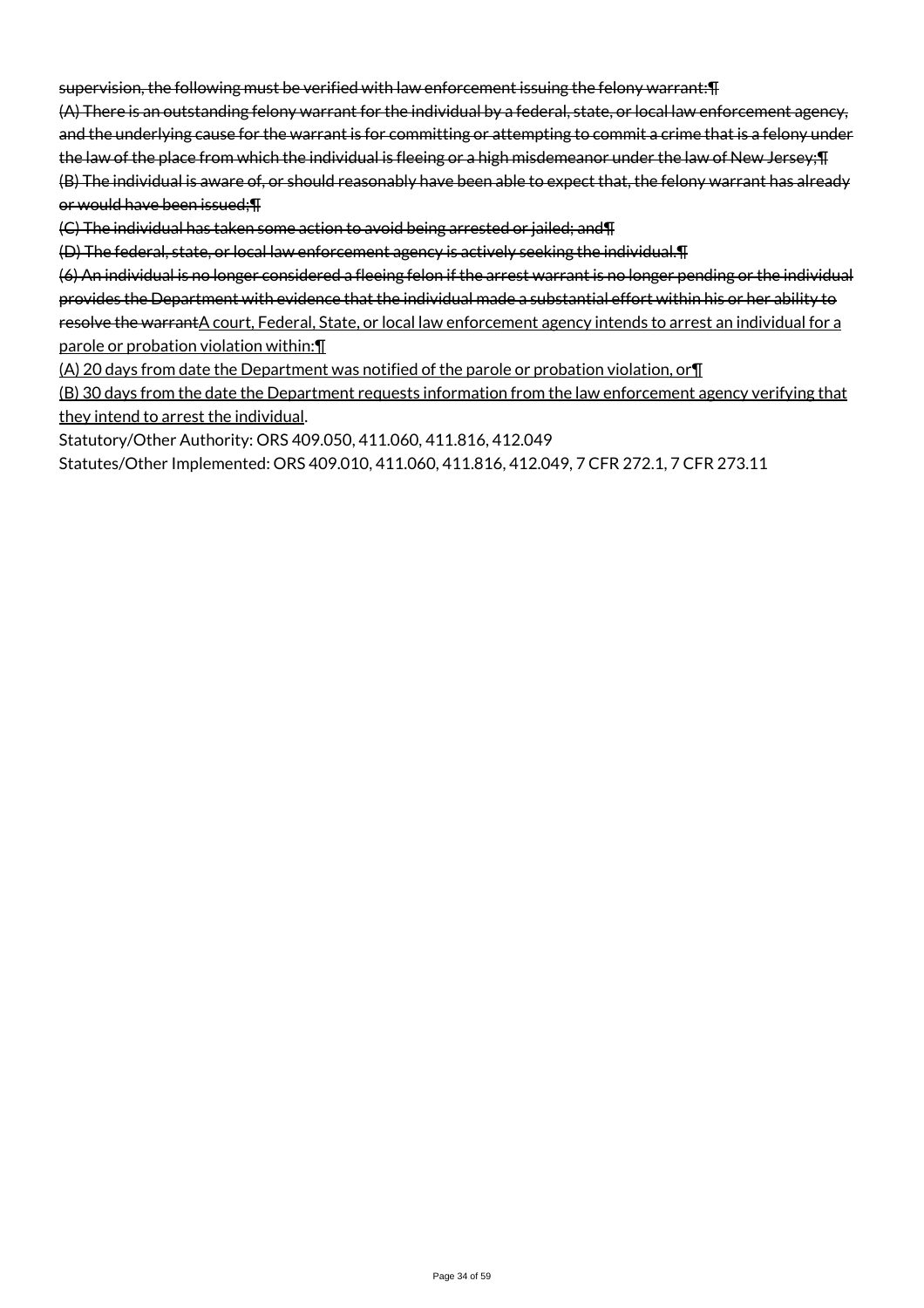~~supervision, the following must be verified with law enforcement issuing the felony warrant:¶~~

~~(A) There is an outstanding felony warrant for the individual by a federal, state, or local law enforcement agency, and the underlying cause for the warrant is for committing or attempting to commit a crime that is a felony under the law of the place from which the individual is fleeing or a high misdemeanor under the law of New Jersey;¶~~

~~(B) The individual is aware of, or should reasonably have been able to expect that, the felony warrant has already or would have been issued;¶~~

~~(C) The individual has taken some action to avoid being arrested or jailed; and¶~~

~~(D) The federal, state, or local law enforcement agency is actively seeking the individual.¶~~

~~(6) An individual is no longer considered a fleeing felon if the arrest warrant is no longer pending or the individual provides the Department with evidence that the individual made a substantial effort within his or her ability to resolve the warrant~~<u>A court, Federal, State, or local law enforcement agency intends to arrest an individual for a parole or probation violation within:¶</u>

<u>(A) 20 days from date the Department was notified of the parole or probation violation, or¶</u>

<u>(B) 30 days from the date the Department requests information from the law enforcement agency verifying that they intend to arrest the individual</u>.

Statutory/Other Authority: ORS 409.050, 411.060, 411.816, 412.049

Statutes/Other Implemented: ORS 409.010, 411.060, 411.816, 412.049, 7 CFR 272.1, 7 CFR 273.11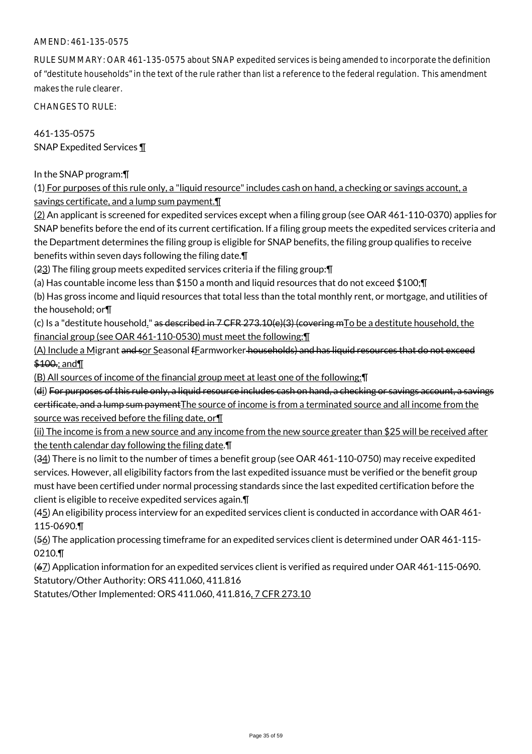AMEND: 461-135-0575

RULE SUMMARY: OAR 461-135-0575 about SNAP expedited services is being amended to incorporate the definition of "destitute households" in the text of the rule rather than list a reference to the federal regulation. This amendment makes the rule clearer.

CHANGES TO RULE:

461-135-0575
SNAP Expedited Services ¶

In the SNAP program:¶

(1) For purposes of this rule only, a "liquid resource" includes cash on hand, a checking or savings account, a savings certificate, and a lump sum payment.¶

(2) An applicant is screened for expedited services except when a filing group (see OAR 461-110-0370) applies for SNAP benefits before the end of its current certification. If a filing group meets the expedited services criteria and the Department determines the filing group is eligible for SNAP benefits, the filing group qualifies to receive benefits within seven days following the filing date.¶

(23) The filing group meets expedited services criteria if the filing group:¶

(a) Has countable income less than $150 a month and liquid resources that do not exceed $100;¶

(b) Has gross income and liquid resources that total less than the total monthly rent, or mortgage, and utilities of the household; or¶

(c) Is a "destitute household." as described in 7 CFR 273.10(e)(3) (covering mTo be a destitute household, the financial group (see OAR 461-110-0530) must meet the following:¶

(A) Include a Migrant and sor Seasonal fFarmworker households) and has liquid resources that do not exceed $100.; and¶

(B) All sources of income of the financial group meet at least one of the following:¶

(di) For purposes of this rule only, a liquid resource includes cash on hand, a checking or savings account, a savings certificate, and a lump sum paymentThe source of income is from a terminated source and all income from the source was received before the filing date, or¶

(ii) The income is from a new source and any income from the new source greater than $25 will be received after the tenth calendar day following the filing date.¶

(34) There is no limit to the number of times a benefit group (see OAR 461-110-0750) may receive expedited services. However, all eligibility factors from the last expedited issuance must be verified or the benefit group must have been certified under normal processing standards since the last expedited certification before the client is eligible to receive expedited services again.¶

(45) An eligibility process interview for an expedited services client is conducted in accordance with OAR 461-115-0690.¶

(56) The application processing timeframe for an expedited services client is determined under OAR 461-115-0210.¶

(67) Application information for an expedited services client is verified as required under OAR 461-115-0690.
Statutory/Other Authority: ORS 411.060, 411.816
Statutes/Other Implemented: ORS 411.060, 411.816, 7 CFR 273.10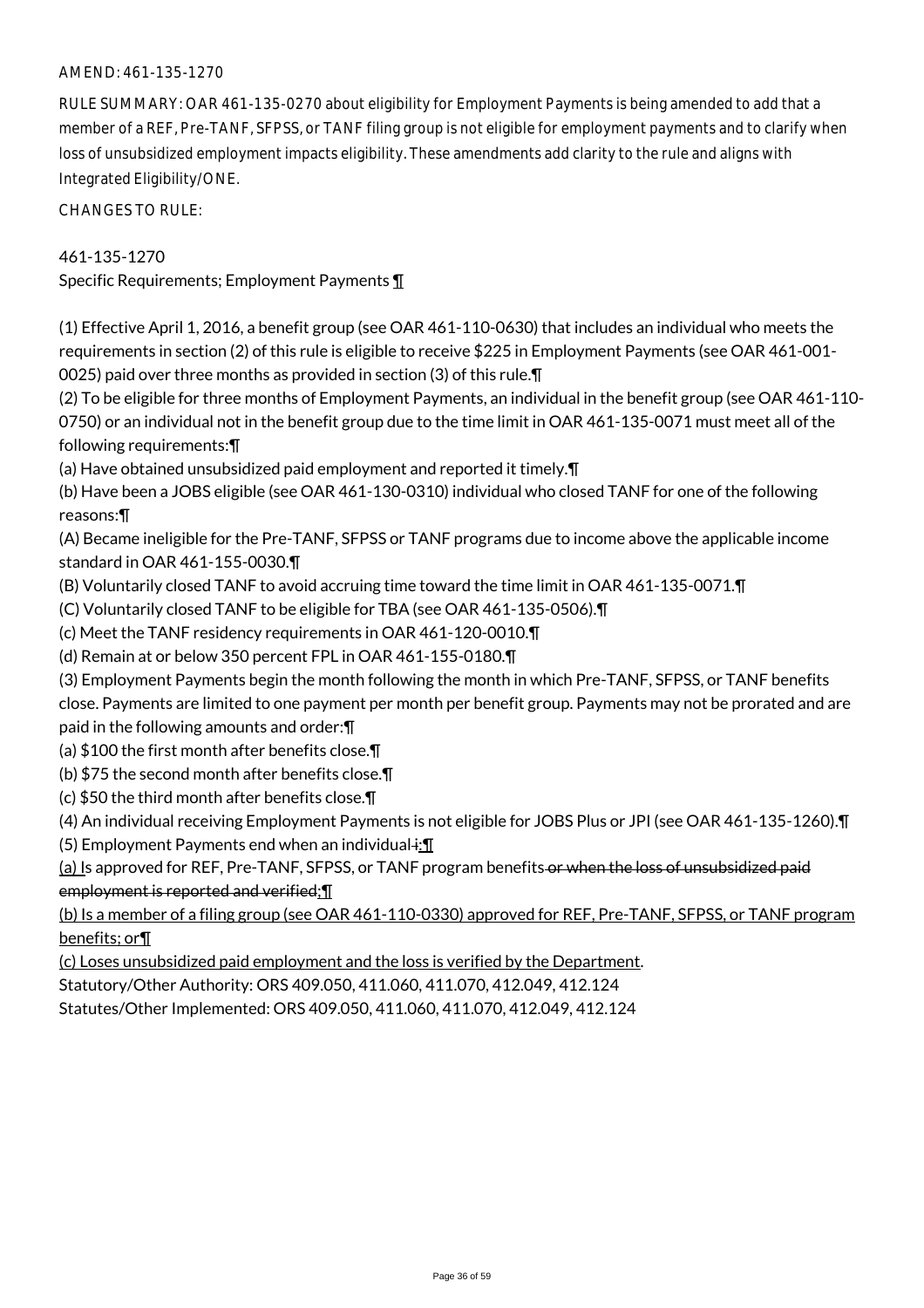AMEND: 461-135-1270

RULE SUMMARY: OAR 461-135-0270 about eligibility for Employment Payments is being amended to add that a member of a REF, Pre-TANF, SFPSS, or TANF filing group is not eligible for employment payments and to clarify when loss of unsubsidized employment impacts eligibility. These amendments add clarity to the rule and aligns with Integrated Eligibility/ONE.

CHANGES TO RULE:

461-135-1270
Specific Requirements; Employment Payments ¶

(1) Effective April 1, 2016, a benefit group (see OAR 461-110-0630) that includes an individual who meets the requirements in section (2) of this rule is eligible to receive $225 in Employment Payments (see OAR 461-001-0025) paid over three months as provided in section (3) of this rule.¶
(2) To be eligible for three months of Employment Payments, an individual in the benefit group (see OAR 461-110-0750) or an individual not in the benefit group due to the time limit in OAR 461-135-0071 must meet all of the following requirements:¶
(a) Have obtained unsubsidized paid employment and reported it timely.¶
(b) Have been a JOBS eligible (see OAR 461-130-0310) individual who closed TANF for one of the following reasons:¶
(A) Became ineligible for the Pre-TANF, SFPSS or TANF programs due to income above the applicable income standard in OAR 461-155-0030.¶
(B) Voluntarily closed TANF to avoid accruing time toward the time limit in OAR 461-135-0071.¶
(C) Voluntarily closed TANF to be eligible for TBA (see OAR 461-135-0506).¶
(c) Meet the TANF residency requirements in OAR 461-120-0010.¶
(d) Remain at or below 350 percent FPL in OAR 461-155-0180.¶
(3) Employment Payments begin the month following the month in which Pre-TANF, SFPSS, or TANF benefits close. Payments are limited to one payment per month per benefit group. Payments may not be prorated and are paid in the following amounts and order:¶
(a) $100 the first month after benefits close.¶
(b) $75 the second month after benefits close.¶
(c) $50 the third month after benefits close.¶
(4) An individual receiving Employment Payments is not eligible for JOBS Plus or JPI (see OAR 461-135-1260).¶
(5) Employment Payments end when an individual ~~i~~:¶
(a) Is approved for REF, Pre-TANF, SFPSS, or TANF program benefits ~~or when the loss of unsubsidized paid employment is reported and verified~~;¶
(b) Is a member of a filing group (see OAR 461-110-0330) approved for REF, Pre-TANF, SFPSS, or TANF program benefits; or¶
(c) Loses unsubsidized paid employment and the loss is verified by the Department.
Statutory/Other Authority: ORS 409.050, 411.060, 411.070, 412.049, 412.124
Statutes/Other Implemented: ORS 409.050, 411.060, 411.070, 412.049, 412.124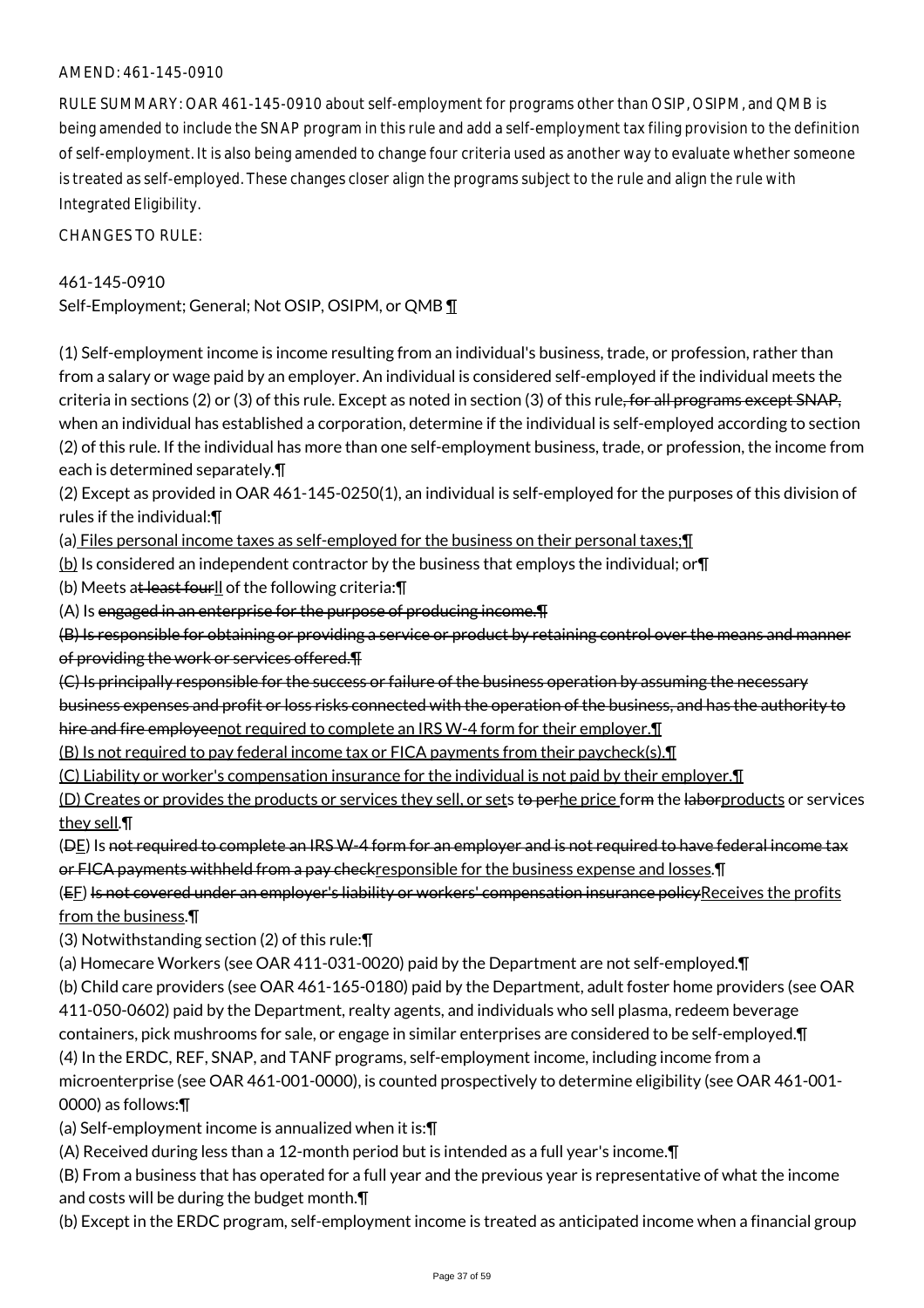AMEND: 461-145-0910

RULE SUMMARY: OAR 461-145-0910 about self-employment for programs other than OSIP, OSIPM, and QMB is being amended to include the SNAP program in this rule and add a self-employment tax filing provision to the definition of self-employment. It is also being amended to change four criteria used as another way to evaluate whether someone is treated as self-employed. These changes closer align the programs subject to the rule and align the rule with Integrated Eligibility.

CHANGES TO RULE:

461-145-0910
Self-Employment; General; Not OSIP, OSIPM, or QMB ¶

(1) Self-employment income is income resulting from an individual's business, trade, or profession, rather than from a salary or wage paid by an employer. An individual is considered self-employed if the individual meets the criteria in sections (2) or (3) of this rule. Except as noted in section (3) of this rule~~, for all programs except SNAP,~~ when an individual has established a corporation, determine if the individual is self-employed according to section (2) of this rule. If the individual has more than one self-employment business, trade, or profession, the income from each is determined separately.¶

(2) Except as provided in OAR 461-145-0250(1), an individual is self-employed for the purposes of this division of rules if the individual:¶

(a) Files personal income taxes as self-employed for the business on their personal taxes;¶

(b) Is considered an independent contractor by the business that employs the individual; or¶

(b) Meets a~~t least four~~ll of the following criteria:¶

(A) Is ~~engaged in an enterprise for the purpose of producing income.¶~~

~~(B) Is responsible for obtaining or providing a service or product by retaining control over the means and manner of providing the work or services offered.¶~~

~~(C) Is principally responsible for the success or failure of the business operation by assuming the necessary business expenses and profit or loss risks connected with the operation of the business, and has the authority to hire and fire employee~~not required to complete an IRS W-4 form for their employer.¶

(B) Is not required to pay federal income tax or FICA payments from their paycheck(s).¶

(C) Liability or worker's compensation insurance for the individual is not paid by their employer.¶

(D) Creates or provides the products or services they sell, or sets ~~to per~~he price for~~m~~ the ~~labor~~products or services they sell.¶

(~~D~~E) Is ~~not required to complete an IRS W-4 form for an employer and is not required to have federal income tax or FICA payments withheld from a pay check~~responsible for the business expense and losses.¶

(~~E~~F) ~~Is not covered under an employer's liability or workers' compensation insurance policy~~Receives the profits from the business.¶

(3) Notwithstanding section (2) of this rule:¶

(a) Homecare Workers (see OAR 411-031-0020) paid by the Department are not self-employed.¶

(b) Child care providers (see OAR 461-165-0180) paid by the Department, adult foster home providers (see OAR 411-050-0602) paid by the Department, realty agents, and individuals who sell plasma, redeem beverage containers, pick mushrooms for sale, or engage in similar enterprises are considered to be self-employed.¶

(4) In the ERDC, REF, SNAP, and TANF programs, self-employment income, including income from a microenterprise (see OAR 461-001-0000), is counted prospectively to determine eligibility (see OAR 461-001-0000) as follows:¶

(a) Self-employment income is annualized when it is:¶

(A) Received during less than a 12-month period but is intended as a full year's income.¶

(B) From a business that has operated for a full year and the previous year is representative of what the income and costs will be during the budget month.¶

(b) Except in the ERDC program, self-employment income is treated as anticipated income when a financial group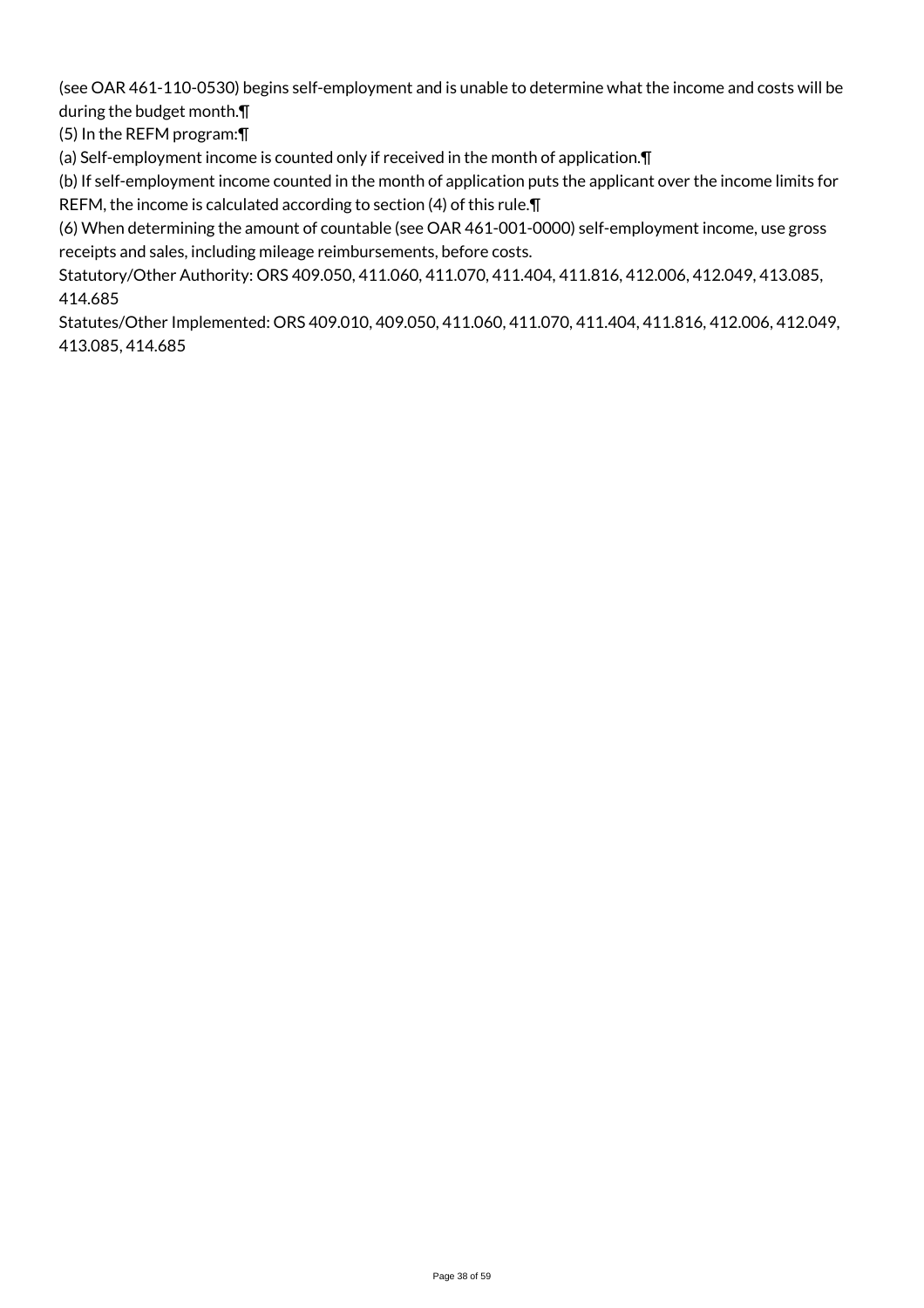(see OAR 461-110-0530) begins self-employment and is unable to determine what the income and costs will be during the budget month.¶

(5) In the REFM program:¶

(a) Self-employment income is counted only if received in the month of application.¶

(b) If self-employment income counted in the month of application puts the applicant over the income limits for REFM, the income is calculated according to section (4) of this rule.¶

(6) When determining the amount of countable (see OAR 461-001-0000) self-employment income, use gross receipts and sales, including mileage reimbursements, before costs.

Statutory/Other Authority: ORS 409.050, 411.060, 411.070, 411.404, 411.816, 412.006, 412.049, 413.085, 414.685

Statutes/Other Implemented: ORS 409.010, 409.050, 411.060, 411.070, 411.404, 411.816, 412.006, 412.049, 413.085, 414.685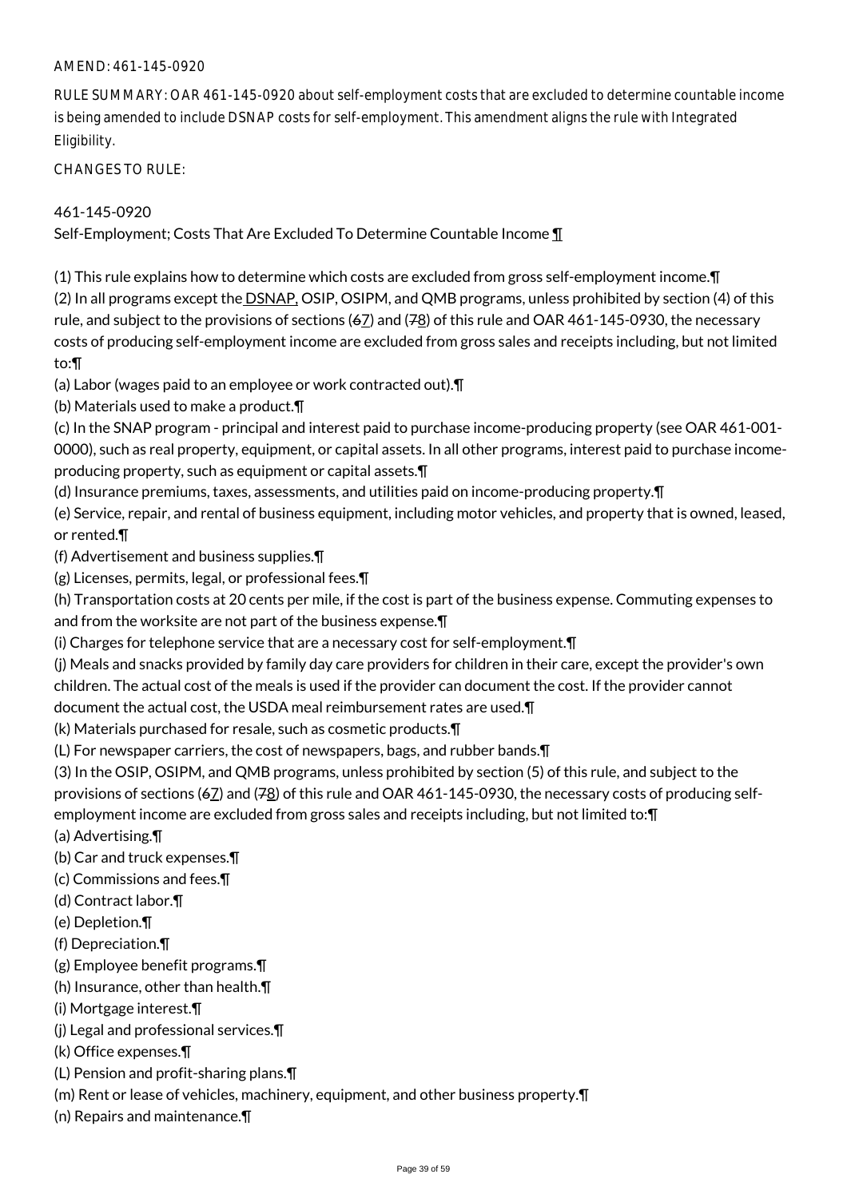AMEND: 461-145-0920

RULE SUMMARY: OAR 461-145-0920 about self-employment costs that are excluded to determine countable income is being amended to include DSNAP costs for self-employment. This amendment aligns the rule with Integrated Eligibility.

CHANGES TO RULE:

461-145-0920
Self-Employment; Costs That Are Excluded To Determine Countable Income ¶

(1) This rule explains how to determine which costs are excluded from gross self-employment income.¶
(2) In all programs except the DSNAP, OSIP, OSIPM, and QMB programs, unless prohibited by section (4) of this rule, and subject to the provisions of sections (~~6~~7) and (~~7~~8) of this rule and OAR 461-145-0930, the necessary costs of producing self-employment income are excluded from gross sales and receipts including, but not limited to:¶
(a) Labor (wages paid to an employee or work contracted out).¶
(b) Materials used to make a product.¶
(c) In the SNAP program - principal and interest paid to purchase income-producing property (see OAR 461-001-0000), such as real property, equipment, or capital assets. In all other programs, interest paid to purchase income-producing property, such as equipment or capital assets.¶
(d) Insurance premiums, taxes, assessments, and utilities paid on income-producing property.¶
(e) Service, repair, and rental of business equipment, including motor vehicles, and property that is owned, leased, or rented.¶
(f) Advertisement and business supplies.¶
(g) Licenses, permits, legal, or professional fees.¶
(h) Transportation costs at 20 cents per mile, if the cost is part of the business expense. Commuting expenses to and from the worksite are not part of the business expense.¶
(i) Charges for telephone service that are a necessary cost for self-employment.¶
(j) Meals and snacks provided by family day care providers for children in their care, except the provider's own children. The actual cost of the meals is used if the provider can document the cost. If the provider cannot document the actual cost, the USDA meal reimbursement rates are used.¶
(k) Materials purchased for resale, such as cosmetic products.¶
(L) For newspaper carriers, the cost of newspapers, bags, and rubber bands.¶
(3) In the OSIP, OSIPM, and QMB programs, unless prohibited by section (5) of this rule, and subject to the provisions of sections (~~6~~7) and (~~7~~8) of this rule and OAR 461-145-0930, the necessary costs of producing self-employment income are excluded from gross sales and receipts including, but not limited to:¶
(a) Advertising.¶
(b) Car and truck expenses.¶
(c) Commissions and fees.¶
(d) Contract labor.¶
(e) Depletion.¶
(f) Depreciation.¶
(g) Employee benefit programs.¶
(h) Insurance, other than health.¶
(i) Mortgage interest.¶
(j) Legal and professional services.¶
(k) Office expenses.¶
(L) Pension and profit-sharing plans.¶
(m) Rent or lease of vehicles, machinery, equipment, and other business property.¶
(n) Repairs and maintenance.¶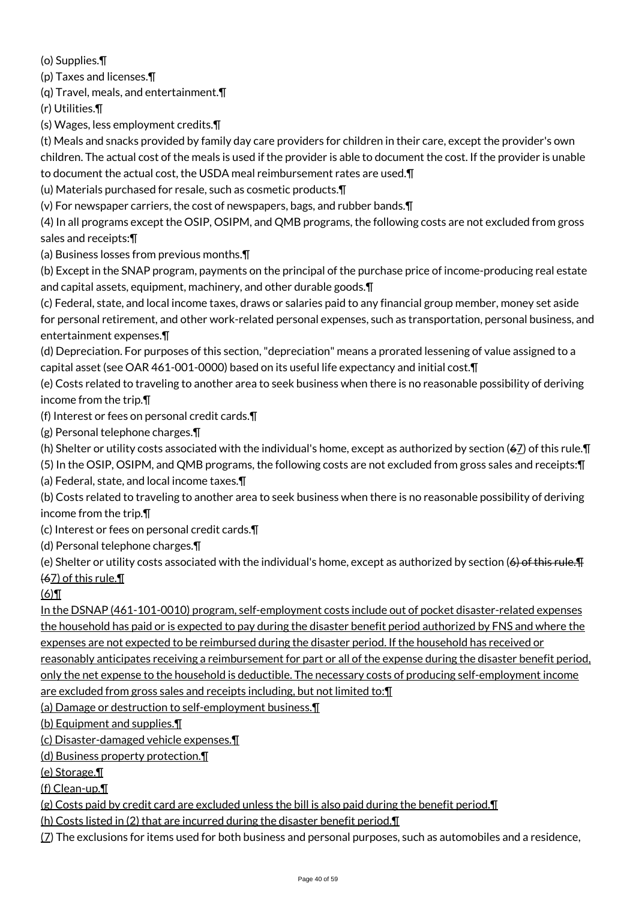(o) Supplies.¶

(p) Taxes and licenses.¶

(q) Travel, meals, and entertainment.¶

(r) Utilities.¶

(s) Wages, less employment credits.¶

(t) Meals and snacks provided by family day care providers for children in their care, except the provider's own children. The actual cost of the meals is used if the provider is able to document the cost. If the provider is unable to document the actual cost, the USDA meal reimbursement rates are used.¶

(u) Materials purchased for resale, such as cosmetic products.¶

(v) For newspaper carriers, the cost of newspapers, bags, and rubber bands.¶

(4) In all programs except the OSIP, OSIPM, and QMB programs, the following costs are not excluded from gross sales and receipts:¶

(a) Business losses from previous months.¶

(b) Except in the SNAP program, payments on the principal of the purchase price of income-producing real estate and capital assets, equipment, machinery, and other durable goods.¶

(c) Federal, state, and local income taxes, draws or salaries paid to any financial group member, money set aside for personal retirement, and other work-related personal expenses, such as transportation, personal business, and entertainment expenses.¶

(d) Depreciation. For purposes of this section, "depreciation" means a prorated lessening of value assigned to a capital asset (see OAR 461-001-0000) based on its useful life expectancy and initial cost.¶

(e) Costs related to traveling to another area to seek business when there is no reasonable possibility of deriving income from the trip.¶

(f) Interest or fees on personal credit cards.¶

(g) Personal telephone charges.¶

(h) Shelter or utility costs associated with the individual's home, except as authorized by section (~~6~~7) of this rule.¶

(5) In the OSIP, OSIPM, and QMB programs, the following costs are not excluded from gross sales and receipts:¶

(a) Federal, state, and local income taxes.¶

(b) Costs related to traveling to another area to seek business when there is no reasonable possibility of deriving income from the trip.¶

(c) Interest or fees on personal credit cards.¶

(d) Personal telephone charges.¶

(e) Shelter or utility costs associated with the individual's home, except as authorized by section (~~6) of this rule.¶~~
~~(6~~7) of this rule.¶

(6)¶

In the DSNAP (461-101-0010) program, self-employment costs include out of pocket disaster-related expenses the household has paid or is expected to pay during the disaster benefit period authorized by FNS and where the expenses are not expected to be reimbursed during the disaster period. If the household has received or reasonably anticipates receiving a reimbursement for part or all of the expense during the disaster benefit period, only the net expense to the household is deductible. The necessary costs of producing self-employment income are excluded from gross sales and receipts including, but not limited to:¶

(a) Damage or destruction to self-employment business.¶

(b) Equipment and supplies.¶

(c) Disaster-damaged vehicle expenses.¶

(d) Business property protection.¶

(e) Storage.¶

(f) Clean-up.¶

(g) Costs paid by credit card are excluded unless the bill is also paid during the benefit period.¶

(h) Costs listed in (2) that are incurred during the disaster benefit period.¶

(7) The exclusions for items used for both business and personal purposes, such as automobiles and a residence,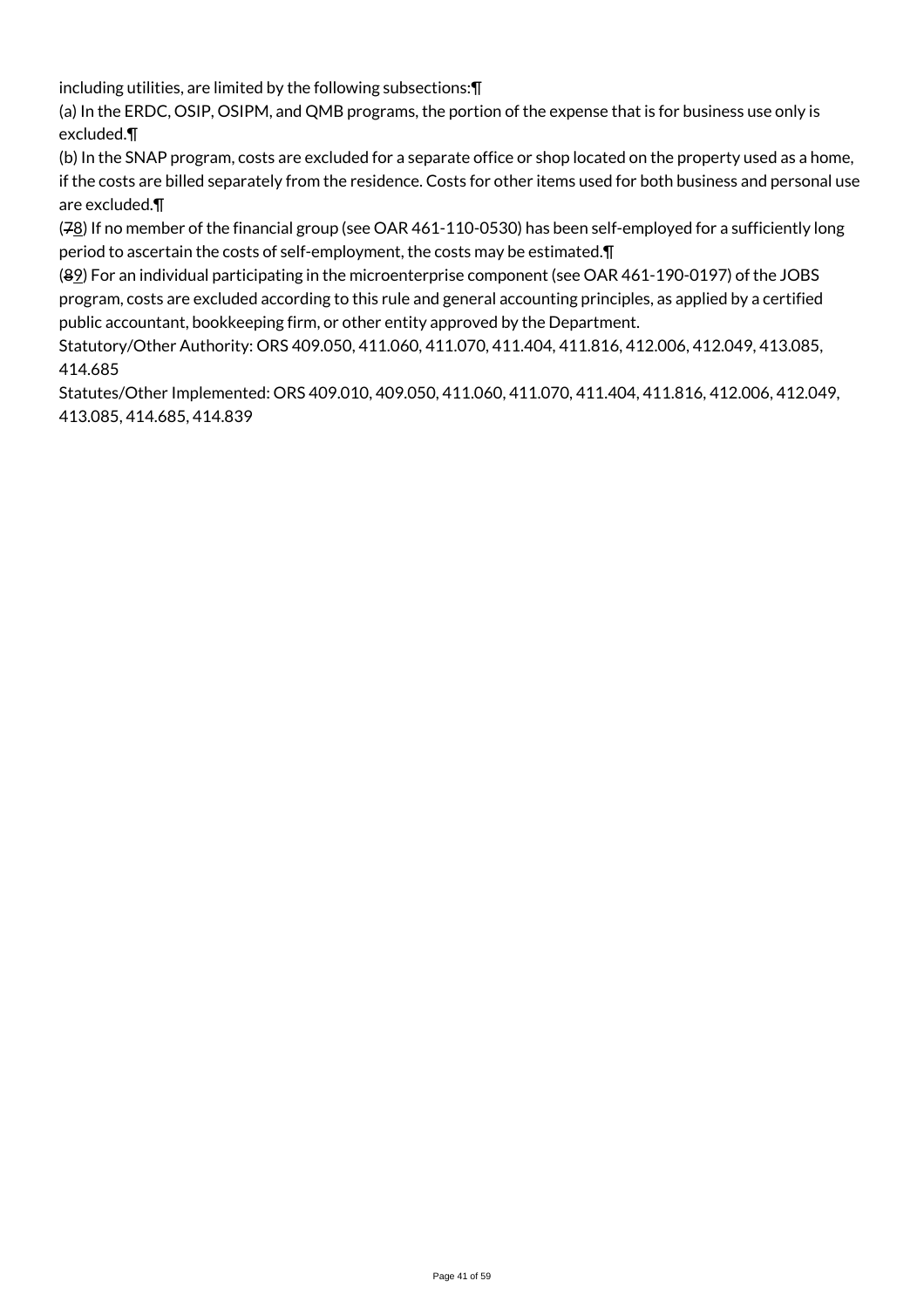including utilities, are limited by the following subsections:¶

(a) In the ERDC, OSIP, OSIPM, and QMB programs, the portion of the expense that is for business use only is excluded.¶

(b) In the SNAP program, costs are excluded for a separate office or shop located on the property used as a home, if the costs are billed separately from the residence. Costs for other items used for both business and personal use are excluded.¶

(~~7~~8) If no member of the financial group (see OAR 461-110-0530) has been self-employed for a sufficiently long period to ascertain the costs of self-employment, the costs may be estimated.¶

(~~8~~9) For an individual participating in the microenterprise component (see OAR 461-190-0197) of the JOBS program, costs are excluded according to this rule and general accounting principles, as applied by a certified public accountant, bookkeeping firm, or other entity approved by the Department.

Statutory/Other Authority: ORS 409.050, 411.060, 411.070, 411.404, 411.816, 412.006, 412.049, 413.085, 414.685

Statutes/Other Implemented: ORS 409.010, 409.050, 411.060, 411.070, 411.404, 411.816, 412.006, 412.049, 413.085, 414.685, 414.839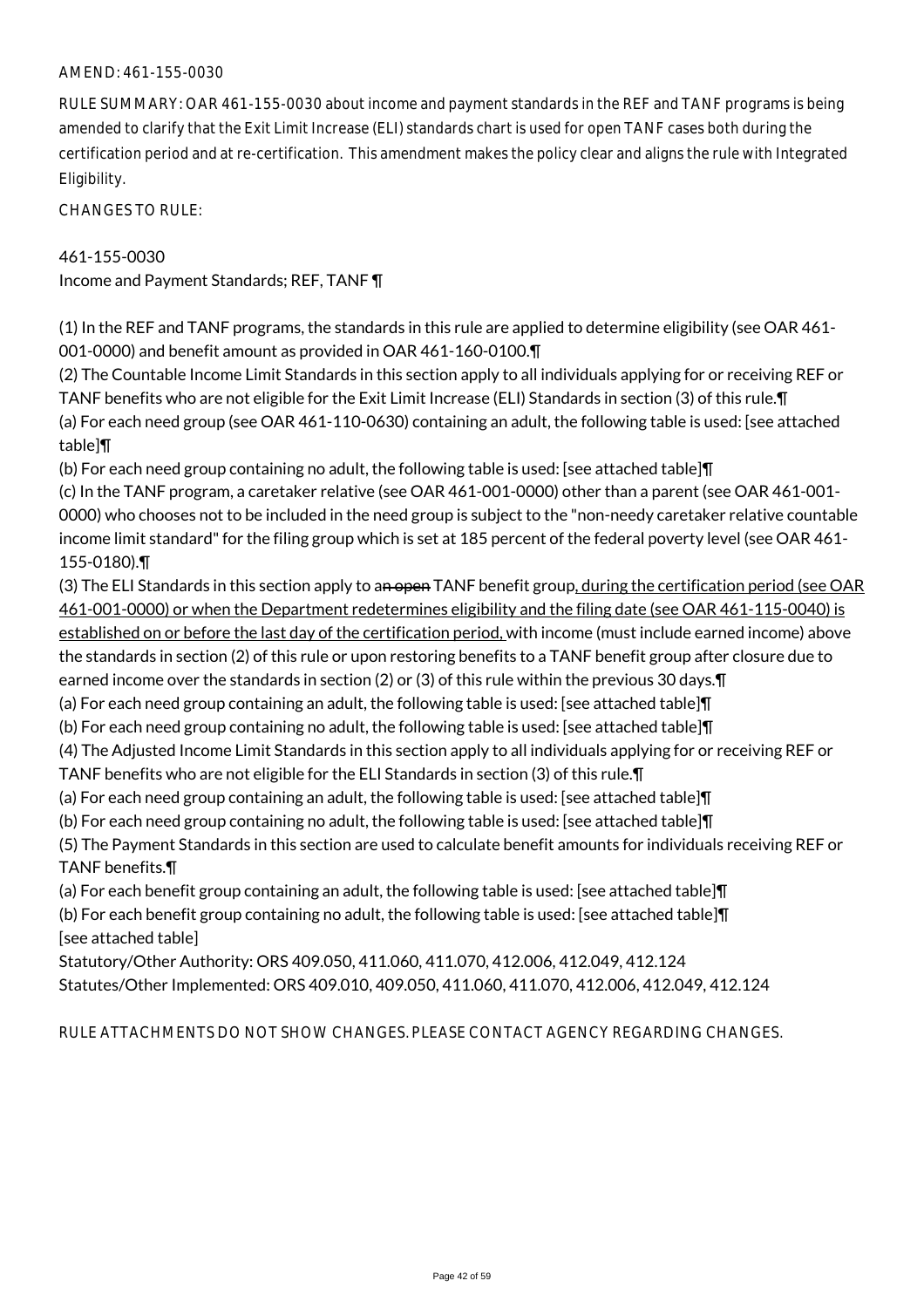AMEND: 461-155-0030

RULE SUMMARY: OAR 461-155-0030 about income and payment standards in the REF and TANF programs is being amended to clarify that the Exit Limit Increase (ELI) standards chart is used for open TANF cases both during the certification period and at re-certification. This amendment makes the policy clear and aligns the rule with Integrated Eligibility.

CHANGES TO RULE:

461-155-0030
Income and Payment Standards; REF, TANF ¶

(1) In the REF and TANF programs, the standards in this rule are applied to determine eligibility (see OAR 461-001-0000) and benefit amount as provided in OAR 461-160-0100.¶
(2) The Countable Income Limit Standards in this section apply to all individuals applying for or receiving REF or TANF benefits who are not eligible for the Exit Limit Increase (ELI) Standards in section (3) of this rule.¶
(a) For each need group (see OAR 461-110-0630) containing an adult, the following table is used: [see attached table]¶
(b) For each need group containing no adult, the following table is used: [see attached table]¶
(c) In the TANF program, a caretaker relative (see OAR 461-001-0000) other than a parent (see OAR 461-001-0000) who chooses not to be included in the need group is subject to the "non-needy caretaker relative countable income limit standard" for the filing group which is set at 185 percent of the federal poverty level (see OAR 461-155-0180).¶
(3) The ELI Standards in this section apply to a~~n open~~ TANF benefit group, during the certification period (see OAR 461-001-0000) or when the Department redetermines eligibility and the filing date (see OAR 461-115-0040) is established on or before the last day of the certification period, with income (must include earned income) above the standards in section (2) of this rule or upon restoring benefits to a TANF benefit group after closure due to earned income over the standards in section (2) or (3) of this rule within the previous 30 days.¶
(a) For each need group containing an adult, the following table is used: [see attached table]¶
(b) For each need group containing no adult, the following table is used: [see attached table]¶
(4) The Adjusted Income Limit Standards in this section apply to all individuals applying for or receiving REF or TANF benefits who are not eligible for the ELI Standards in section (3) of this rule.¶
(a) For each need group containing an adult, the following table is used: [see attached table]¶
(b) For each need group containing no adult, the following table is used: [see attached table]¶
(5) The Payment Standards in this section are used to calculate benefit amounts for individuals receiving REF or TANF benefits.¶
(a) For each benefit group containing an adult, the following table is used: [see attached table]¶
(b) For each benefit group containing no adult, the following table is used: [see attached table]¶
[see attached table]
Statutory/Other Authority: ORS 409.050, 411.060, 411.070, 412.006, 412.049, 412.124
Statutes/Other Implemented: ORS 409.010, 409.050, 411.060, 411.070, 412.006, 412.049, 412.124

RULE ATTACHMENTS DO NOT SHOW CHANGES. PLEASE CONTACT AGENCY REGARDING CHANGES.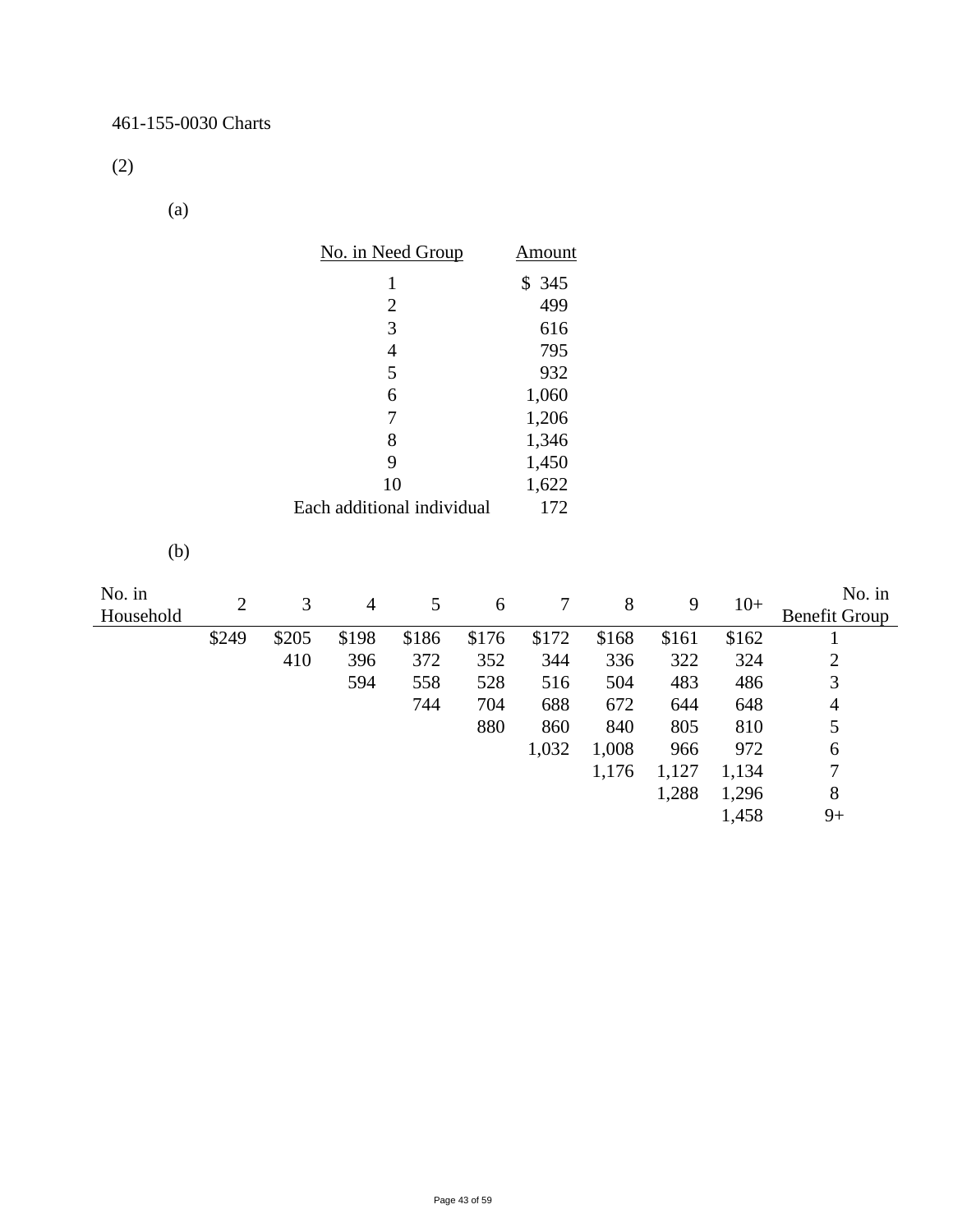461-155-0030 Charts

(2)

(a)

| No. in Need Group | Amount |
|---|---|
| 1 | $ 345 |
| 2 | 499 |
| 3 | 616 |
| 4 | 795 |
| 5 | 932 |
| 6 | 1,060 |
| 7 | 1,206 |
| 8 | 1,346 |
| 9 | 1,450 |
| 10 | 1,622 |
| Each additional individual | 172 |

(b)

| No. in Household | 2 | 3 | 4 | 5 | 6 | 7 | 8 | 9 | 10+ | No. in Benefit Group |
|---|---|---|---|---|---|---|---|---|---|---|
| | $249 | $205 | $198 | $186 | $176 | $172 | $168 | $161 | $162 | 1 |
| | | 410 | 396 | 372 | 352 | 344 | 336 | 322 | 324 | 2 |
| | | | 594 | 558 | 528 | 516 | 504 | 483 | 486 | 3 |
| | | | | 744 | 704 | 688 | 672 | 644 | 648 | 4 |
| | | | | | 880 | 860 | 840 | 805 | 810 | 5 |
| | | | | | | 1,032 | 1,008 | 966 | 972 | 6 |
| | | | | | | | 1,176 | 1,127 | 1,134 | 7 |
| | | | | | | | | 1,288 | 1,296 | 8 |
| | | | | | | | | | 1,458 | 9+ |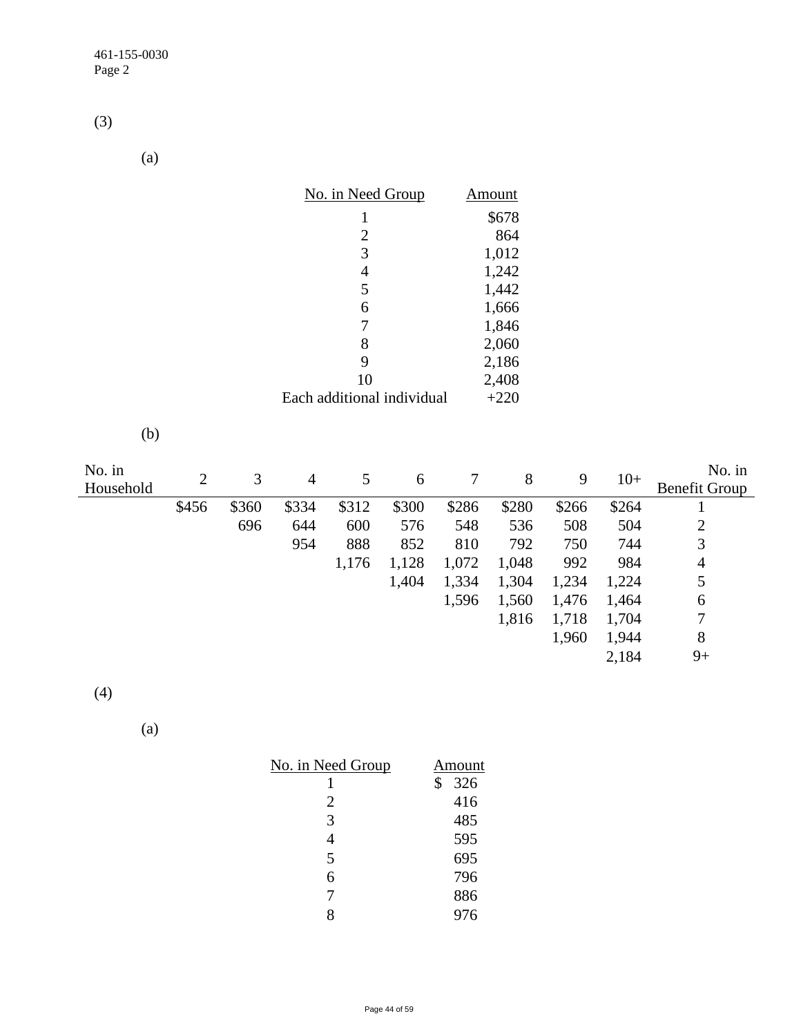(3)

(a)

| No. in Need Group | Amount |
|---|---|
| 1 | $678 |
| 2 | 864 |
| 3 | 1,012 |
| 4 | 1,242 |
| 5 | 1,442 |
| 6 | 1,666 |
| 7 | 1,846 |
| 8 | 2,060 |
| 9 | 2,186 |
| 10 | 2,408 |
| Each additional individual | +220 |

(b)

| No. in Household | 2 | 3 | 4 | 5 | 6 | 7 | 8 | 9 | 10+ | No. in Benefit Group |
|---|---|---|---|---|---|---|---|---|---|---|
| | $456 | $360 | $334 | $312 | $300 | $286 | $280 | $266 | $264 | 1 |
| | | 696 | 644 | 600 | 576 | 548 | 536 | 508 | 504 | 2 |
| | | | 954 | 888 | 852 | 810 | 792 | 750 | 744 | 3 |
| | | | | 1,176 | 1,128 | 1,072 | 1,048 | 992 | 984 | 4 |
| | | | | | 1,404 | 1,334 | 1,304 | 1,234 | 1,224 | 5 |
| | | | | | | 1,596 | 1,560 | 1,476 | 1,464 | 6 |
| | | | | | | | 1,816 | 1,718 | 1,704 | 7 |
| | | | | | | | | 1,960 | 1,944 | 8 |
| | | | | | | | | | 2,184 | 9+ |

(4)

(a)

| No. in Need Group | Amount |
|---|---|
| 1 | $ 326 |
| 2 | 416 |
| 3 | 485 |
| 4 | 595 |
| 5 | 695 |
| 6 | 796 |
| 7 | 886 |
| 8 | 976 |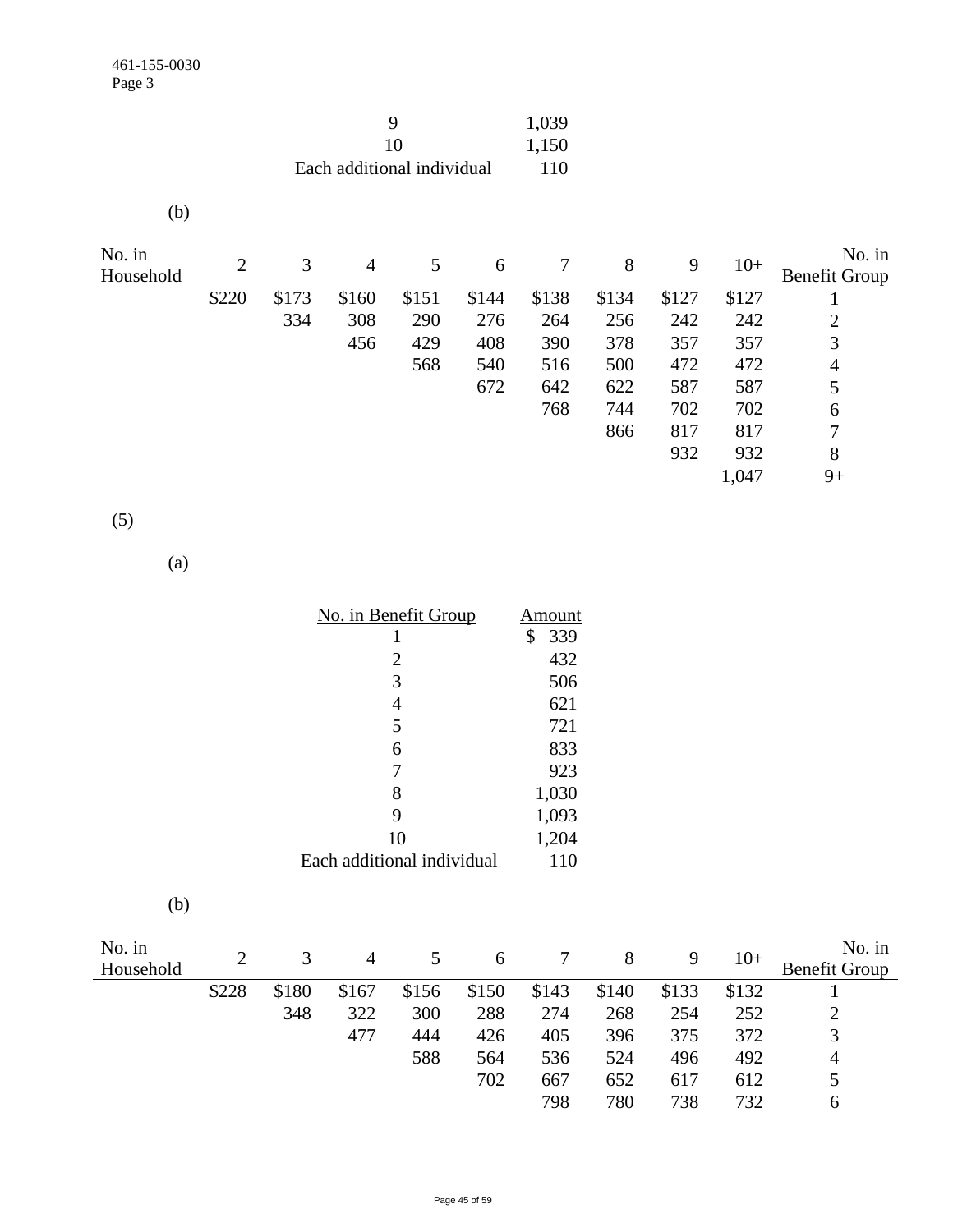| | |
|---|---|
| 9 | 1,039 |
| 10 | 1,150 |
| Each additional individual | 110 |

(b)

| No. in Household | 2 | 3 | 4 | 5 | 6 | 7 | 8 | 9 | 10+ | No. in Benefit Group |
|---|---|---|---|---|---|---|---|---|---|---|
| | $220 | $173 | $160 | $151 | $144 | $138 | $134 | $127 | $127 | 1 |
| | | 334 | 308 | 290 | 276 | 264 | 256 | 242 | 242 | 2 |
| | | | 456 | 429 | 408 | 390 | 378 | 357 | 357 | 3 |
| | | | | 568 | 540 | 516 | 500 | 472 | 472 | 4 |
| | | | | | 672 | 642 | 622 | 587 | 587 | 5 |
| | | | | | | 768 | 744 | 702 | 702 | 6 |
| | | | | | | | 866 | 817 | 817 | 7 |
| | | | | | | | | 932 | 932 | 8 |
| | | | | | | | | | 1,047 | 9+ |

(5)

(a)

| No. in Benefit Group | Amount |
|---|---|
| 1 | $ 339 |
| 2 | 432 |
| 3 | 506 |
| 4 | 621 |
| 5 | 721 |
| 6 | 833 |
| 7 | 923 |
| 8 | 1,030 |
| 9 | 1,093 |
| 10 | 1,204 |
| Each additional individual | 110 |

(b)

| No. in Household | 2 | 3 | 4 | 5 | 6 | 7 | 8 | 9 | 10+ | No. in Benefit Group |
|---|---|---|---|---|---|---|---|---|---|---|
| | $228 | $180 | $167 | $156 | $150 | $143 | $140 | $133 | $132 | 1 |
| | | 348 | 322 | 300 | 288 | 274 | 268 | 254 | 252 | 2 |
| | | | 477 | 444 | 426 | 405 | 396 | 375 | 372 | 3 |
| | | | | 588 | 564 | 536 | 524 | 496 | 492 | 4 |
| | | | | | 702 | 667 | 652 | 617 | 612 | 5 |
| | | | | | | 798 | 780 | 738 | 732 | 6 |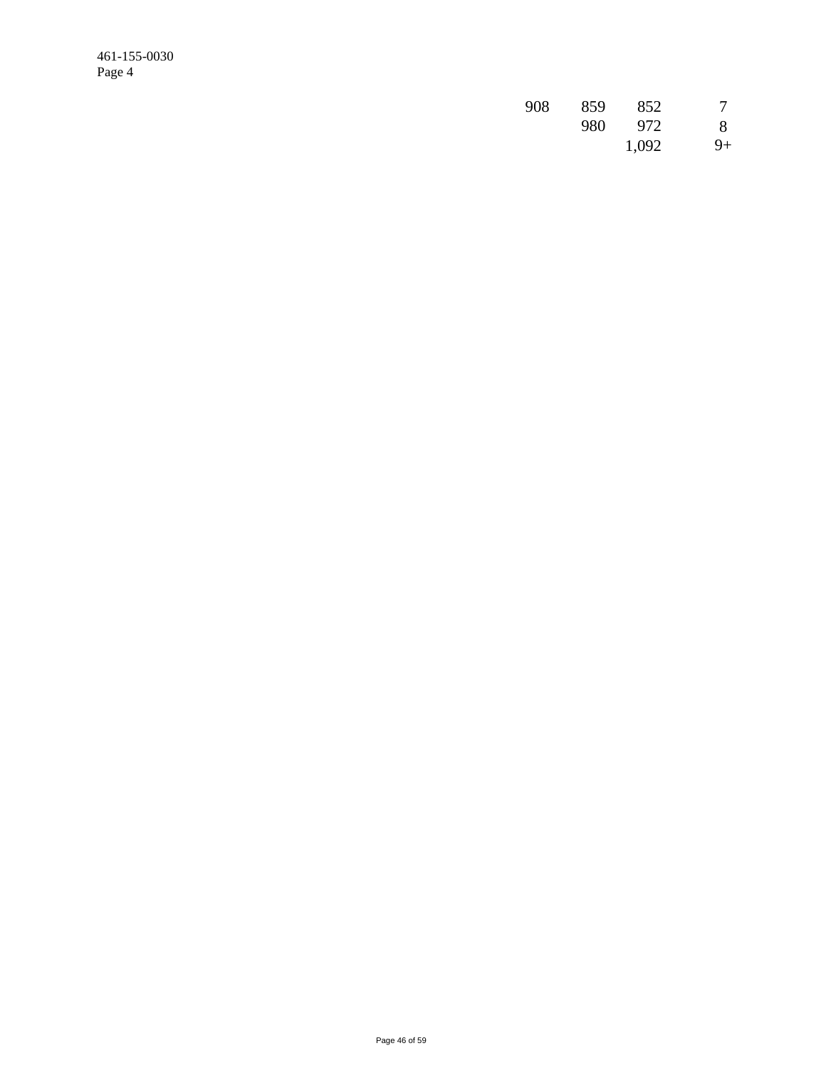| | | | |
|---|---|---|---|
| 908 | 859 | 852 | 7 |
| | 980 | 972 | 8 |
| | | 1,092 | 9+ |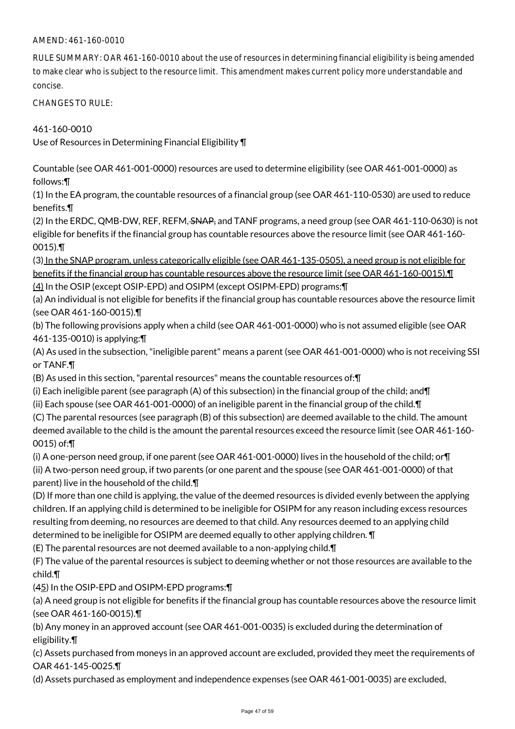AMEND: 461-160-0010

RULE SUMMARY: OAR 461-160-0010 about the use of resources in determining financial eligibility is being amended to make clear who is subject to the resource limit. This amendment makes current policy more understandable and concise.

CHANGES TO RULE:

461-160-0010
Use of Resources in Determining Financial Eligibility ¶

Countable (see OAR 461-001-0000) resources are used to determine eligibility (see OAR 461-001-0000) as follows:¶
(1) In the EA program, the countable resources of a financial group (see OAR 461-110-0530) are used to reduce benefits.¶
(2) In the ERDC, QMB-DW, REF, REFM, ~~SNAP,~~ and TANF programs, a need group (see OAR 461-110-0630) is not eligible for benefits if the financial group has countable resources above the resource limit (see OAR 461-160-0015).¶
(3) In the SNAP program, unless categorically eligible (see OAR 461-135-0505), a need group is not eligible for benefits if the financial group has countable resources above the resource limit (see OAR 461-160-0015).¶
(4) In the OSIP (except OSIP-EPD) and OSIPM (except OSIPM-EPD) programs:¶
(a) An individual is not eligible for benefits if the financial group has countable resources above the resource limit (see OAR 461-160-0015).¶
(b) The following provisions apply when a child (see OAR 461-001-0000) who is not assumed eligible (see OAR 461-135-0010) is applying:¶
(A) As used in the subsection, "ineligible parent" means a parent (see OAR 461-001-0000) who is not receiving SSI or TANF.¶
(B) As used in this section, "parental resources" means the countable resources of:¶
(i) Each ineligible parent (see paragraph (A) of this subsection) in the financial group of the child; and¶
(ii) Each spouse (see OAR 461-001-0000) of an ineligible parent in the financial group of the child.¶
(C) The parental resources (see paragraph (B) of this subsection) are deemed available to the child. The amount deemed available to the child is the amount the parental resources exceed the resource limit (see OAR 461-160-0015) of:¶
(i) A one-person need group, if one parent (see OAR 461-001-0000) lives in the household of the child; or¶
(ii) A two-person need group, if two parents (or one parent and the spouse (see OAR 461-001-0000) of that parent) live in the household of the child.¶
(D) If more than one child is applying, the value of the deemed resources is divided evenly between the applying children. If an applying child is determined to be ineligible for OSIPM for any reason including excess resources resulting from deeming, no resources are deemed to that child. Any resources deemed to an applying child determined to be ineligible for OSIPM are deemed equally to other applying children. ¶
(E) The parental resources are not deemed available to a non-applying child.¶
(F) The value of the parental resources is subject to deeming whether or not those resources are available to the child.¶
(~~4~~5) In the OSIP-EPD and OSIPM-EPD programs:¶
(a) A need group is not eligible for benefits if the financial group has countable resources above the resource limit (see OAR 461-160-0015).¶
(b) Any money in an approved account (see OAR 461-001-0035) is excluded during the determination of eligibility.¶
(c) Assets purchased from moneys in an approved account are excluded, provided they meet the requirements of OAR 461-145-0025.¶
(d) Assets purchased as employment and independence expenses (see OAR 461-001-0035) are excluded,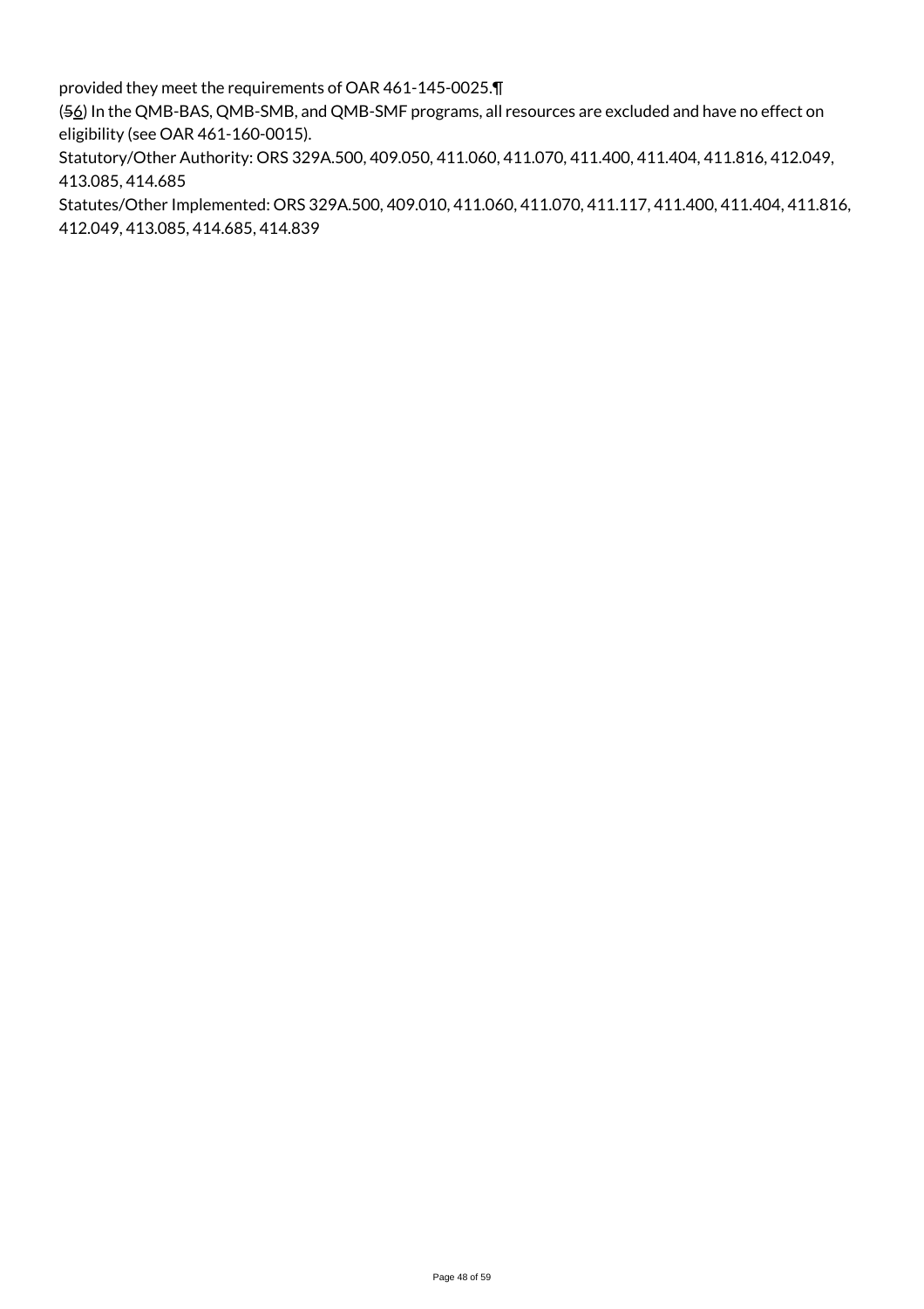provided they meet the requirements of OAR 461-145-0025.¶

(~~5~~6) In the QMB-BAS, QMB-SMB, and QMB-SMF programs, all resources are excluded and have no effect on eligibility (see OAR 461-160-0015).

Statutory/Other Authority: ORS 329A.500, 409.050, 411.060, 411.070, 411.400, 411.404, 411.816, 412.049, 413.085, 414.685

Statutes/Other Implemented: ORS 329A.500, 409.010, 411.060, 411.070, 411.117, 411.400, 411.404, 411.816, 412.049, 413.085, 414.685, 414.839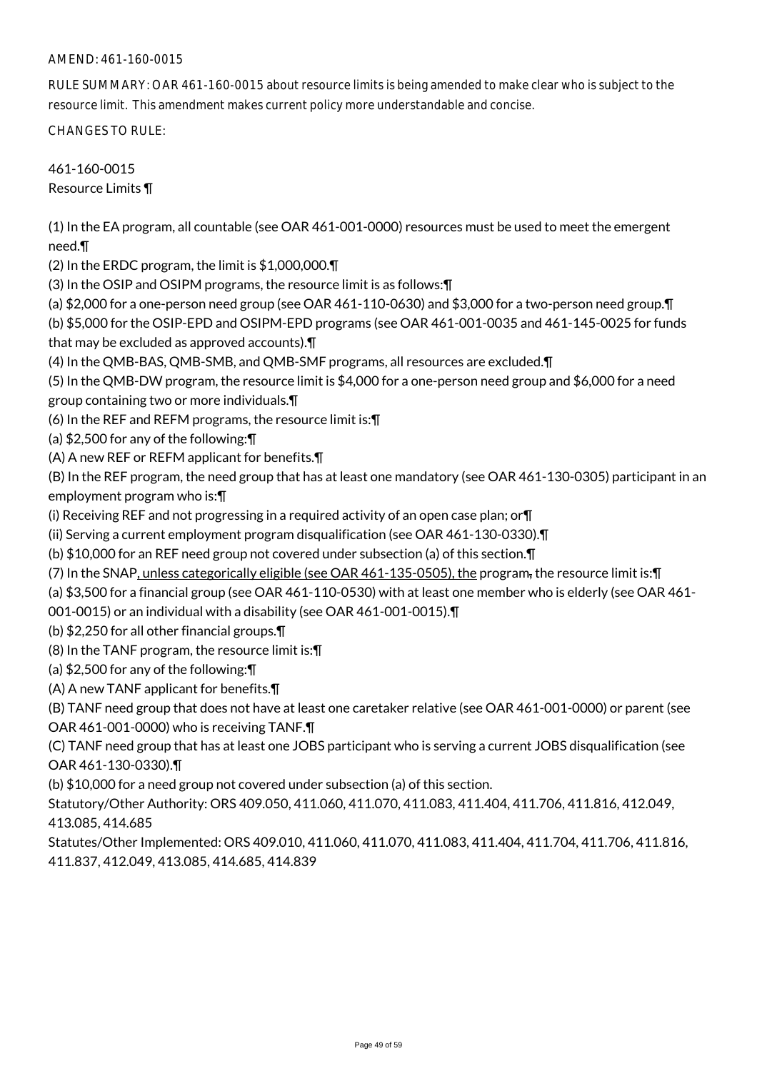AMEND: 461-160-0015

RULE SUMMARY: OAR 461-160-0015 about resource limits is being amended to make clear who is subject to the resource limit. This amendment makes current policy more understandable and concise.

CHANGES TO RULE:

461-160-0015
Resource Limits ¶

(1) In the EA program, all countable (see OAR 461-001-0000) resources must be used to meet the emergent need.¶
(2) In the ERDC program, the limit is $1,000,000.¶
(3) In the OSIP and OSIPM programs, the resource limit is as follows:¶
(a) $2,000 for a one-person need group (see OAR 461-110-0630) and $3,000 for a two-person need group.¶
(b) $5,000 for the OSIP-EPD and OSIPM-EPD programs (see OAR 461-001-0035 and 461-145-0025 for funds that may be excluded as approved accounts).¶
(4) In the QMB-BAS, QMB-SMB, and QMB-SMF programs, all resources are excluded.¶
(5) In the QMB-DW program, the resource limit is $4,000 for a one-person need group and $6,000 for a need group containing two or more individuals.¶
(6) In the REF and REFM programs, the resource limit is:¶
(a) $2,500 for any of the following:¶
(A) A new REF or REFM applicant for benefits.¶
(B) In the REF program, the need group that has at least one mandatory (see OAR 461-130-0305) participant in an employment program who is:¶
(i) Receiving REF and not progressing in a required activity of an open case plan; or¶
(ii) Serving a current employment program disqualification (see OAR 461-130-0330).¶
(b) $10,000 for an REF need group not covered under subsection (a) of this section.¶
(7) In the SNAP, unless categorically eligible (see OAR 461-135-0505), the program, the resource limit is:¶
(a) $3,500 for a financial group (see OAR 461-110-0530) with at least one member who is elderly (see OAR 461-001-0015) or an individual with a disability (see OAR 461-001-0015).¶
(b) $2,250 for all other financial groups.¶
(8) In the TANF program, the resource limit is:¶
(a) $2,500 for any of the following:¶
(A) A new TANF applicant for benefits.¶
(B) TANF need group that does not have at least one caretaker relative (see OAR 461-001-0000) or parent (see OAR 461-001-0000) who is receiving TANF.¶
(C) TANF need group that has at least one JOBS participant who is serving a current JOBS disqualification (see OAR 461-130-0330).¶
(b) $10,000 for a need group not covered under subsection (a) of this section.
Statutory/Other Authority: ORS 409.050, 411.060, 411.070, 411.083, 411.404, 411.706, 411.816, 412.049, 413.085, 414.685
Statutes/Other Implemented: ORS 409.010, 411.060, 411.070, 411.083, 411.404, 411.704, 411.706, 411.816, 411.837, 412.049, 413.085, 414.685, 414.839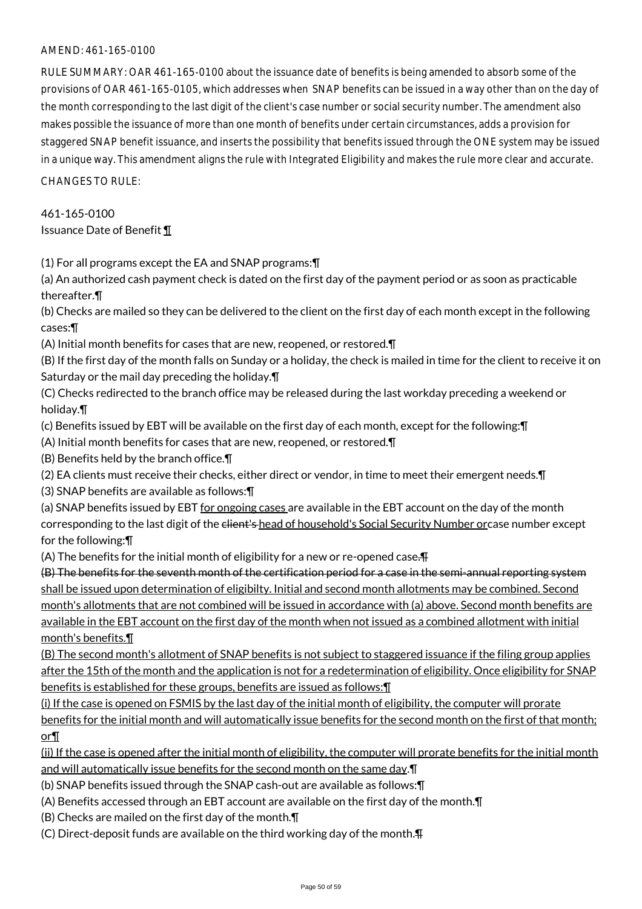AMEND: 461-165-0100

RULE SUMMARY: OAR 461-165-0100 about the issuance date of benefits is being amended to absorb some of the provisions of OAR 461-165-0105, which addresses when SNAP benefits can be issued in a way other than on the day of the month corresponding to the last digit of the client's case number or social security number. The amendment also makes possible the issuance of more than one month of benefits under certain circumstances, adds a provision for staggered SNAP benefit issuance, and inserts the possibility that benefits issued through the ONE system may be issued in a unique way. This amendment aligns the rule with Integrated Eligibility and makes the rule more clear and accurate.

CHANGES TO RULE:

461-165-0100
Issuance Date of Benefit ¶

(1) For all programs except the EA and SNAP programs:¶
(a) An authorized cash payment check is dated on the first day of the payment period or as soon as practicable thereafter.¶
(b) Checks are mailed so they can be delivered to the client on the first day of each month except in the following cases:¶
(A) Initial month benefits for cases that are new, reopened, or restored.¶
(B) If the first day of the month falls on Sunday or a holiday, the check is mailed in time for the client to receive it on Saturday or the mail day preceding the holiday.¶
(C) Checks redirected to the branch office may be released during the last workday preceding a weekend or holiday.¶
(c) Benefits issued by EBT will be available on the first day of each month, except for the following:¶
(A) Initial month benefits for cases that are new, reopened, or restored.¶
(B) Benefits held by the branch office.¶
(2) EA clients must receive their checks, either direct or vendor, in time to meet their emergent needs.¶
(3) SNAP benefits are available as follows:¶
(a) SNAP benefits issued by EBT for ongoing cases are available in the EBT account on the day of the month corresponding to the last digit of the ~~client's~~ head of household's Social Security Number orcase number except for the following:¶
(A) The benefits for the initial month of eligibility for a new or re-opened case.~~¶~~
~~(B) The benefits for the seventh month of the certification period for a case in the semi-annual reporting system~~ shall be issued upon determination of eligibilty. Initial and second month allotments may be combined. Second month's allotments that are not combined will be issued in accordance with (a) above. Second month benefits are available in the EBT account on the first day of the month when not issued as a combined allotment with initial month's benefits.¶
(B) The second month's allotment of SNAP benefits is not subject to staggered issuance if the filing group applies after the 15th of the month and the application is not for a redetermination of eligibility. Once eligibility for SNAP benefits is established for these groups, benefits are issued as follows:¶
(i) If the case is opened on FSMIS by the last day of the initial month of eligibility, the computer will prorate benefits for the initial month and will automatically issue benefits for the second month on the first of that month; or¶
(ii) If the case is opened after the initial month of eligibility, the computer will prorate benefits for the initial month and will automatically issue benefits for the second month on the same day.¶
(b) SNAP benefits issued through the SNAP cash-out are available as follows:¶
(A) Benefits accessed through an EBT account are available on the first day of the month.¶
(B) Checks are mailed on the first day of the month.¶
(C) Direct-deposit funds are available on the third working day of the month.~~¶~~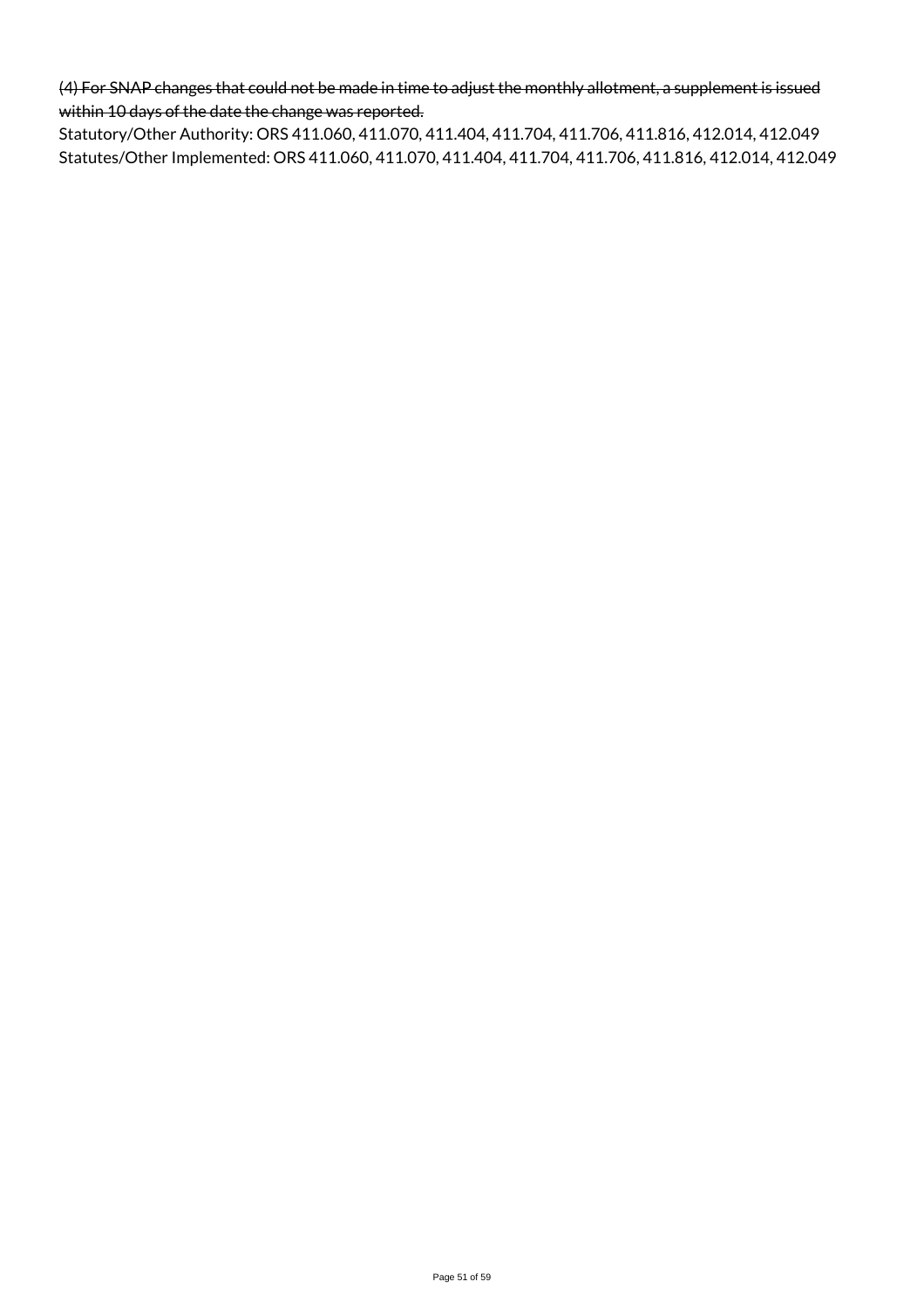~~(4) For SNAP changes that could not be made in time to adjust the monthly allotment, a supplement is issued within 10 days of the date the change was reported.~~

Statutory/Other Authority: ORS 411.060, 411.070, 411.404, 411.704, 411.706, 411.816, 412.014, 412.049
Statutes/Other Implemented: ORS 411.060, 411.070, 411.404, 411.704, 411.706, 411.816, 412.014, 412.049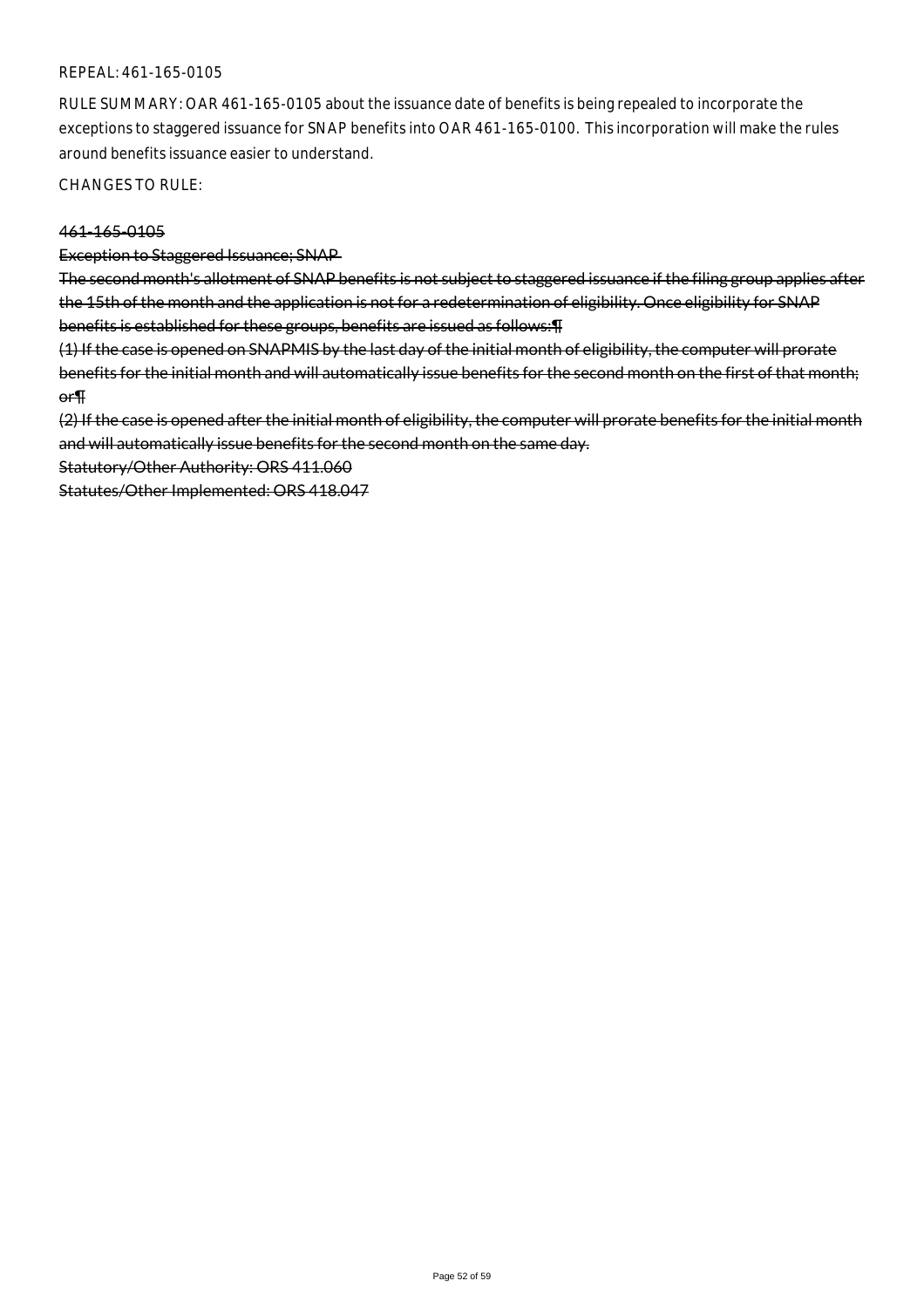REPEAL: 461-165-0105

RULE SUMMARY: OAR 461-165-0105 about the issuance date of benefits is being repealed to incorporate the exceptions to staggered issuance for SNAP benefits into OAR 461-165-0100. This incorporation will make the rules around benefits issuance easier to understand.

CHANGES TO RULE:

~~461-165-0105~~

~~Exception to Staggered Issuance; SNAP~~

~~The second month's allotment of SNAP benefits is not subject to staggered issuance if the filing group applies after the 15th of the month and the application is not for a redetermination of eligibility. Once eligibility for SNAP benefits is established for these groups, benefits are issued as follows:¶~~

~~(1) If the case is opened on SNAPMIS by the last day of the initial month of eligibility, the computer will prorate benefits for the initial month and will automatically issue benefits for the second month on the first of that month; or¶~~

~~(2) If the case is opened after the initial month of eligibility, the computer will prorate benefits for the initial month and will automatically issue benefits for the second month on the same day.~~

~~Statutory/Other Authority: ORS 411.060~~

~~Statutes/Other Implemented: ORS 418.047~~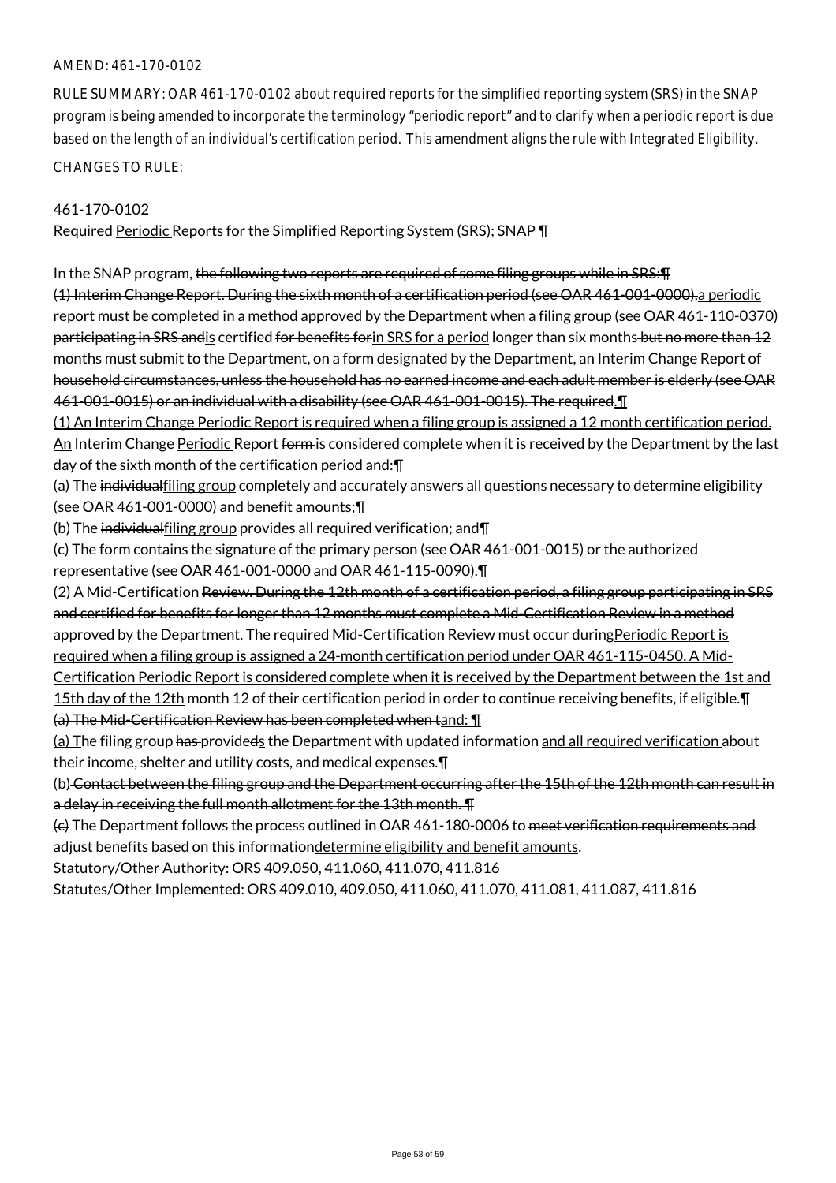AMEND: 461-170-0102

RULE SUMMARY: OAR 461-170-0102 about required reports for the simplified reporting system (SRS) in the SNAP program is being amended to incorporate the terminology "periodic report" and to clarify when a periodic report is due based on the length of an individual's certification period. This amendment aligns the rule with Integrated Eligibility.

CHANGES TO RULE:

461-170-0102
Required Periodic Reports for the Simplified Reporting System (SRS); SNAP ¶

In the SNAP program, ~~the following two reports are required of some filing groups while in SRS:¶~~
~~(1) Interim Change Report. During the sixth month of a certification period (see OAR 461-001-0000),~~a periodic report must be completed in a method approved by the Department when a filing group (see OAR 461-110-0370) ~~participating in SRS and~~is certified ~~for benefits for~~in SRS for a period longer than six months ~~but no more than 12 months must submit to the Department, on a form designated by the Department, an Interim Change Report of household circumstances, unless the household has no earned income and each adult member is elderly (see OAR 461-001-0015) or an individual with a disability (see OAR 461-001-0015). The required~~.¶
(1) An Interim Change Periodic Report is required when a filing group is assigned a 12 month certification period. An Interim Change Periodic Report ~~form~~ is considered complete when it is received by the Department by the last day of the sixth month of the certification period and:¶
(a) The ~~individual~~filing group completely and accurately answers all questions necessary to determine eligibility (see OAR 461-001-0000) and benefit amounts;¶
(b) The ~~individual~~filing group provides all required verification; and¶
(c) The form contains the signature of the primary person (see OAR 461-001-0015) or the authorized representative (see OAR 461-001-0000 and OAR 461-115-0090).¶
(2) A Mid-Certification ~~Review. During the 12th month of a certification period, a filing group participating in SRS and certified for benefits for longer than 12 months must complete a Mid-Certification Review in a method approved by the Department. The required Mid-Certification Review must occur during~~Periodic Report is required when a filing group is assigned a 24-month certification period under OAR 461-115-0450. A Mid-Certification Periodic Report is considered complete when it is received by the Department between the 1st and 15th day of the 12th month ~~12~~ of the~~ir~~ certification period ~~in order to continue receiving benefits, if eligible.¶~~
~~(a) The Mid-Certification Review has been completed when t~~and: ¶
(a) The filing group ~~has~~ provide~~d~~s the Department with updated information and all required verification about their income, shelter and utility costs, and medical expenses.¶
(b) ~~Contact between the filing group and the Department occurring after the 15th of the 12th month can result in a delay in receiving the full month allotment for the 13th month. ¶~~
~~(c)~~ The Department follows the process outlined in OAR 461-180-0006 to ~~meet verification requirements and adjust benefits based on this information~~determine eligibility and benefit amounts.

Statutory/Other Authority: ORS 409.050, 411.060, 411.070, 411.816
Statutes/Other Implemented: ORS 409.010, 409.050, 411.060, 411.070, 411.081, 411.087, 411.816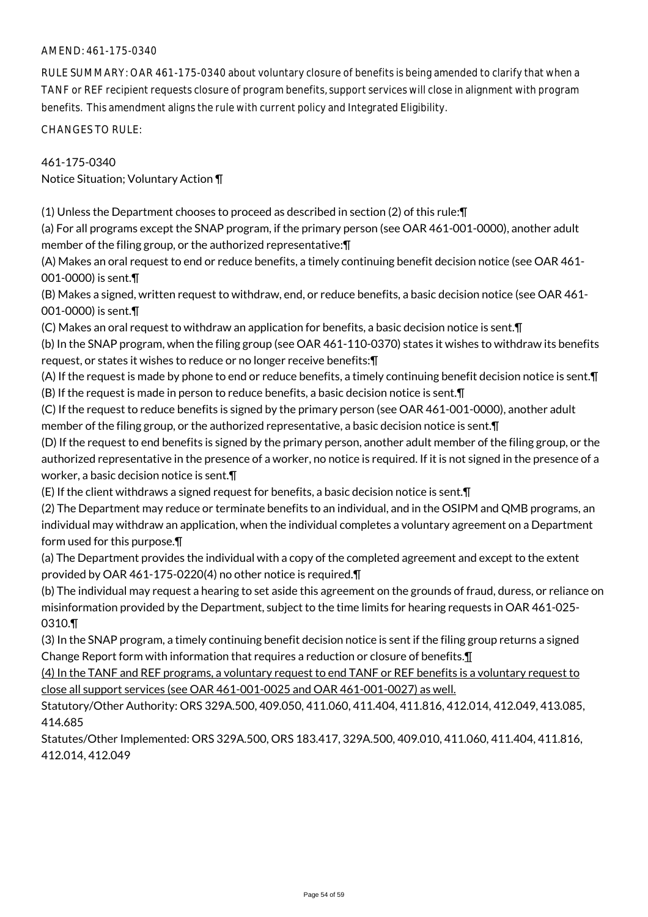AMEND: 461-175-0340

RULE SUMMARY: OAR 461-175-0340 about voluntary closure of benefits is being amended to clarify that when a TANF or REF recipient requests closure of program benefits, support services will close in alignment with program benefits. This amendment aligns the rule with current policy and Integrated Eligibility.

CHANGES TO RULE:

461-175-0340
Notice Situation; Voluntary Action ¶

(1) Unless the Department chooses to proceed as described in section (2) of this rule:¶
(a) For all programs except the SNAP program, if the primary person (see OAR 461-001-0000), another adult member of the filing group, or the authorized representative:¶
(A) Makes an oral request to end or reduce benefits, a timely continuing benefit decision notice (see OAR 461-001-0000) is sent.¶
(B) Makes a signed, written request to withdraw, end, or reduce benefits, a basic decision notice (see OAR 461-001-0000) is sent.¶
(C) Makes an oral request to withdraw an application for benefits, a basic decision notice is sent.¶
(b) In the SNAP program, when the filing group (see OAR 461-110-0370) states it wishes to withdraw its benefits request, or states it wishes to reduce or no longer receive benefits:¶
(A) If the request is made by phone to end or reduce benefits, a timely continuing benefit decision notice is sent.¶
(B) If the request is made in person to reduce benefits, a basic decision notice is sent.¶
(C) If the request to reduce benefits is signed by the primary person (see OAR 461-001-0000), another adult member of the filing group, or the authorized representative, a basic decision notice is sent.¶
(D) If the request to end benefits is signed by the primary person, another adult member of the filing group, or the authorized representative in the presence of a worker, no notice is required. If it is not signed in the presence of a worker, a basic decision notice is sent.¶
(E) If the client withdraws a signed request for benefits, a basic decision notice is sent.¶
(2) The Department may reduce or terminate benefits to an individual, and in the OSIPM and QMB programs, an individual may withdraw an application, when the individual completes a voluntary agreement on a Department form used for this purpose.¶
(a) The Department provides the individual with a copy of the completed agreement and except to the extent provided by OAR 461-175-0220(4) no other notice is required.¶
(b) The individual may request a hearing to set aside this agreement on the grounds of fraud, duress, or reliance on misinformation provided by the Department, subject to the time limits for hearing requests in OAR 461-025-0310.¶
(3) In the SNAP program, a timely continuing benefit decision notice is sent if the filing group returns a signed Change Report form with information that requires a reduction or closure of benefits.¶
(4) In the TANF and REF programs, a voluntary request to end TANF or REF benefits is a voluntary request to close all support services (see OAR 461-001-0025 and OAR 461-001-0027) as well.

Statutory/Other Authority: ORS 329A.500, 409.050, 411.060, 411.404, 411.816, 412.014, 412.049, 413.085, 414.685
Statutes/Other Implemented: ORS 329A.500, ORS 183.417, 329A.500, 409.010, 411.060, 411.404, 411.816, 412.014, 412.049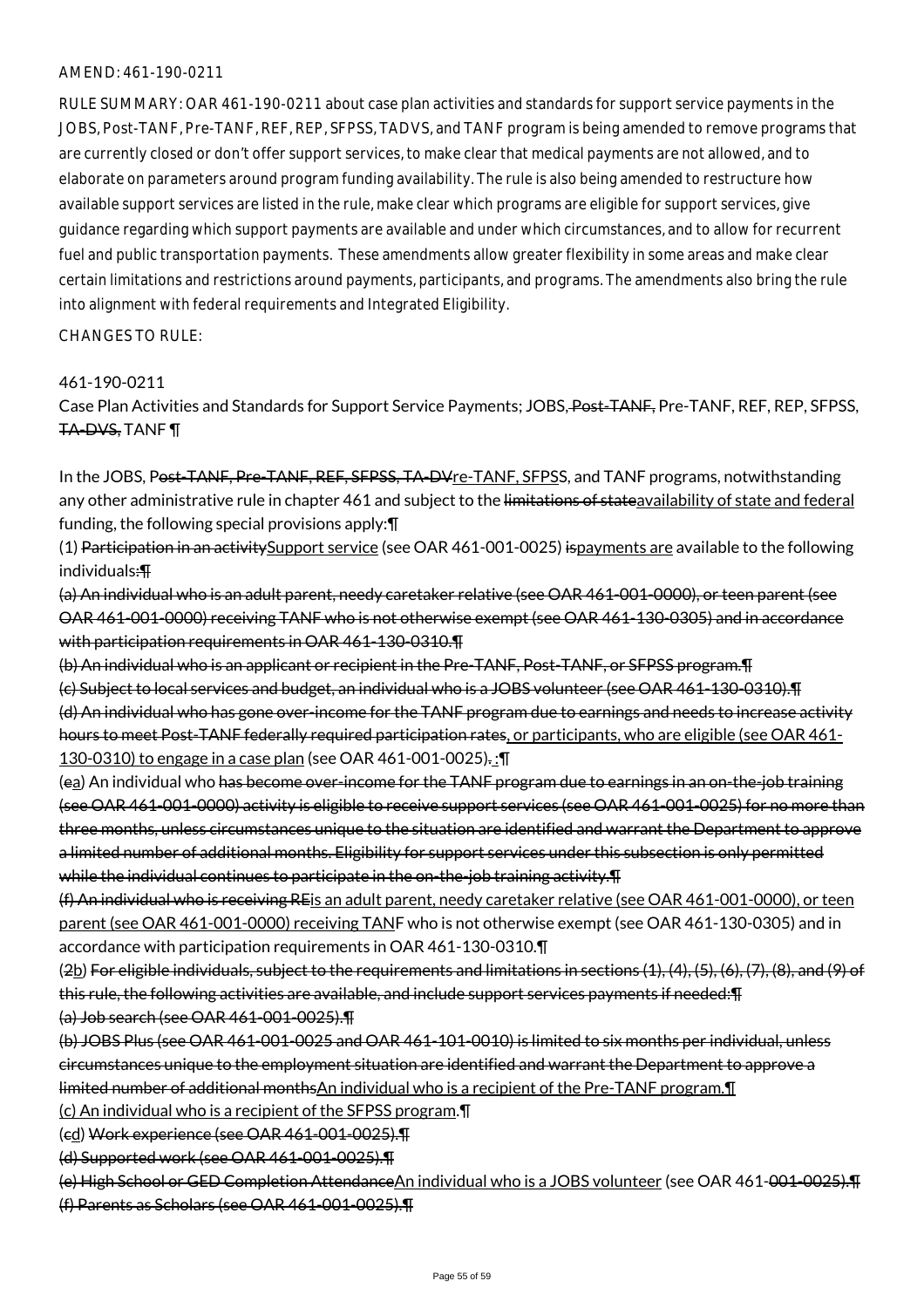AMEND: 461-190-0211

RULE SUMMARY: OAR 461-190-0211 about case plan activities and standards for support service payments in the JOBS, Post-TANF, Pre-TANF, REF, REP, SFPSS, TADVS, and TANF program is being amended to remove programs that are currently closed or don't offer support services, to make clear that medical payments are not allowed, and to elaborate on parameters around program funding availability. The rule is also being amended to restructure how available support services are listed in the rule, make clear which programs are eligible for support services, give guidance regarding which support payments are available and under which circumstances, and to allow for recurrent fuel and public transportation payments. These amendments allow greater flexibility in some areas and make clear certain limitations and restrictions around payments, participants, and programs. The amendments also bring the rule into alignment with federal requirements and Integrated Eligibility.

CHANGES TO RULE:

461-190-0211

Case Plan Activities and Standards for Support Service Payments; JOBS, ~~Post-TANF,~~ Pre-TANF, REF, REP, SFPSS, ~~TA-DVS,~~ TANF ¶

In the JOBS, P~~ost-TANF, Pre-TANF, REF, SFPSS, TA-DV~~re-TANF, SFPSS, and TANF programs, notwithstanding any other administrative rule in chapter 461 and subject to the ~~limitations of state~~availability of state and federal funding, the following special provisions apply:¶

(1) ~~Participation in an activity~~Support service (see OAR 461-001-0025) ~~is~~payments are available to the following individuals:~~¶~~

~~(a) An individual who is an adult parent, needy caretaker relative (see OAR 461-001-0000), or teen parent (see OAR 461-001-0000) receiving TANF who is not otherwise exempt (see OAR 461-130-0305) and in accordance with participation requirements in OAR 461-130-0310.¶~~

~~(b) An individual who is an applicant or recipient in the Pre-TANF, Post-TANF, or SFPSS program.¶~~

~~(c) Subject to local services and budget, an individual who is a JOBS volunteer (see OAR 461-130-0310).¶~~

~~(d) An individual who has gone over-income for the TANF program due to earnings and needs to increase activity hours to meet Post-TANF federally required participation rates~~, or participants, who are eligible (see OAR 461-130-0310) to engage in a case plan (see OAR 461-001-0025)~~.~~:¶

(~~e~~a) An individual who ~~has become over-income for the TANF program due to earnings in an on-the-job training (see OAR 461-001-0000) activity is eligible to receive support services (see OAR 461-001-0025) for no more than three months, unless circumstances unique to the situation are identified and warrant the Department to approve a limited number of additional months. Eligibility for support services under this subsection is only permitted while the individual continues to participate in the on-the-job training activity.¶~~

~~(f) An individual who is receiving RE~~is an adult parent, needy caretaker relative (see OAR 461-001-0000), or teen parent (see OAR 461-001-0000) receiving TANF who is not otherwise exempt (see OAR 461-130-0305) and in accordance with participation requirements in OAR 461-130-0310.¶

(~~2~~b) ~~For eligible individuals, subject to the requirements and limitations in sections (1), (4), (5), (6), (7), (8), and (9) of this rule, the following activities are available, and include support services payments if needed:¶~~

~~(a) Job search (see OAR 461-001-0025).¶~~

~~(b) JOBS Plus (see OAR 461-001-0025 and OAR 461-101-0010) is limited to six months per individual, unless circumstances unique to the employment situation are identified and warrant the Department to approve a limited number of additional months~~An individual who is a recipient of the Pre-TANF program.¶

(c) An individual who is a recipient of the SFPSS program.¶

(~~c~~d) ~~Work experience (see OAR 461-001-0025).¶~~

~~(d) Supported work (see OAR 461-001-0025).¶~~

~~(e) High School or GED Completion Attendance~~An individual who is a JOBS volunteer (see OAR 461-~~001-0025).¶~~

~~(f) Parents as Scholars (see OAR 461-001-0025).¶~~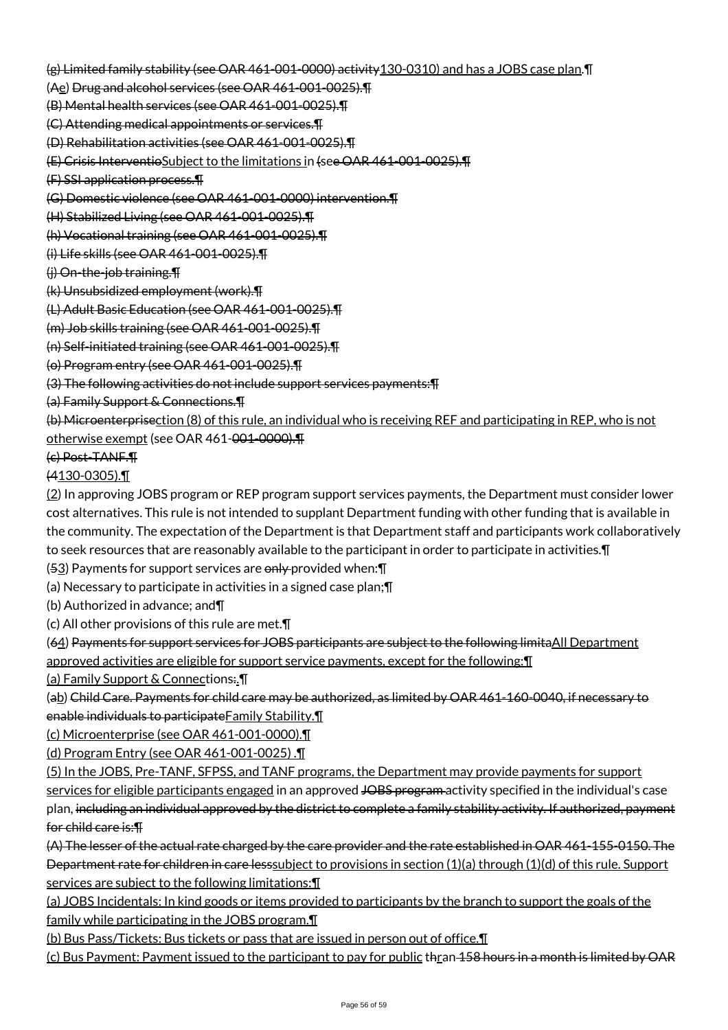(g) Limited family stability (see OAR 461-001-0000) activity130-0310) and has a JOBS case plan.¶

(Ae) Drug and alcohol services (see OAR 461-001-0025).¶

(B) Mental health services (see OAR 461-001-0025).¶

(C) Attending medical appointments or services.¶

(D) Rehabilitation activities (see OAR 461-001-0025).¶

(E) Crisis InterventioSubject to the limitations in (see OAR 461-001-0025).¶

(F) SSI application process.¶

(G) Domestic violence (see OAR 461-001-0000) intervention.¶

(H) Stabilized Living (see OAR 461-001-0025).¶

(h) Vocational training (see OAR 461-001-0025).¶

(i) Life skills (see OAR 461-001-0025).¶

(j) On-the-job training.¶

(k) Unsubsidized employment (work).¶

(L) Adult Basic Education (see OAR 461-001-0025).¶

(m) Job skills training (see OAR 461-001-0025).¶

(n) Self-initiated training (see OAR 461-001-0025).¶

(o) Program entry (see OAR 461-001-0025).¶

(3) The following activities do not include support services payments:¶

(a) Family Support & Connections.¶

(b) Microenterprisection (8) of this rule, an individual who is receiving REF and participating in REP, who is not otherwise exempt (see OAR 461-001-0000).¶

(c) Post-TANF.¶

(4130-0305).¶

(2) In approving JOBS program or REP program support services payments, the Department must consider lower cost alternatives. This rule is not intended to supplant Department funding with other funding that is available in the community. The expectation of the Department is that Department staff and participants work collaboratively to seek resources that are reasonably available to the participant in order to participate in activities.¶

(53) Payments for support services are only provided when:¶

(a) Necessary to participate in activities in a signed case plan;¶

(b) Authorized in advance; and¶

(c) All other provisions of this rule are met.¶

(64) Payments for support services for JOBS participants are subject to the following limitaAll Department approved activities are eligible for support service payments, except for the following:¶

(a) Family Support & Connections:.¶

(ab) Child Care. Payments for child care may be authorized, as limited by OAR 461-160-0040, if necessary to enable individuals to participateFamily Stability.¶

(c) Microenterprise (see OAR 461-001-0000).¶

(d) Program Entry (see OAR 461-001-0025) .¶

(5) In the JOBS, Pre-TANF, SFPSS, and TANF programs, the Department may provide payments for support services for eligible participants engaged in an approved JOBS program activity specified in the individual's case plan, including an individual approved by the district to complete a family stability activity. If authorized, payment for child care is:¶

(A) The lesser of the actual rate charged by the care provider and the rate established in OAR 461-155-0150. The Department rate for children in care lesssubject to provisions in section (1)(a) through (1)(d) of this rule. Support services are subject to the following limitations:¶

(a) JOBS Incidentals: In kind goods or items provided to participants by the branch to support the goals of the family while participating in the JOBS program.¶

(b) Bus Pass/Tickets: Bus tickets or pass that are issued in person out of office.¶

(c) Bus Payment: Payment issued to the participant to pay for public thran 158 hours in a month is limited by OAR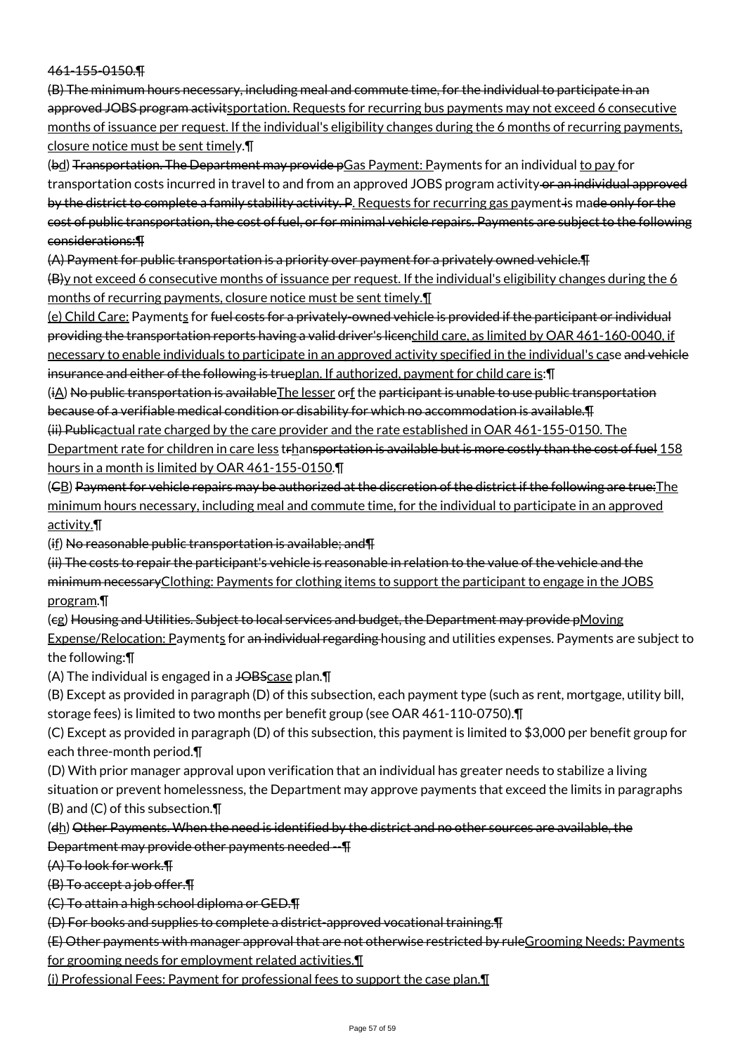461-155-0150.¶

(B) The minimum hours necessary, including meal and commute time, for the individual to participate in an approved JOBS program activitsportation. Requests for recurring bus payments may not exceed 6 consecutive months of issuance per request. If the individual's eligibility changes during the 6 months of recurring payments, closure notice must be sent timely.¶

(bd) Transportation. The Department may provide pGas Payment: Payments for an individual to pay for transportation costs incurred in travel to and from an approved JOBS program activity or an individual approved by the district to complete a family stability activity. P. Requests for recurring gas payment is made only for the cost of public transportation, the cost of fuel, or for minimal vehicle repairs. Payments are subject to the following considerations:¶

(A) Payment for public transportation is a priority over payment for a privately owned vehicle.¶

(B)y not exceed 6 consecutive months of issuance per request. If the individual's eligibility changes during the 6 months of recurring payments, closure notice must be sent timely.¶

(e) Child Care: Payments for fuel costs for a privately-owned vehicle is provided if the participant or individual providing the transportation reports having a valid driver's licenchild care, as limited by OAR 461-160-0040, if necessary to enable individuals to participate in an approved activity specified in the individual's case and vehicle insurance and either of the following is trueplan. If authorized, payment for child care is:¶

(iA) No public transportation is availableThe lesser orf the participant is unable to use public transportation because of a verifiable medical condition or disability for which no accommodation is available.¶

(ii) Publicactual rate charged by the care provider and the rate established in OAR 461-155-0150. The Department rate for children in care less trhansportation is available but is more costly than the cost of fuel 158 hours in a month is limited by OAR 461-155-0150.¶

(CB) Payment for vehicle repairs may be authorized at the discretion of the district if the following are true:The minimum hours necessary, including meal and commute time, for the individual to participate in an approved activity.¶

(if) No reasonable public transportation is available; and¶

(ii) The costs to repair the participant's vehicle is reasonable in relation to the value of the vehicle and the minimum necessaryClothing: Payments for clothing items to support the participant to engage in the JOBS program.¶

(cg) Housing and Utilities. Subject to local services and budget, the Department may provide pMoving Expense/Relocation: Payments for an individual regarding housing and utilities expenses. Payments are subject to the following:¶

(A) The individual is engaged in a JOBScase plan.¶

(B) Except as provided in paragraph (D) of this subsection, each payment type (such as rent, mortgage, utility bill, storage fees) is limited to two months per benefit group (see OAR 461-110-0750).¶

(C) Except as provided in paragraph (D) of this subsection, this payment is limited to $3,000 per benefit group for each three-month period.¶

(D) With prior manager approval upon verification that an individual has greater needs to stabilize a living situation or prevent homelessness, the Department may approve payments that exceed the limits in paragraphs (B) and (C) of this subsection.¶

(dh) Other Payments. When the need is identified by the district and no other sources are available, the Department may provide other payments needed --¶

(A) To look for work.¶

(B) To accept a job offer.¶

(C) To attain a high school diploma or GED.¶

(D) For books and supplies to complete a district-approved vocational training.¶

(E) Other payments with manager approval that are not otherwise restricted by ruleGrooming Needs: Payments for grooming needs for employment related activities.¶

(i) Professional Fees: Payment for professional fees to support the case plan.¶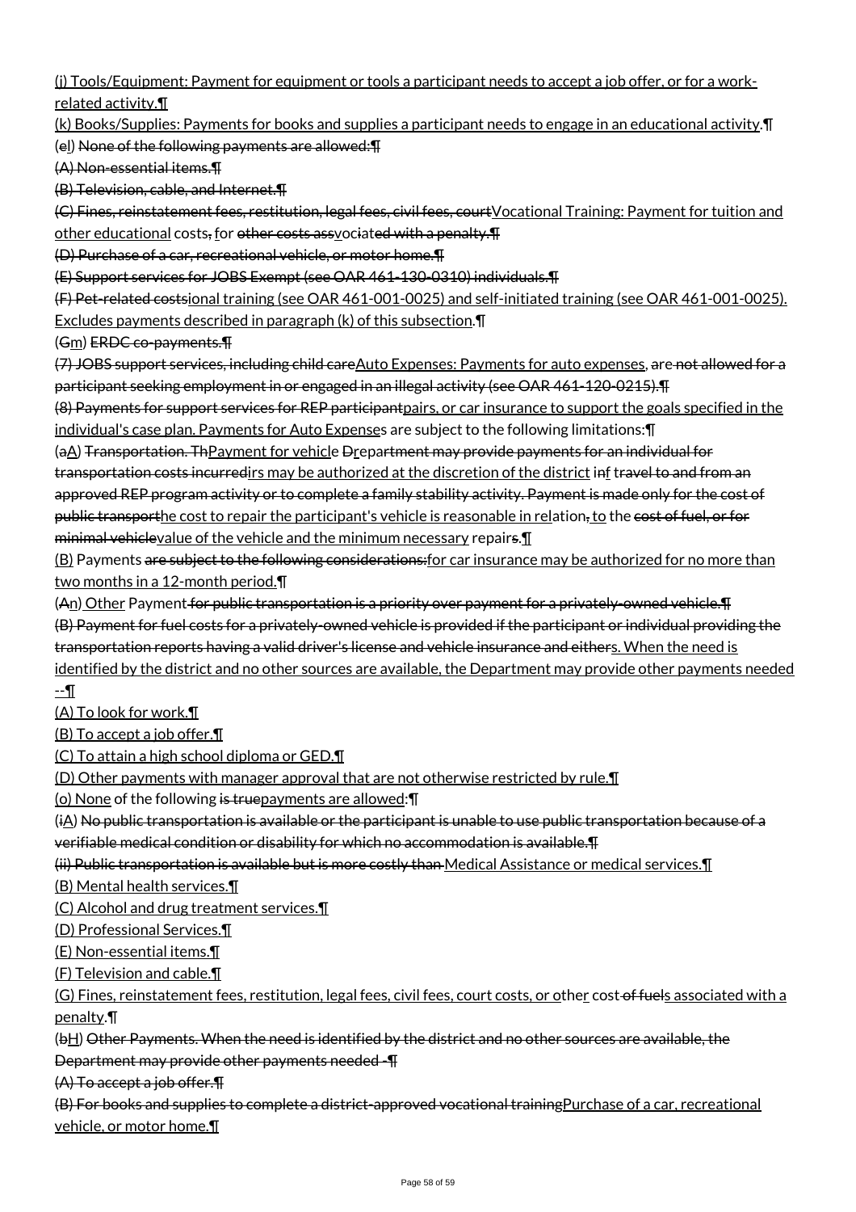(j) Tools/Equipment: Payment for equipment or tools a participant needs to accept a job offer, or for a work-related activity.¶

(k) Books/Supplies: Payments for books and supplies a participant needs to engage in an educational activity.¶

(el) None of the following payments are allowed:¶

(A) Non-essential items.¶

(B) Television, cable, and Internet.¶

(C) Fines, reinstatement fees, restitution, legal fees, civil fees, courtVocational Training: Payment for tuition and other educational costs, for other costs assvociated with a penalty.¶

(D) Purchase of a car, recreational vehicle, or motor home.¶

(E) Support services for JOBS Exempt (see OAR 461-130-0310) individuals.¶

(F) Pet-related costsional training (see OAR 461-001-0025) and self-initiated training (see OAR 461-001-0025). Excludes payments described in paragraph (k) of this subsection.¶

(Gm) ERDC co-payments.¶

(7) JOBS support services, including child careAuto Expenses: Payments for auto expenses, are not allowed for a participant seeking employment in or engaged in an illegal activity (see OAR 461-120-0215).¶

(8) Payments for support services for REP participantpairs, or car insurance to support the goals specified in the individual's case plan. Payments for Auto Expenses are subject to the following limitations:¶

(aA) Transportation. ThPayment for vehicle Drepartment may provide payments for an individual for transportation costs incurredirs may be authorized at the discretion of the district inf travel to and from an approved REP program activity or to complete a family stability activity. Payment is made only for the cost of public transporthe cost to repair the participant's vehicle is reasonable in relation, to the cost of fuel, or for minimal vehiclevalue of the vehicle and the minimum necessary repairs.¶

(B) Payments are subject to the following considerations:for car insurance may be authorized for no more than two months in a 12-month period.¶

(An) Other Payment for public transportation is a priority over payment for a privately-owned vehicle.¶
(B) Payment for fuel costs for a privately-owned vehicle is provided if the participant or individual providing the transportation reports having a valid driver's license and vehicle insurance and eithers. When the need is identified by the district and no other sources are available, the Department may provide other payments needed --¶

(A) To look for work.¶

(B) To accept a job offer.¶

(C) To attain a high school diploma or GED.¶

(D) Other payments with manager approval that are not otherwise restricted by rule.¶

(o) None of the following is truepayments are allowed:¶

(iA) No public transportation is available or the participant is unable to use public transportation because of a verifiable medical condition or disability for which no accommodation is available.¶

(ii) Public transportation is available but is more costly than Medical Assistance or medical services.¶

(B) Mental health services.¶

(C) Alcohol and drug treatment services.¶

(D) Professional Services.¶

(E) Non-essential items.¶

(F) Television and cable.¶

(G) Fines, reinstatement fees, restitution, legal fees, civil fees, court costs, or other cost of fuels associated with a penalty.¶

(bH) Other Payments. When the need is identified by the district and no other sources are available, the Department may provide other payments needed -¶

(A) To accept a job offer.¶

(B) For books and supplies to complete a district-approved vocational trainingPurchase of a car, recreational vehicle, or motor home.¶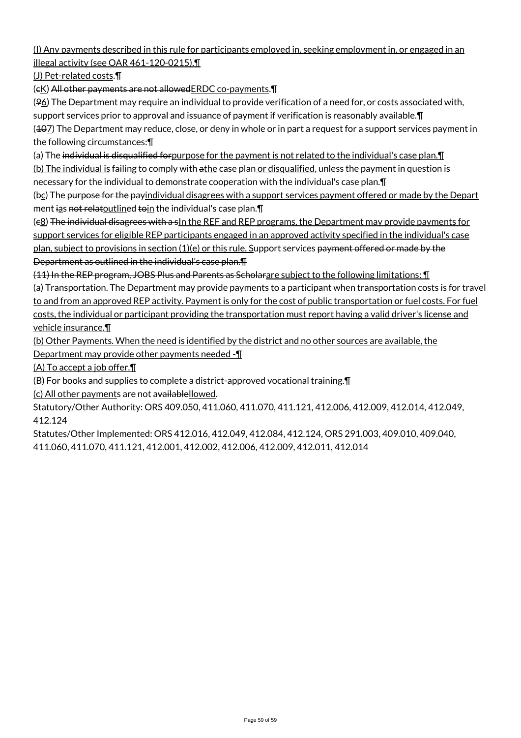(I) Any payments described in this rule for participants employed in, seeking employment in, or engaged in an illegal activity (see OAR 461-120-0215).¶

(J) Pet-related costs.¶

(cK) All other payments are not allowedERDC co-payments.¶

(96) The Department may require an individual to provide verification of a need for, or costs associated with, support services prior to approval and issuance of payment if verification is reasonably available.¶

(107) The Department may reduce, close, or deny in whole or in part a request for a support services payment in the following circumstances:¶

(a) The individual is disqualified forpurpose for the payment is not related to the individual's case plan.¶

(b) The individual is failing to comply with athe case plan or disqualified, unless the payment in question is necessary for the individual to demonstrate cooperation with the individual's case plan.¶

(bc) The purpose for the payindividual disagrees with a support services payment offered or made by the Department ias not relatoutlined toin the individual's case plan.¶

(c8) The individual disagrees with a sIn the REF and REP programs, the Department may provide payments for support services for eligible REP participants engaged in an approved activity specified in the individual's case plan, subject to provisions in section (1)(e) or this rule. Support services payment offered or made by the Department as outlined in the individual's case plan.¶

(11) In the REP program, JOBS Plus and Parents as Scholarare subject to the following limitations: ¶

(a) Transportation. The Department may provide payments to a participant when transportation costs is for travel to and from an approved REP activity. Payment is only for the cost of public transportation or fuel costs. For fuel costs, the individual or participant providing the transportation must report having a valid driver's license and vehicle insurance.¶

(b) Other Payments. When the need is identified by the district and no other sources are available, the Department may provide other payments needed -¶

(A) To accept a job offer.¶

(B) For books and supplies to complete a district-approved vocational training.¶

(c) All other payments are not availableallowed.

Statutory/Other Authority: ORS 409.050, 411.060, 411.070, 411.121, 412.006, 412.009, 412.014, 412.049, 412.124

Statutes/Other Implemented: ORS 412.016, 412.049, 412.084, 412.124, ORS 291.003, 409.010, 409.040, 411.060, 411.070, 411.121, 412.001, 412.002, 412.006, 412.009, 412.011, 412.014